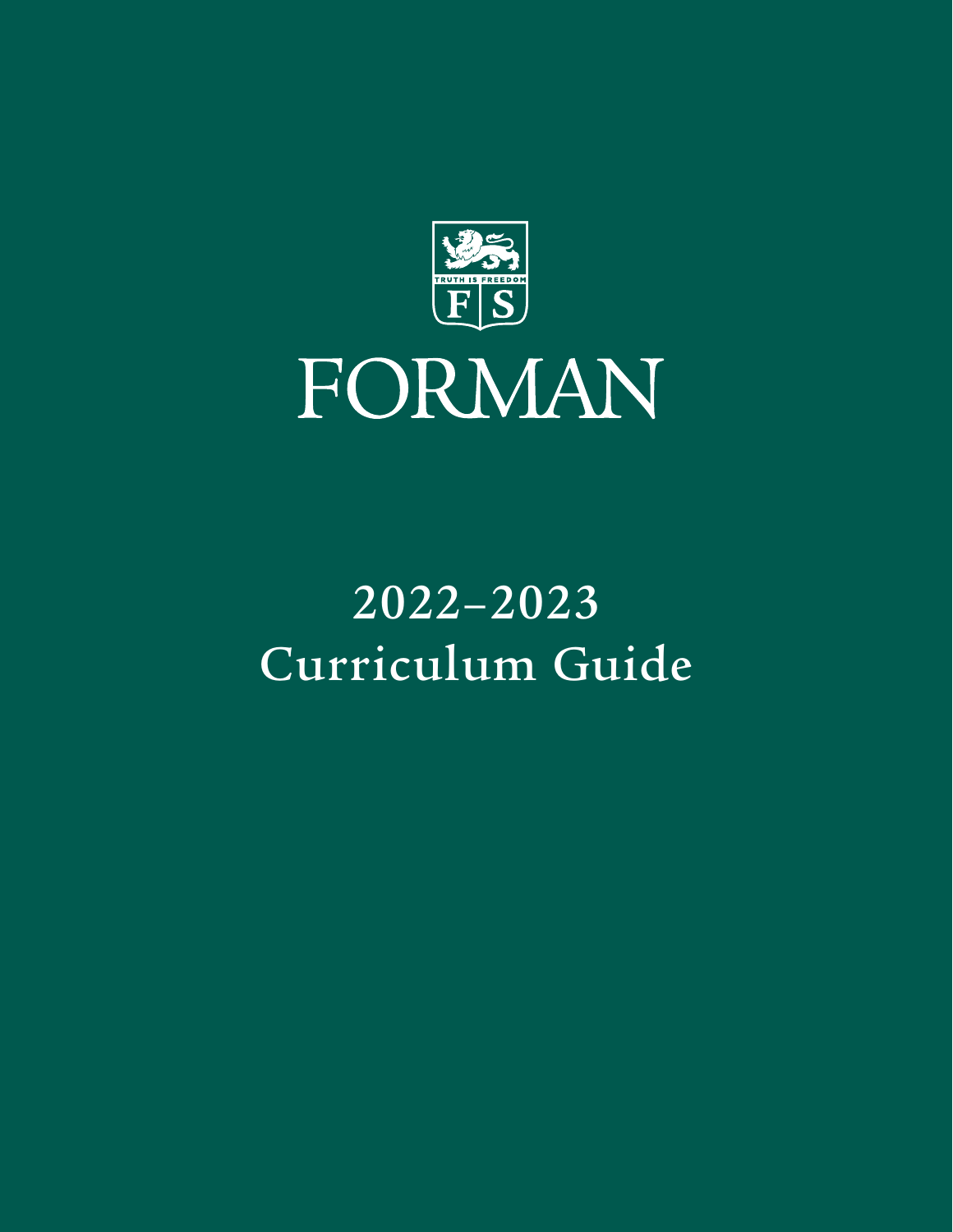TRUTH IS FREEDOM

F S

# FORMAN

## 2022–2023 Curriculum Guide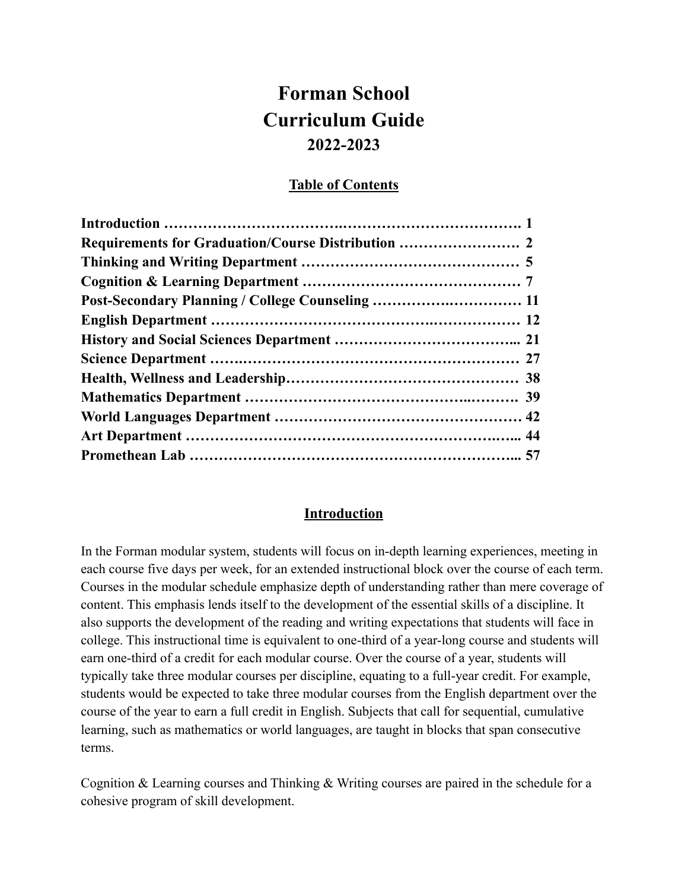# Forman School Curriculum Guide 2022-2023

## Table of Contents

| | |
|---|---|
| **Introduction** | **1** |
| **Requirements for Graduation/Course Distribution** | **2** |
| **Thinking and Writing Department** | **5** |
| **Cognition & Learning Department** | **7** |
| **Post-Secondary Planning / College Counseling** | **11** |
| **English Department** | **12** |
| **History and Social Sciences Department** | **21** |
| **Science Department** | **27** |
| **Health, Wellness and Leadership** | **38** |
| **Mathematics Department** | **39** |
| **World Languages Department** | **42** |
| **Art Department** | **44** |
| **Promethean Lab** | **57** |

## Introduction

In the Forman modular system, students will focus on in-depth learning experiences, meeting in each course five days per week, for an extended instructional block over the course of each term. Courses in the modular schedule emphasize depth of understanding rather than mere coverage of content. This emphasis lends itself to the development of the essential skills of a discipline. It also supports the development of the reading and writing expectations that students will face in college. This instructional time is equivalent to one-third of a year-long course and students will earn one-third of a credit for each modular course. Over the course of a year, students will typically take three modular courses per discipline, equating to a full-year credit. For example, students would be expected to take three modular courses from the English department over the course of the year to earn a full credit in English. Subjects that call for sequential, cumulative learning, such as mathematics or world languages, are taught in blocks that span consecutive terms.

Cognition & Learning courses and Thinking & Writing courses are paired in the schedule for a cohesive program of skill development.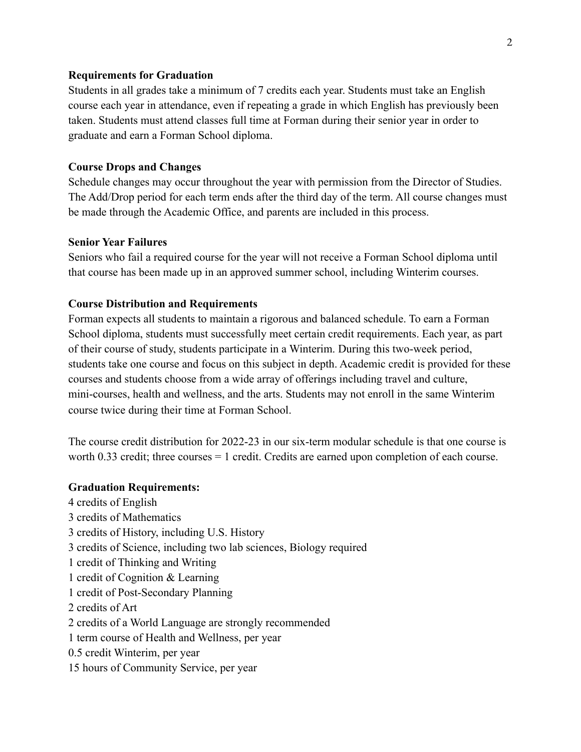**Requirements for Graduation**

Students in all grades take a minimum of 7 credits each year. Students must take an English course each year in attendance, even if repeating a grade in which English has previously been taken. Students must attend classes full time at Forman during their senior year in order to graduate and earn a Forman School diploma.

**Course Drops and Changes**

Schedule changes may occur throughout the year with permission from the Director of Studies. The Add/Drop period for each term ends after the third day of the term. All course changes must be made through the Academic Office, and parents are included in this process.

**Senior Year Failures**

Seniors who fail a required course for the year will not receive a Forman School diploma until that course has been made up in an approved summer school, including Winterim courses.

**Course Distribution and Requirements**

Forman expects all students to maintain a rigorous and balanced schedule. To earn a Forman School diploma, students must successfully meet certain credit requirements. Each year, as part of their course of study, students participate in a Winterim. During this two-week period, students take one course and focus on this subject in depth. Academic credit is provided for these courses and students choose from a wide array of offerings including travel and culture, mini-courses, health and wellness, and the arts. Students may not enroll in the same Winterim course twice during their time at Forman School.

The course credit distribution for 2022-23 in our six-term modular schedule is that one course is worth 0.33 credit; three courses = 1 credit. Credits are earned upon completion of each course.

**Graduation Requirements:**

4 credits of English
3 credits of Mathematics
3 credits of History, including U.S. History
3 credits of Science, including two lab sciences, Biology required
1 credit of Thinking and Writing
1 credit of Cognition & Learning
1 credit of Post-Secondary Planning
2 credits of Art
2 credits of a World Language are strongly recommended
1 term course of Health and Wellness, per year
0.5 credit Winterim, per year
15 hours of Community Service, per year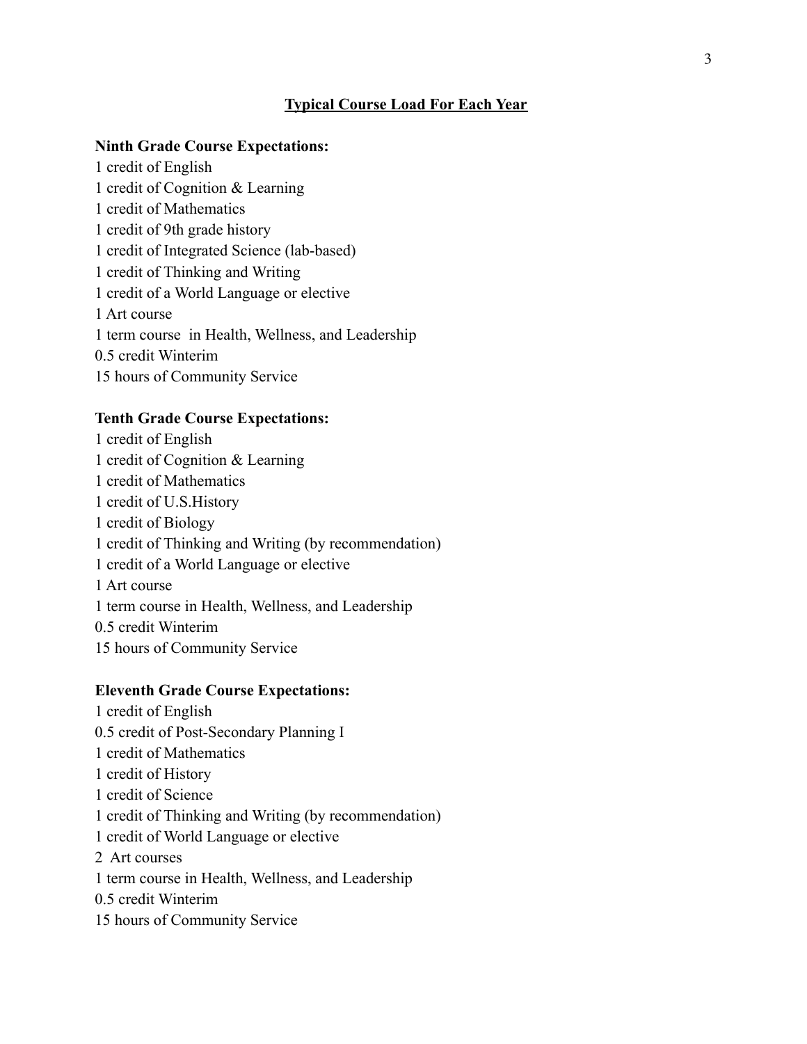## Typical Course Load For Each Year

**Ninth Grade Course Expectations:**

1 credit of English
1 credit of Cognition & Learning
1 credit of Mathematics
1 credit of 9th grade history
1 credit of Integrated Science (lab-based)
1 credit of Thinking and Writing
1 credit of a World Language or elective
1 Art course
1 term course in Health, Wellness, and Leadership
0.5 credit Winterim
15 hours of Community Service

**Tenth Grade Course Expectations:**

1 credit of English
1 credit of Cognition & Learning
1 credit of Mathematics
1 credit of U.S.History
1 credit of Biology
1 credit of Thinking and Writing (by recommendation)
1 credit of a World Language or elective
1 Art course
1 term course in Health, Wellness, and Leadership
0.5 credit Winterim
15 hours of Community Service

**Eleventh Grade Course Expectations:**

1 credit of English
0.5 credit of Post-Secondary Planning I
1 credit of Mathematics
1 credit of History
1 credit of Science
1 credit of Thinking and Writing (by recommendation)
1 credit of World Language or elective
2 Art courses
1 term course in Health, Wellness, and Leadership
0.5 credit Winterim
15 hours of Community Service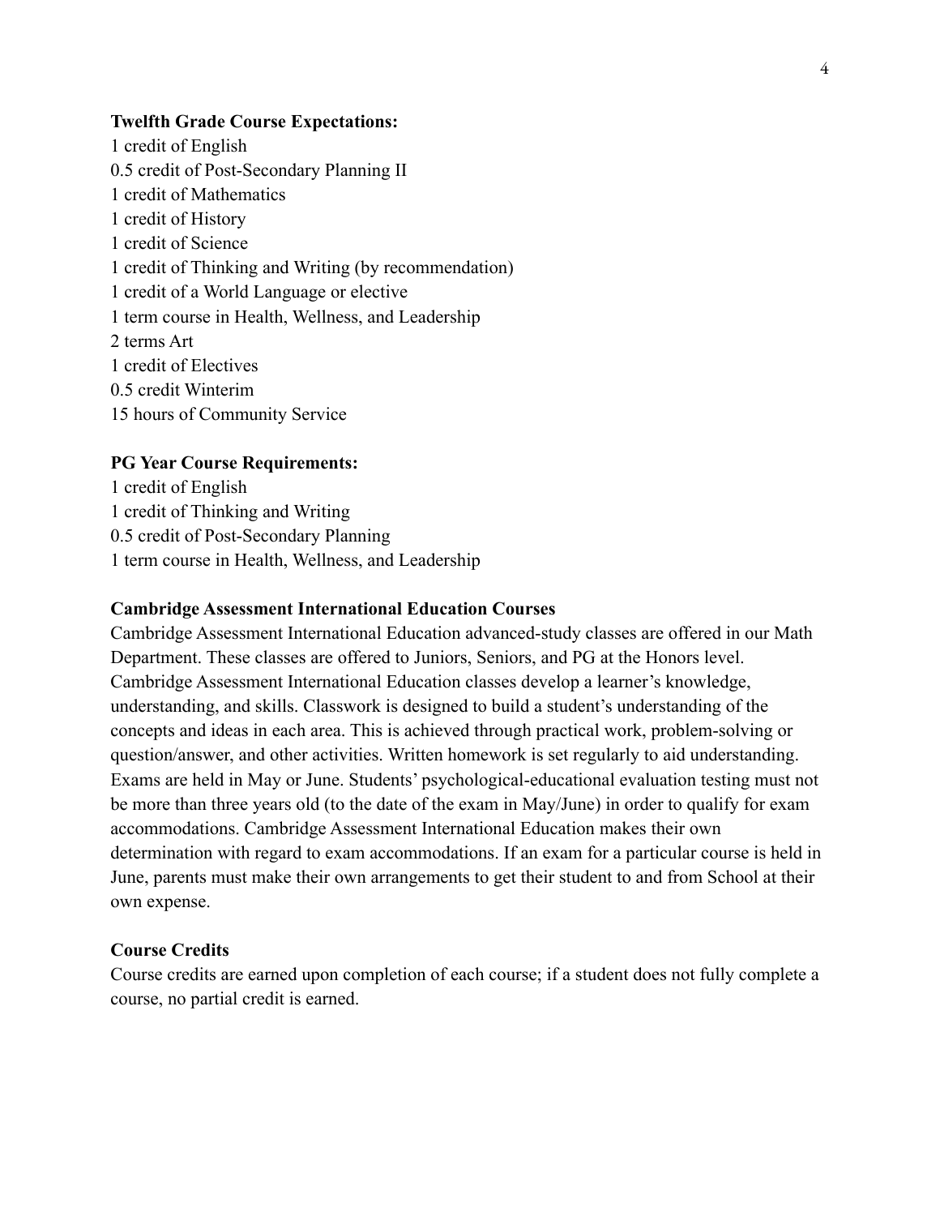**Twelfth Grade Course Expectations:**

1 credit of English
0.5 credit of Post-Secondary Planning II
1 credit of Mathematics
1 credit of History
1 credit of Science
1 credit of Thinking and Writing (by recommendation)
1 credit of a World Language or elective
1 term course in Health, Wellness, and Leadership
2 terms Art
1 credit of Electives
0.5 credit Winterim
15 hours of Community Service

**PG Year Course Requirements:**

1 credit of English
1 credit of Thinking and Writing
0.5 credit of Post-Secondary Planning
1 term course in Health, Wellness, and Leadership

**Cambridge Assessment International Education Courses**

Cambridge Assessment International Education advanced-study classes are offered in our Math Department. These classes are offered to Juniors, Seniors, and PG at the Honors level. Cambridge Assessment International Education classes develop a learner's knowledge, understanding, and skills. Classwork is designed to build a student's understanding of the concepts and ideas in each area. This is achieved through practical work, problem-solving or question/answer, and other activities. Written homework is set regularly to aid understanding. Exams are held in May or June. Students' psychological-educational evaluation testing must not be more than three years old (to the date of the exam in May/June) in order to qualify for exam accommodations. Cambridge Assessment International Education makes their own determination with regard to exam accommodations. If an exam for a particular course is held in June, parents must make their own arrangements to get their student to and from School at their own expense.

**Course Credits**

Course credits are earned upon completion of each course; if a student does not fully complete a course, no partial credit is earned.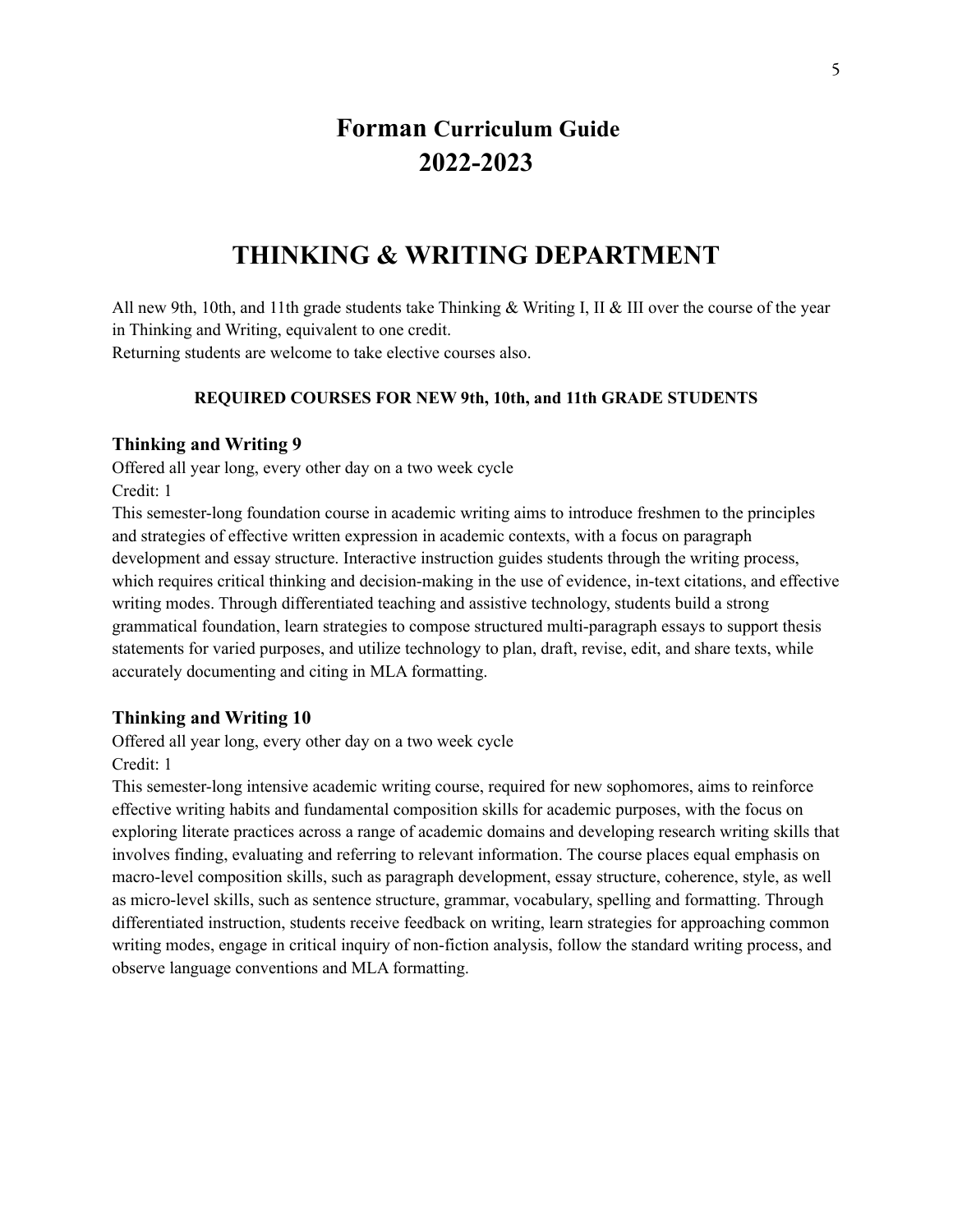# Forman Curriculum Guide 2022-2023

## THINKING & WRITING DEPARTMENT

All new 9th, 10th, and 11th grade students take Thinking & Writing I, II & III over the course of the year in Thinking and Writing, equivalent to one credit.
Returning students are welcome to take elective courses also.

**REQUIRED COURSES FOR NEW 9th, 10th, and 11th GRADE STUDENTS**

### Thinking and Writing 9

Offered all year long, every other day on a two week cycle
Credit: 1
This semester-long foundation course in academic writing aims to introduce freshmen to the principles and strategies of effective written expression in academic contexts, with a focus on paragraph development and essay structure. Interactive instruction guides students through the writing process, which requires critical thinking and decision-making in the use of evidence, in-text citations, and effective writing modes. Through differentiated teaching and assistive technology, students build a strong grammatical foundation, learn strategies to compose structured multi-paragraph essays to support thesis statements for varied purposes, and utilize technology to plan, draft, revise, edit, and share texts, while accurately documenting and citing in MLA formatting.

### Thinking and Writing 10

Offered all year long, every other day on a two week cycle
Credit: 1
This semester-long intensive academic writing course, required for new sophomores, aims to reinforce effective writing habits and fundamental composition skills for academic purposes, with the focus on exploring literate practices across a range of academic domains and developing research writing skills that involves finding, evaluating and referring to relevant information. The course places equal emphasis on macro-level composition skills, such as paragraph development, essay structure, coherence, style, as well as micro-level skills, such as sentence structure, grammar, vocabulary, spelling and formatting. Through differentiated instruction, students receive feedback on writing, learn strategies for approaching common writing modes, engage in critical inquiry of non-fiction analysis, follow the standard writing process, and observe language conventions and MLA formatting.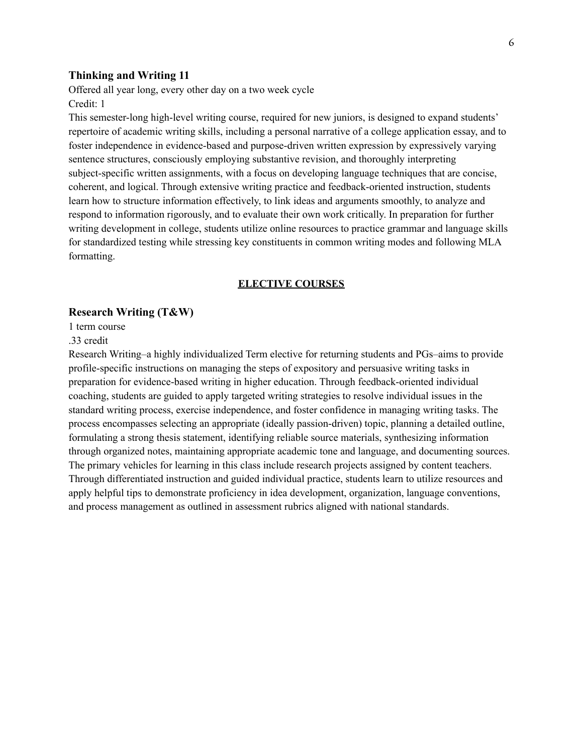### Thinking and Writing 11

Offered all year long, every other day on a two week cycle
Credit: 1

This semester-long high-level writing course, required for new juniors, is designed to expand students' repertoire of academic writing skills, including a personal narrative of a college application essay, and to foster independence in evidence-based and purpose-driven written expression by expressively varying sentence structures, consciously employing substantive revision, and thoroughly interpreting subject-specific written assignments, with a focus on developing language techniques that are concise, coherent, and logical. Through extensive writing practice and feedback-oriented instruction, students learn how to structure information effectively, to link ideas and arguments smoothly, to analyze and respond to information rigorously, and to evaluate their own work critically. In preparation for further writing development in college, students utilize online resources to practice grammar and language skills for standardized testing while stressing key constituents in common writing modes and following MLA formatting.

## ELECTIVE COURSES

### Research Writing (T&W)

1 term course
.33 credit

Research Writing–a highly individualized Term elective for returning students and PGs–aims to provide profile-specific instructions on managing the steps of expository and persuasive writing tasks in preparation for evidence-based writing in higher education. Through feedback-oriented individual coaching, students are guided to apply targeted writing strategies to resolve individual issues in the standard writing process, exercise independence, and foster confidence in managing writing tasks. The process encompasses selecting an appropriate (ideally passion-driven) topic, planning a detailed outline, formulating a strong thesis statement, identifying reliable source materials, synthesizing information through organized notes, maintaining appropriate academic tone and language, and documenting sources. The primary vehicles for learning in this class include research projects assigned by content teachers. Through differentiated instruction and guided individual practice, students learn to utilize resources and apply helpful tips to demonstrate proficiency in idea development, organization, language conventions, and process management as outlined in assessment rubrics aligned with national standards.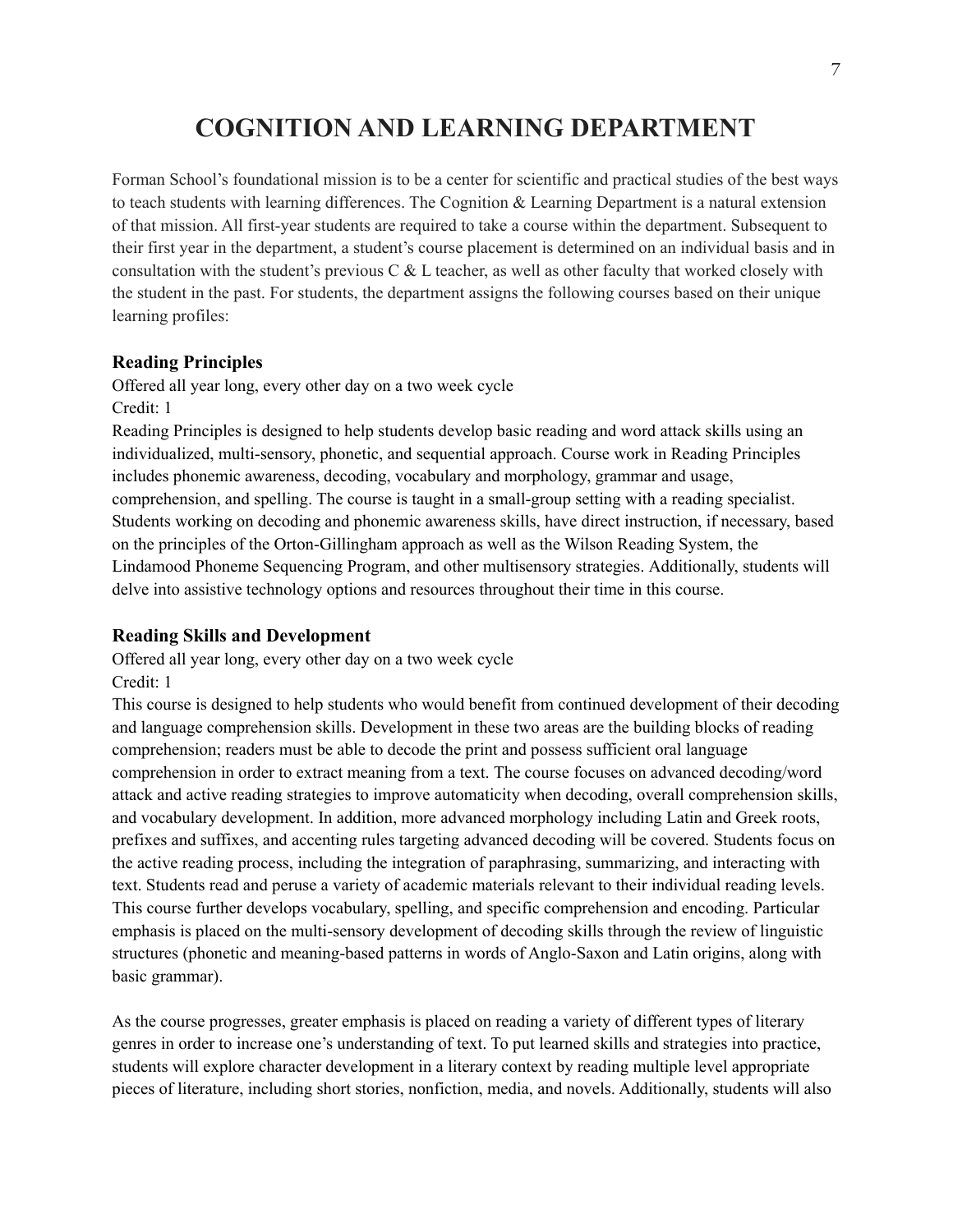# COGNITION AND LEARNING DEPARTMENT

Forman School's foundational mission is to be a center for scientific and practical studies of the best ways to teach students with learning differences. The Cognition & Learning Department is a natural extension of that mission. All first-year students are required to take a course within the department. Subsequent to their first year in the department, a student's course placement is determined on an individual basis and in consultation with the student's previous C & L teacher, as well as other faculty that worked closely with the student in the past. For students, the department assigns the following courses based on their unique learning profiles:

### Reading Principles

Offered all year long, every other day on a two week cycle
Credit: 1
Reading Principles is designed to help students develop basic reading and word attack skills using an individualized, multi-sensory, phonetic, and sequential approach. Course work in Reading Principles includes phonemic awareness, decoding, vocabulary and morphology, grammar and usage, comprehension, and spelling. The course is taught in a small-group setting with a reading specialist. Students working on decoding and phonemic awareness skills, have direct instruction, if necessary, based on the principles of the Orton-Gillingham approach as well as the Wilson Reading System, the Lindamood Phoneme Sequencing Program, and other multisensory strategies. Additionally, students will delve into assistive technology options and resources throughout their time in this course.

### Reading Skills and Development

Offered all year long, every other day on a two week cycle
Credit: 1
This course is designed to help students who would benefit from continued development of their decoding and language comprehension skills. Development in these two areas are the building blocks of reading comprehension; readers must be able to decode the print and possess sufficient oral language comprehension in order to extract meaning from a text. The course focuses on advanced decoding/word attack and active reading strategies to improve automaticity when decoding, overall comprehension skills, and vocabulary development. In addition, more advanced morphology including Latin and Greek roots, prefixes and suffixes, and accenting rules targeting advanced decoding will be covered. Students focus on the active reading process, including the integration of paraphrasing, summarizing, and interacting with text. Students read and peruse a variety of academic materials relevant to their individual reading levels. This course further develops vocabulary, spelling, and specific comprehension and encoding. Particular emphasis is placed on the multi-sensory development of decoding skills through the review of linguistic structures (phonetic and meaning-based patterns in words of Anglo-Saxon and Latin origins, along with basic grammar).

As the course progresses, greater emphasis is placed on reading a variety of different types of literary genres in order to increase one's understanding of text. To put learned skills and strategies into practice, students will explore character development in a literary context by reading multiple level appropriate pieces of literature, including short stories, nonfiction, media, and novels. Additionally, students will also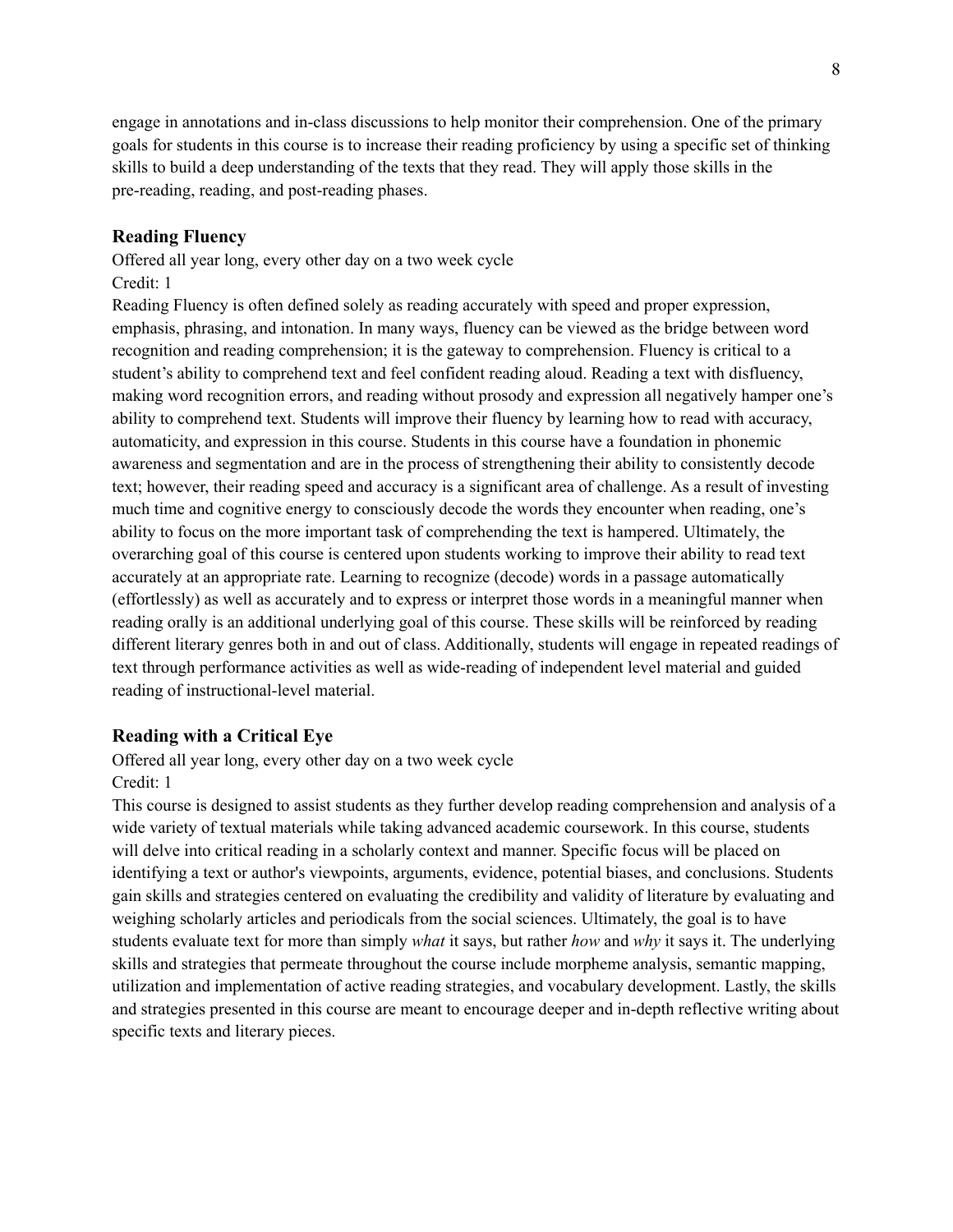engage in annotations and in-class discussions to help monitor their comprehension. One of the primary goals for students in this course is to increase their reading proficiency by using a specific set of thinking skills to build a deep understanding of the texts that they read. They will apply those skills in the pre-reading, reading, and post-reading phases.

### Reading Fluency

Offered all year long, every other day on a two week cycle
Credit: 1
Reading Fluency is often defined solely as reading accurately with speed and proper expression, emphasis, phrasing, and intonation. In many ways, fluency can be viewed as the bridge between word recognition and reading comprehension; it is the gateway to comprehension. Fluency is critical to a student's ability to comprehend text and feel confident reading aloud. Reading a text with disfluency, making word recognition errors, and reading without prosody and expression all negatively hamper one's ability to comprehend text. Students will improve their fluency by learning how to read with accuracy, automaticity, and expression in this course. Students in this course have a foundation in phonemic awareness and segmentation and are in the process of strengthening their ability to consistently decode text; however, their reading speed and accuracy is a significant area of challenge. As a result of investing much time and cognitive energy to consciously decode the words they encounter when reading, one's ability to focus on the more important task of comprehending the text is hampered. Ultimately, the overarching goal of this course is centered upon students working to improve their ability to read text accurately at an appropriate rate. Learning to recognize (decode) words in a passage automatically (effortlessly) as well as accurately and to express or interpret those words in a meaningful manner when reading orally is an additional underlying goal of this course. These skills will be reinforced by reading different literary genres both in and out of class. Additionally, students will engage in repeated readings of text through performance activities as well as wide-reading of independent level material and guided reading of instructional-level material.

### Reading with a Critical Eye

Offered all year long, every other day on a two week cycle
Credit: 1
This course is designed to assist students as they further develop reading comprehension and analysis of a wide variety of textual materials while taking advanced academic coursework. In this course, students will delve into critical reading in a scholarly context and manner. Specific focus will be placed on identifying a text or author's viewpoints, arguments, evidence, potential biases, and conclusions. Students gain skills and strategies centered on evaluating the credibility and validity of literature by evaluating and weighing scholarly articles and periodicals from the social sciences. Ultimately, the goal is to have students evaluate text for more than simply *what* it says, but rather *how* and *why* it says it. The underlying skills and strategies that permeate throughout the course include morpheme analysis, semantic mapping, utilization and implementation of active reading strategies, and vocabulary development. Lastly, the skills and strategies presented in this course are meant to encourage deeper and in-depth reflective writing about specific texts and literary pieces.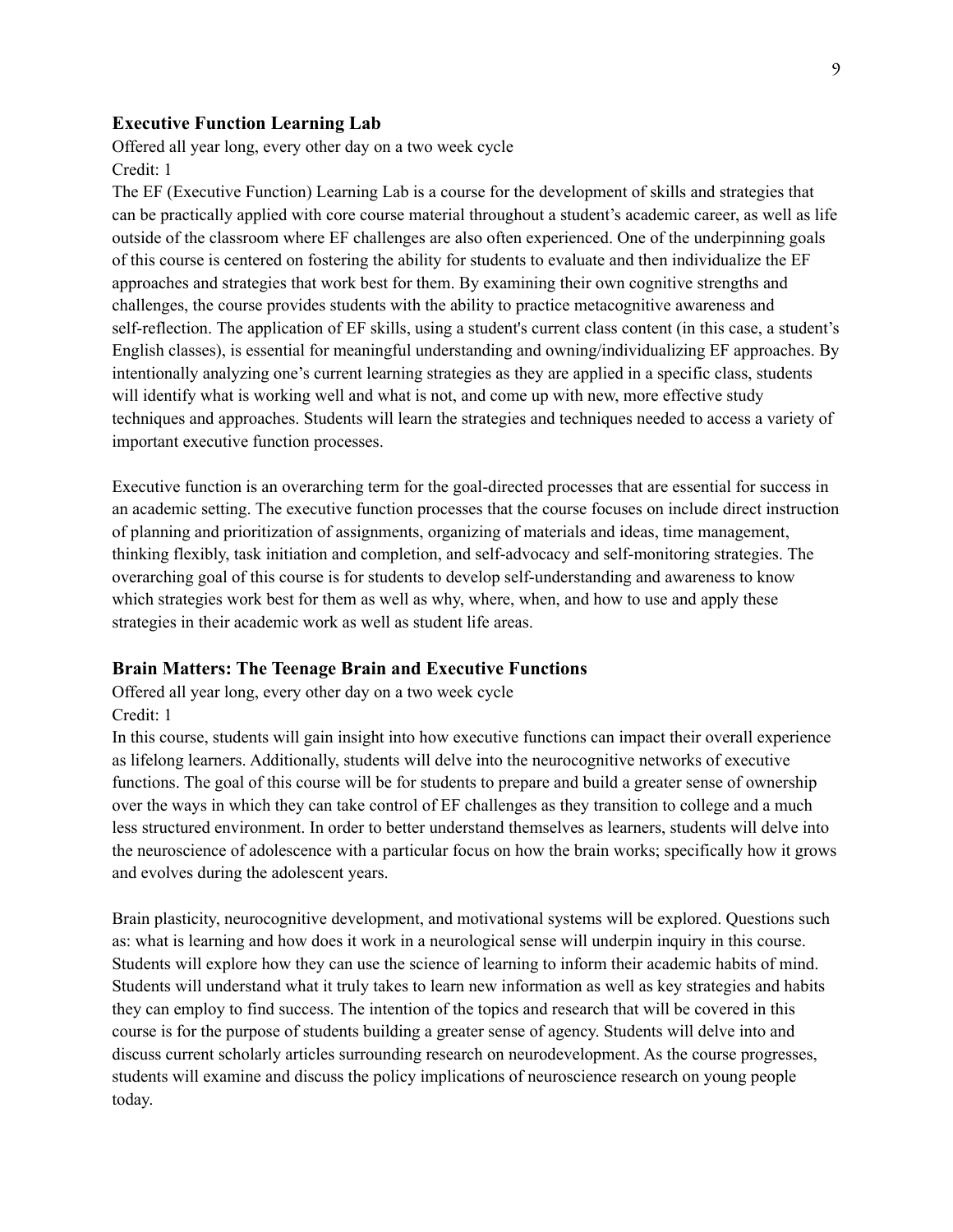### Executive Function Learning Lab

Offered all year long, every other day on a two week cycle
Credit: 1

The EF (Executive Function) Learning Lab is a course for the development of skills and strategies that can be practically applied with core course material throughout a student's academic career, as well as life outside of the classroom where EF challenges are also often experienced. One of the underpinning goals of this course is centered on fostering the ability for students to evaluate and then individualize the EF approaches and strategies that work best for them. By examining their own cognitive strengths and challenges, the course provides students with the ability to practice metacognitive awareness and self-reflection. The application of EF skills, using a student's current class content (in this case, a student's English classes), is essential for meaningful understanding and owning/individualizing EF approaches. By intentionally analyzing one's current learning strategies as they are applied in a specific class, students will identify what is working well and what is not, and come up with new, more effective study techniques and approaches. Students will learn the strategies and techniques needed to access a variety of important executive function processes.

Executive function is an overarching term for the goal-directed processes that are essential for success in an academic setting. The executive function processes that the course focuses on include direct instruction of planning and prioritization of assignments, organizing of materials and ideas, time management, thinking flexibly, task initiation and completion, and self-advocacy and self-monitoring strategies. The overarching goal of this course is for students to develop self-understanding and awareness to know which strategies work best for them as well as why, where, when, and how to use and apply these strategies in their academic work as well as student life areas.

### Brain Matters: The Teenage Brain and Executive Functions

Offered all year long, every other day on a two week cycle
Credit: 1

In this course, students will gain insight into how executive functions can impact their overall experience as lifelong learners. Additionally, students will delve into the neurocognitive networks of executive functions. The goal of this course will be for students to prepare and build a greater sense of ownership over the ways in which they can take control of EF challenges as they transition to college and a much less structured environment. In order to better understand themselves as learners, students will delve into the neuroscience of adolescence with a particular focus on how the brain works; specifically how it grows and evolves during the adolescent years.

Brain plasticity, neurocognitive development, and motivational systems will be explored. Questions such as: what is learning and how does it work in a neurological sense will underpin inquiry in this course. Students will explore how they can use the science of learning to inform their academic habits of mind. Students will understand what it truly takes to learn new information as well as key strategies and habits they can employ to find success. The intention of the topics and research that will be covered in this course is for the purpose of students building a greater sense of agency. Students will delve into and discuss current scholarly articles surrounding research on neurodevelopment. As the course progresses, students will examine and discuss the policy implications of neuroscience research on young people today.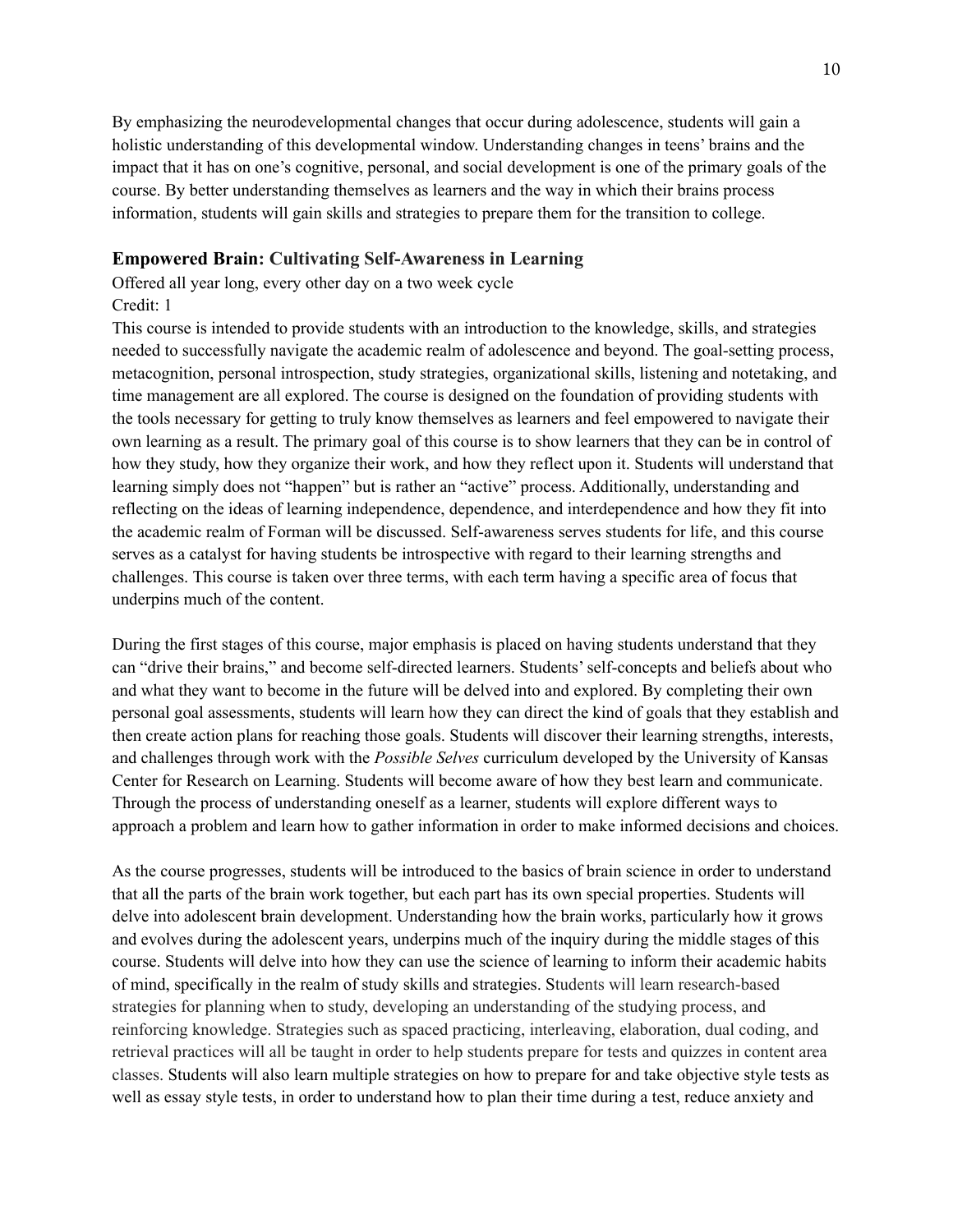By emphasizing the neurodevelopmental changes that occur during adolescence, students will gain a holistic understanding of this developmental window. Understanding changes in teens' brains and the impact that it has on one's cognitive, personal, and social development is one of the primary goals of the course. By better understanding themselves as learners and the way in which their brains process information, students will gain skills and strategies to prepare them for the transition to college.

### Empowered Brain: Cultivating Self-Awareness in Learning

Offered all year long, every other day on a two week cycle
Credit: 1

This course is intended to provide students with an introduction to the knowledge, skills, and strategies needed to successfully navigate the academic realm of adolescence and beyond. The goal-setting process, metacognition, personal introspection, study strategies, organizational skills, listening and notetaking, and time management are all explored. The course is designed on the foundation of providing students with the tools necessary for getting to truly know themselves as learners and feel empowered to navigate their own learning as a result. The primary goal of this course is to show learners that they can be in control of how they study, how they organize their work, and how they reflect upon it. Students will understand that learning simply does not "happen" but is rather an "active" process. Additionally, understanding and reflecting on the ideas of learning independence, dependence, and interdependence and how they fit into the academic realm of Forman will be discussed. Self-awareness serves students for life, and this course serves as a catalyst for having students be introspective with regard to their learning strengths and challenges. This course is taken over three terms, with each term having a specific area of focus that underpins much of the content.

During the first stages of this course, major emphasis is placed on having students understand that they can "drive their brains," and become self-directed learners. Students' self-concepts and beliefs about who and what they want to become in the future will be delved into and explored. By completing their own personal goal assessments, students will learn how they can direct the kind of goals that they establish and then create action plans for reaching those goals. Students will discover their learning strengths, interests, and challenges through work with the *Possible Selves* curriculum developed by the University of Kansas Center for Research on Learning. Students will become aware of how they best learn and communicate. Through the process of understanding oneself as a learner, students will explore different ways to approach a problem and learn how to gather information in order to make informed decisions and choices.

As the course progresses, students will be introduced to the basics of brain science in order to understand that all the parts of the brain work together, but each part has its own special properties. Students will delve into adolescent brain development. Understanding how the brain works, particularly how it grows and evolves during the adolescent years, underpins much of the inquiry during the middle stages of this course. Students will delve into how they can use the science of learning to inform their academic habits of mind, specifically in the realm of study skills and strategies. Students will learn research-based strategies for planning when to study, developing an understanding of the studying process, and reinforcing knowledge. Strategies such as spaced practicing, interleaving, elaboration, dual coding, and retrieval practices will all be taught in order to help students prepare for tests and quizzes in content area classes. Students will also learn multiple strategies on how to prepare for and take objective style tests as well as essay style tests, in order to understand how to plan their time during a test, reduce anxiety and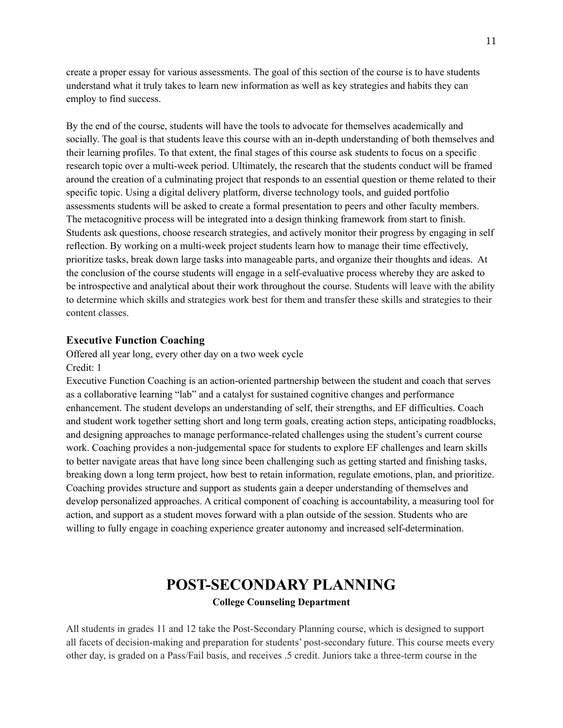create a proper essay for various assessments. The goal of this section of the course is to have students understand what it truly takes to learn new information as well as key strategies and habits they can employ to find success.

By the end of the course, students will have the tools to advocate for themselves academically and socially. The goal is that students leave this course with an in-depth understanding of both themselves and their learning profiles. To that extent, the final stages of this course ask students to focus on a specific research topic over a multi-week period. Ultimately, the research that the students conduct will be framed around the creation of a culminating project that responds to an essential question or theme related to their specific topic. Using a digital delivery platform, diverse technology tools, and guided portfolio assessments students will be asked to create a formal presentation to peers and other faculty members. The metacognitive process will be integrated into a design thinking framework from start to finish. Students ask questions, choose research strategies, and actively monitor their progress by engaging in self reflection. By working on a multi-week project students learn how to manage their time effectively, prioritize tasks, break down large tasks into manageable parts, and organize their thoughts and ideas. At the conclusion of the course students will engage in a self-evaluative process whereby they are asked to be introspective and analytical about their work throughout the course. Students will leave with the ability to determine which skills and strategies work best for them and transfer these skills and strategies to their content classes.

### Executive Function Coaching

Offered all year long, every other day on a two week cycle
Credit: 1
Executive Function Coaching is an action-oriented partnership between the student and coach that serves as a collaborative learning "lab" and a catalyst for sustained cognitive changes and performance enhancement. The student develops an understanding of self, their strengths, and EF difficulties. Coach and student work together setting short and long term goals, creating action steps, anticipating roadblocks, and designing approaches to manage performance-related challenges using the student's current course work. Coaching provides a non-judgemental space for students to explore EF challenges and learn skills to better navigate areas that have long since been challenging such as getting started and finishing tasks, breaking down a long term project, how best to retain information, regulate emotions, plan, and prioritize. Coaching provides structure and support as students gain a deeper understanding of themselves and develop personalized approaches. A critical component of coaching is accountability, a measuring tool for action, and support as a student moves forward with a plan outside of the session. Students who are willing to fully engage in coaching experience greater autonomy and increased self-determination.

## POST-SECONDARY PLANNING

**College Counseling Department**

All students in grades 11 and 12 take the Post-Secondary Planning course, which is designed to support all facets of decision-making and preparation for students' post-secondary future. This course meets every other day, is graded on a Pass/Fail basis, and receives .5 credit. Juniors take a three-term course in the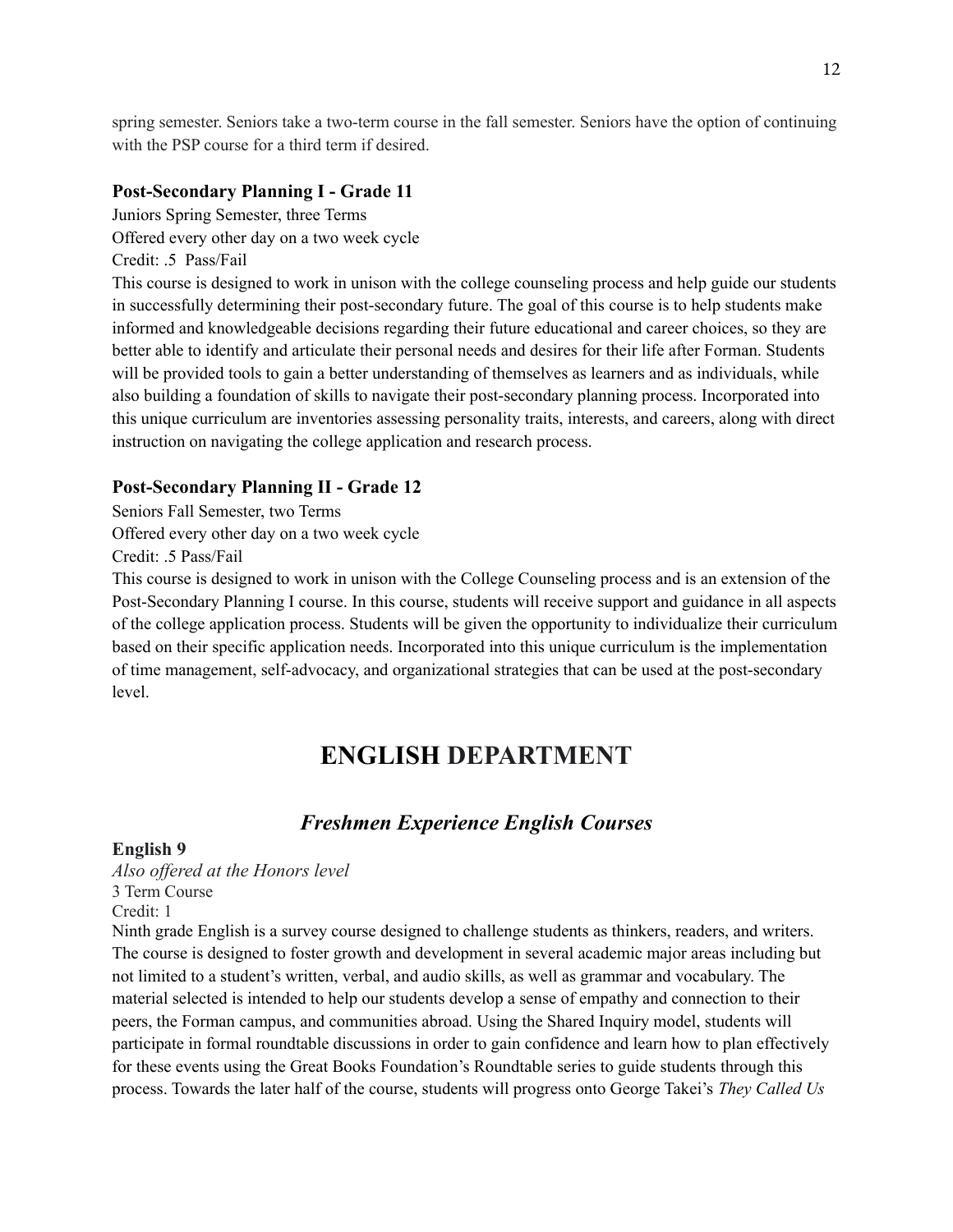spring semester. Seniors take a two-term course in the fall semester. Seniors have the option of continuing with the PSP course for a third term if desired.

### Post-Secondary Planning I - Grade 11

Juniors Spring Semester, three Terms
Offered every other day on a two week cycle
Credit: .5 Pass/Fail
This course is designed to work in unison with the college counseling process and help guide our students in successfully determining their post-secondary future. The goal of this course is to help students make informed and knowledgeable decisions regarding their future educational and career choices, so they are better able to identify and articulate their personal needs and desires for their life after Forman. Students will be provided tools to gain a better understanding of themselves as learners and as individuals, while also building a foundation of skills to navigate their post-secondary planning process. Incorporated into this unique curriculum are inventories assessing personality traits, interests, and careers, along with direct instruction on navigating the college application and research process.

### Post-Secondary Planning II - Grade 12

Seniors Fall Semester, two Terms
Offered every other day on a two week cycle
Credit: .5 Pass/Fail
This course is designed to work in unison with the College Counseling process and is an extension of the Post-Secondary Planning I course. In this course, students will receive support and guidance in all aspects of the college application process. Students will be given the opportunity to individualize their curriculum based on their specific application needs. Incorporated into this unique curriculum is the implementation of time management, self-advocacy, and organizational strategies that can be used at the post-secondary level.

# ENGLISH DEPARTMENT

## *Freshmen Experience English Courses*

### English 9

*Also offered at the Honors level*
3 Term Course
Credit: 1
Ninth grade English is a survey course designed to challenge students as thinkers, readers, and writers. The course is designed to foster growth and development in several academic major areas including but not limited to a student's written, verbal, and audio skills, as well as grammar and vocabulary. The material selected is intended to help our students develop a sense of empathy and connection to their peers, the Forman campus, and communities abroad. Using the Shared Inquiry model, students will participate in formal roundtable discussions in order to gain confidence and learn how to plan effectively for these events using the Great Books Foundation's Roundtable series to guide students through this process. Towards the later half of the course, students will progress onto George Takei's *They Called Us*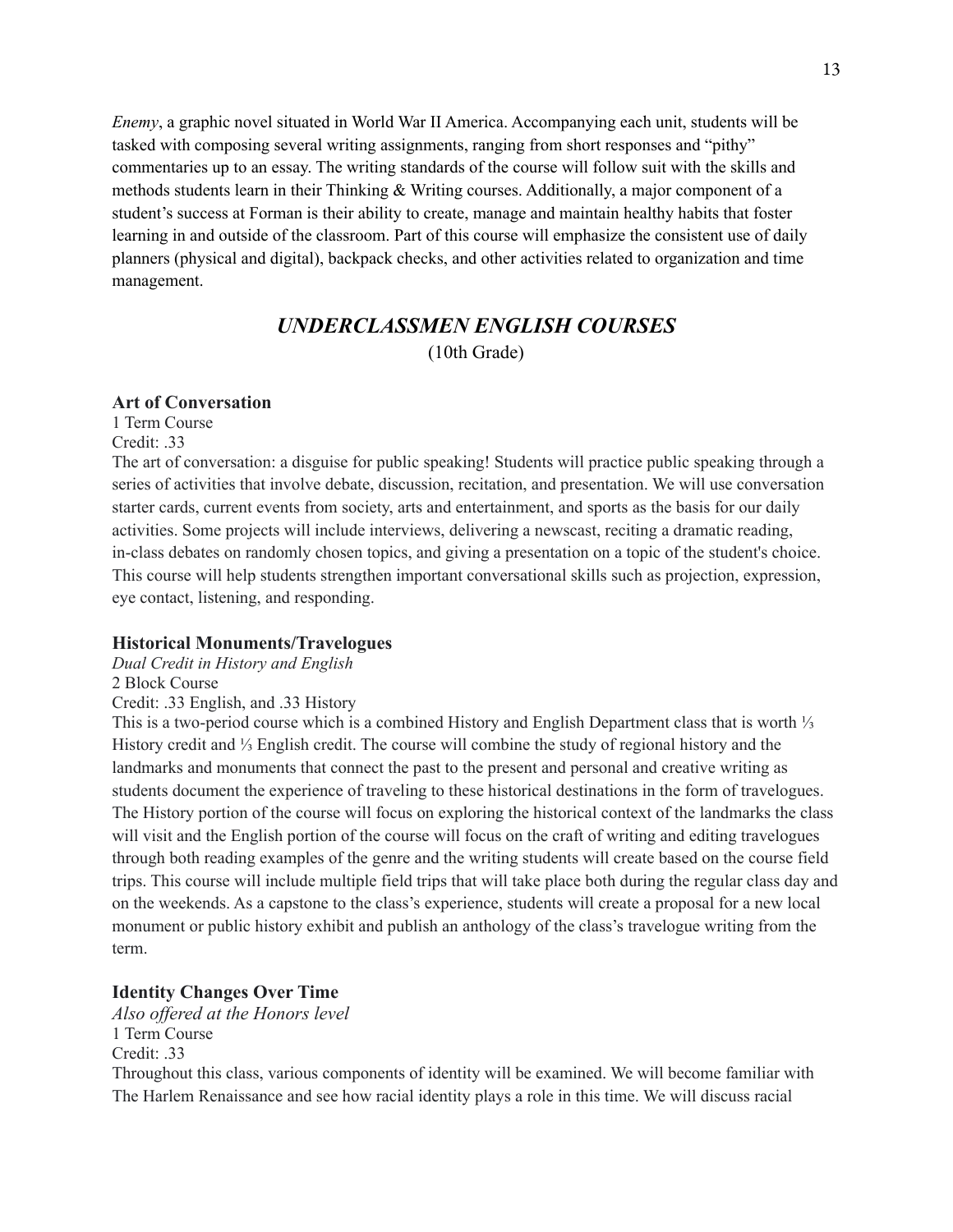*Enemy*, a graphic novel situated in World War II America. Accompanying each unit, students will be tasked with composing several writing assignments, ranging from short responses and "pithy" commentaries up to an essay. The writing standards of the course will follow suit with the skills and methods students learn in their Thinking & Writing courses. Additionally, a major component of a student's success at Forman is their ability to create, manage and maintain healthy habits that foster learning in and outside of the classroom. Part of this course will emphasize the consistent use of daily planners (physical and digital), backpack checks, and other activities related to organization and time management.

## *UNDERCLASSMEN ENGLISH COURSES*

(10th Grade)

### Art of Conversation

1 Term Course

Credit: .33

The art of conversation: a disguise for public speaking! Students will practice public speaking through a series of activities that involve debate, discussion, recitation, and presentation. We will use conversation starter cards, current events from society, arts and entertainment, and sports as the basis for our daily activities. Some projects will include interviews, delivering a newscast, reciting a dramatic reading, in-class debates on randomly chosen topics, and giving a presentation on a topic of the student's choice. This course will help students strengthen important conversational skills such as projection, expression, eye contact, listening, and responding.

### Historical Monuments/Travelogues

*Dual Credit in History and English*

2 Block Course

Credit: .33 English, and .33 History

This is a two-period course which is a combined History and English Department class that is worth ⅓ History credit and ⅓ English credit. The course will combine the study of regional history and the landmarks and monuments that connect the past to the present and personal and creative writing as students document the experience of traveling to these historical destinations in the form of travelogues. The History portion of the course will focus on exploring the historical context of the landmarks the class will visit and the English portion of the course will focus on the craft of writing and editing travelogues through both reading examples of the genre and the writing students will create based on the course field trips. This course will include multiple field trips that will take place both during the regular class day and on the weekends. As a capstone to the class's experience, students will create a proposal for a new local monument or public history exhibit and publish an anthology of the class's travelogue writing from the term.

### Identity Changes Over Time

*Also offered at the Honors level*

1 Term Course

Credit: .33

Throughout this class, various components of identity will be examined. We will become familiar with The Harlem Renaissance and see how racial identity plays a role in this time. We will discuss racial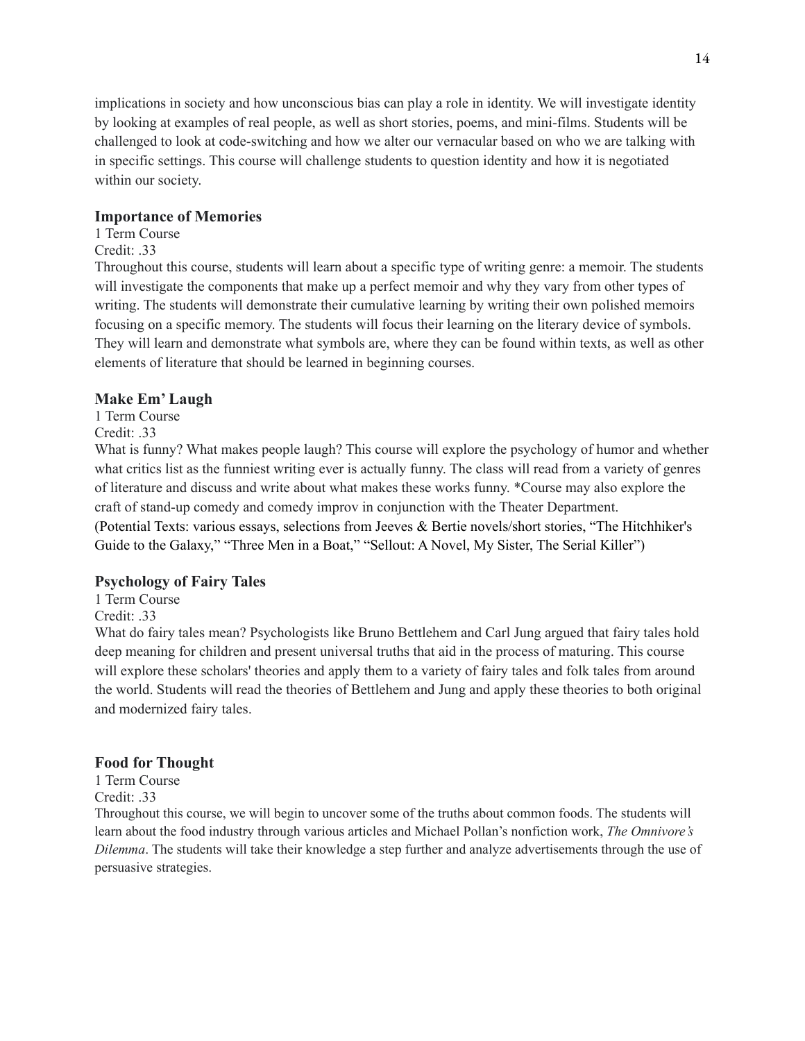implications in society and how unconscious bias can play a role in identity. We will investigate identity by looking at examples of real people, as well as short stories, poems, and mini-films. Students will be challenged to look at code-switching and how we alter our vernacular based on who we are talking with in specific settings. This course will challenge students to question identity and how it is negotiated within our society.

### Importance of Memories

1 Term Course
Credit: .33
Throughout this course, students will learn about a specific type of writing genre: a memoir. The students will investigate the components that make up a perfect memoir and why they vary from other types of writing. The students will demonstrate their cumulative learning by writing their own polished memoirs focusing on a specific memory. The students will focus their learning on the literary device of symbols. They will learn and demonstrate what symbols are, where they can be found within texts, as well as other elements of literature that should be learned in beginning courses.

### Make Em' Laugh

1 Term Course
Credit: .33
What is funny? What makes people laugh? This course will explore the psychology of humor and whether what critics list as the funniest writing ever is actually funny. The class will read from a variety of genres of literature and discuss and write about what makes these works funny. *Course may also explore the craft of stand-up comedy and comedy improv in conjunction with the Theater Department.
(Potential Texts: various essays, selections from Jeeves & Bertie novels/short stories, "The Hitchhiker's Guide to the Galaxy," "Three Men in a Boat," "Sellout: A Novel, My Sister, The Serial Killer")

### Psychology of Fairy Tales

1 Term Course
Credit: .33
What do fairy tales mean? Psychologists like Bruno Bettlehem and Carl Jung argued that fairy tales hold deep meaning for children and present universal truths that aid in the process of maturing. This course will explore these scholars' theories and apply them to a variety of fairy tales and folk tales from around the world. Students will read the theories of Bettlehem and Jung and apply these theories to both original and modernized fairy tales.

### Food for Thought

1 Term Course
Credit: .33
Throughout this course, we will begin to uncover some of the truths about common foods. The students will learn about the food industry through various articles and Michael Pollan's nonfiction work, *The Omnivore's Dilemma*. The students will take their knowledge a step further and analyze advertisements through the use of persuasive strategies.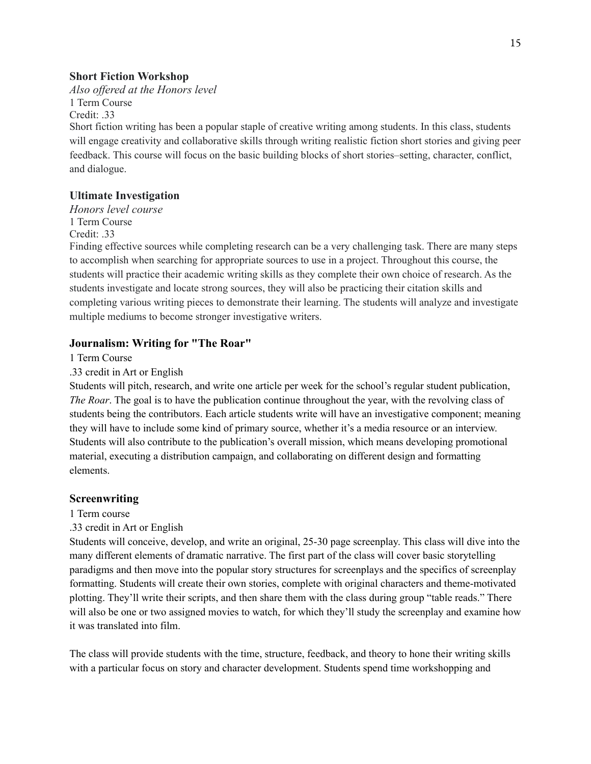### Short Fiction Workshop

*Also offered at the Honors level*

1 Term Course

Credit: .33

Short fiction writing has been a popular staple of creative writing among students. In this class, students will engage creativity and collaborative skills through writing realistic fiction short stories and giving peer feedback. This course will focus on the basic building blocks of short stories–setting, character, conflict, and dialogue.

### Ultimate Investigation

*Honors level course*

1 Term Course

Credit: .33

Finding effective sources while completing research can be a very challenging task. There are many steps to accomplish when searching for appropriate sources to use in a project. Throughout this course, the students will practice their academic writing skills as they complete their own choice of research. As the students investigate and locate strong sources, they will also be practicing their citation skills and completing various writing pieces to demonstrate their learning. The students will analyze and investigate multiple mediums to become stronger investigative writers.

### Journalism: Writing for "The Roar"

1 Term Course

.33 credit in Art or English

Students will pitch, research, and write one article per week for the school's regular student publication, *The Roar*. The goal is to have the publication continue throughout the year, with the revolving class of students being the contributors. Each article students write will have an investigative component; meaning they will have to include some kind of primary source, whether it's a media resource or an interview. Students will also contribute to the publication's overall mission, which means developing promotional material, executing a distribution campaign, and collaborating on different design and formatting elements.

### Screenwriting

1 Term course

.33 credit in Art or English

Students will conceive, develop, and write an original, 25-30 page screenplay. This class will dive into the many different elements of dramatic narrative. The first part of the class will cover basic storytelling paradigms and then move into the popular story structures for screenplays and the specifics of screenplay formatting. Students will create their own stories, complete with original characters and theme-motivated plotting. They'll write their scripts, and then share them with the class during group "table reads." There will also be one or two assigned movies to watch, for which they'll study the screenplay and examine how it was translated into film.

The class will provide students with the time, structure, feedback, and theory to hone their writing skills with a particular focus on story and character development. Students spend time workshopping and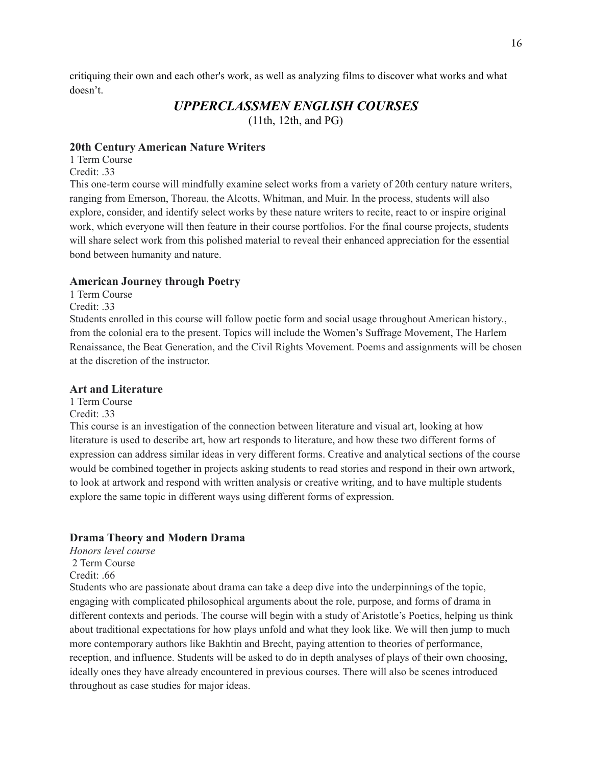critiquing their own and each other's work, as well as analyzing films to discover what works and what doesn't.

## *UPPERCLASSMEN ENGLISH COURSES*

(11th, 12th, and PG)

### 20th Century American Nature Writers

1 Term Course
Credit: .33

This one-term course will mindfully examine select works from a variety of 20th century nature writers, ranging from Emerson, Thoreau, the Alcotts, Whitman, and Muir. In the process, students will also explore, consider, and identify select works by these nature writers to recite, react to or inspire original work, which everyone will then feature in their course portfolios. For the final course projects, students will share select work from this polished material to reveal their enhanced appreciation for the essential bond between humanity and nature.

### American Journey through Poetry

1 Term Course
Credit: .33

Students enrolled in this course will follow poetic form and social usage throughout American history., from the colonial era to the present. Topics will include the Women's Suffrage Movement, The Harlem Renaissance, the Beat Generation, and the Civil Rights Movement. Poems and assignments will be chosen at the discretion of the instructor.

### Art and Literature

1 Term Course
Credit: .33

This course is an investigation of the connection between literature and visual art, looking at how literature is used to describe art, how art responds to literature, and how these two different forms of expression can address similar ideas in very different forms. Creative and analytical sections of the course would be combined together in projects asking students to read stories and respond in their own artwork, to look at artwork and respond with written analysis or creative writing, and to have multiple students explore the same topic in different ways using different forms of expression.

### Drama Theory and Modern Drama

*Honors level course*
2 Term Course
Credit: .66

Students who are passionate about drama can take a deep dive into the underpinnings of the topic, engaging with complicated philosophical arguments about the role, purpose, and forms of drama in different contexts and periods. The course will begin with a study of Aristotle's Poetics, helping us think about traditional expectations for how plays unfold and what they look like. We will then jump to much more contemporary authors like Bakhtin and Brecht, paying attention to theories of performance, reception, and influence. Students will be asked to do in depth analyses of plays of their own choosing, ideally ones they have already encountered in previous courses. There will also be scenes introduced throughout as case studies for major ideas.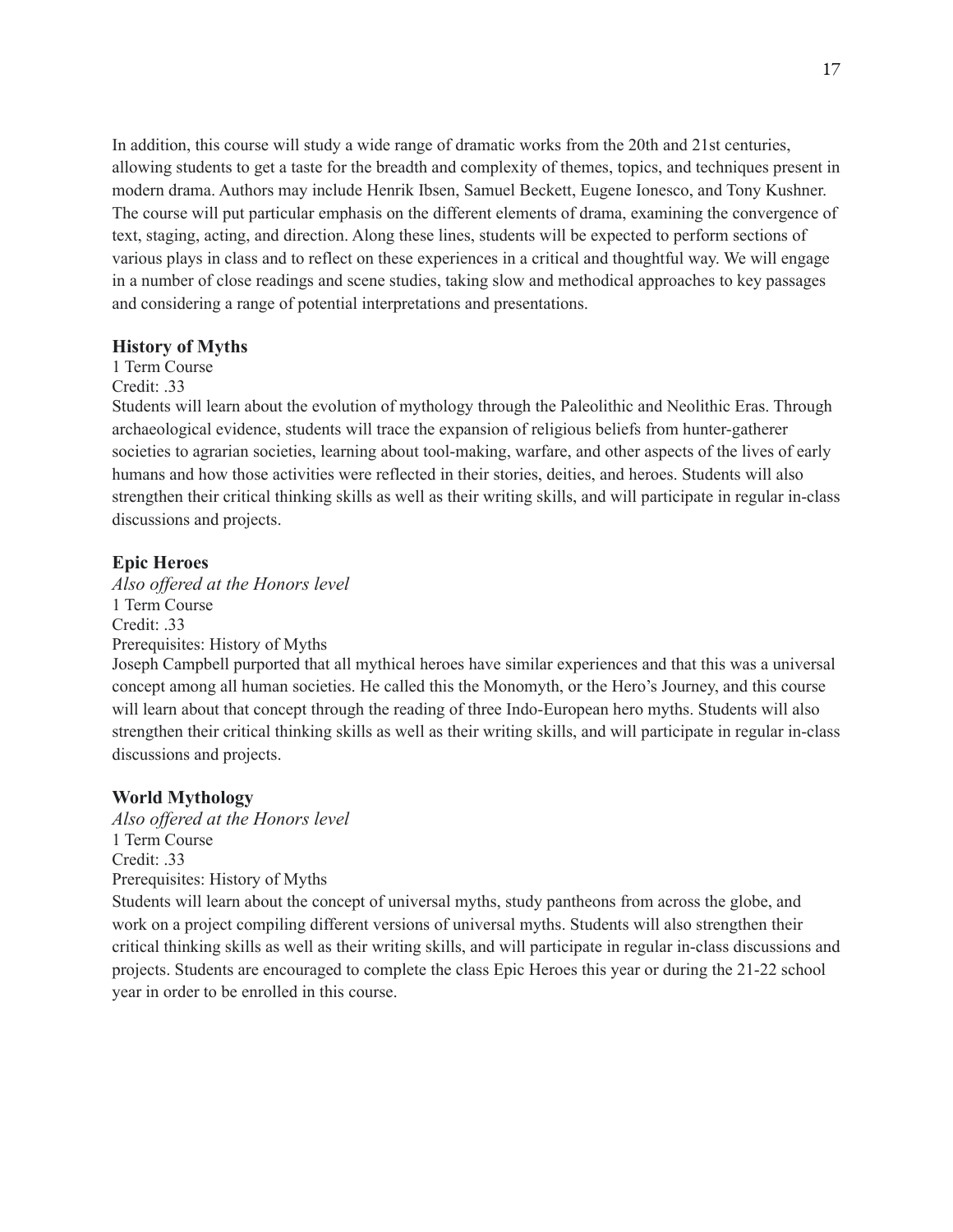In addition, this course will study a wide range of dramatic works from the 20th and 21st centuries, allowing students to get a taste for the breadth and complexity of themes, topics, and techniques present in modern drama. Authors may include Henrik Ibsen, Samuel Beckett, Eugene Ionesco, and Tony Kushner. The course will put particular emphasis on the different elements of drama, examining the convergence of text, staging, acting, and direction. Along these lines, students will be expected to perform sections of various plays in class and to reflect on these experiences in a critical and thoughtful way. We will engage in a number of close readings and scene studies, taking slow and methodical approaches to key passages and considering a range of potential interpretations and presentations.

### History of Myths

1 Term Course
Credit: .33
Students will learn about the evolution of mythology through the Paleolithic and Neolithic Eras. Through archaeological evidence, students will trace the expansion of religious beliefs from hunter-gatherer societies to agrarian societies, learning about tool-making, warfare, and other aspects of the lives of early humans and how those activities were reflected in their stories, deities, and heroes. Students will also strengthen their critical thinking skills as well as their writing skills, and will participate in regular in-class discussions and projects.

### Epic Heroes

*Also offered at the Honors level*
1 Term Course
Credit: .33
Prerequisites: History of Myths
Joseph Campbell purported that all mythical heroes have similar experiences and that this was a universal concept among all human societies. He called this the Monomyth, or the Hero's Journey, and this course will learn about that concept through the reading of three Indo-European hero myths. Students will also strengthen their critical thinking skills as well as their writing skills, and will participate in regular in-class discussions and projects.

### World Mythology

*Also offered at the Honors level*
1 Term Course
Credit: .33
Prerequisites: History of Myths
Students will learn about the concept of universal myths, study pantheons from across the globe, and work on a project compiling different versions of universal myths. Students will also strengthen their critical thinking skills as well as their writing skills, and will participate in regular in-class discussions and projects. Students are encouraged to complete the class Epic Heroes this year or during the 21-22 school year in order to be enrolled in this course.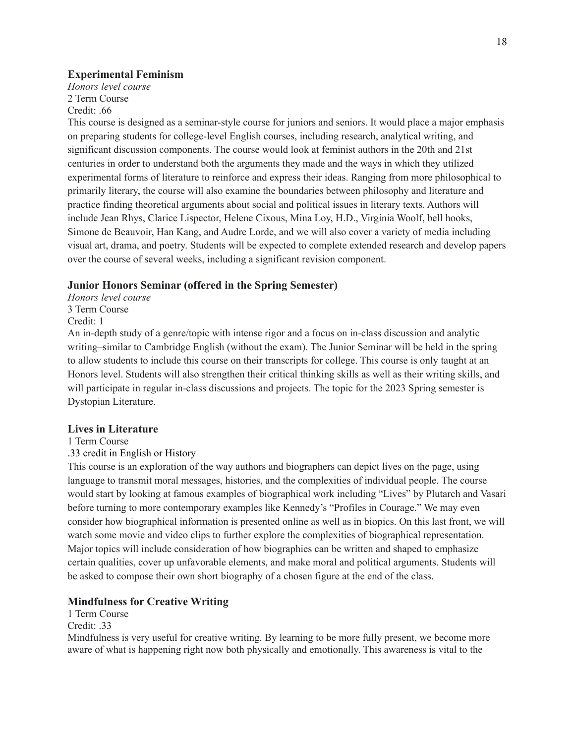### Experimental Feminism

*Honors level course*
2 Term Course
Credit: .66

This course is designed as a seminar-style course for juniors and seniors. It would place a major emphasis on preparing students for college-level English courses, including research, analytical writing, and significant discussion components. The course would look at feminist authors in the 20th and 21st centuries in order to understand both the arguments they made and the ways in which they utilized experimental forms of literature to reinforce and express their ideas. Ranging from more philosophical to primarily literary, the course will also examine the boundaries between philosophy and literature and practice finding theoretical arguments about social and political issues in literary texts. Authors will include Jean Rhys, Clarice Lispector, Helene Cixous, Mina Loy, H.D., Virginia Woolf, bell hooks, Simone de Beauvoir, Han Kang, and Audre Lorde, and we will also cover a variety of media including visual art, drama, and poetry. Students will be expected to complete extended research and develop papers over the course of several weeks, including a significant revision component.

### Junior Honors Seminar (offered in the Spring Semester)

*Honors level course*
3 Term Course
Credit: 1

An in-depth study of a genre/topic with intense rigor and a focus on in-class discussion and analytic writing–similar to Cambridge English (without the exam). The Junior Seminar will be held in the spring to allow students to include this course on their transcripts for college. This course is only taught at an Honors level. Students will also strengthen their critical thinking skills as well as their writing skills, and will participate in regular in-class discussions and projects. The topic for the 2023 Spring semester is Dystopian Literature.

### Lives in Literature

1 Term Course
.33 credit in English or History

This course is an exploration of the way authors and biographers can depict lives on the page, using language to transmit moral messages, histories, and the complexities of individual people. The course would start by looking at famous examples of biographical work including "Lives" by Plutarch and Vasari before turning to more contemporary examples like Kennedy's "Profiles in Courage." We may even consider how biographical information is presented online as well as in biopics. On this last front, we will watch some movie and video clips to further explore the complexities of biographical representation. Major topics will include consideration of how biographies can be written and shaped to emphasize certain qualities, cover up unfavorable elements, and make moral and political arguments. Students will be asked to compose their own short biography of a chosen figure at the end of the class.

### Mindfulness for Creative Writing

1 Term Course
Credit: .33

Mindfulness is very useful for creative writing. By learning to be more fully present, we become more aware of what is happening right now both physically and emotionally. This awareness is vital to the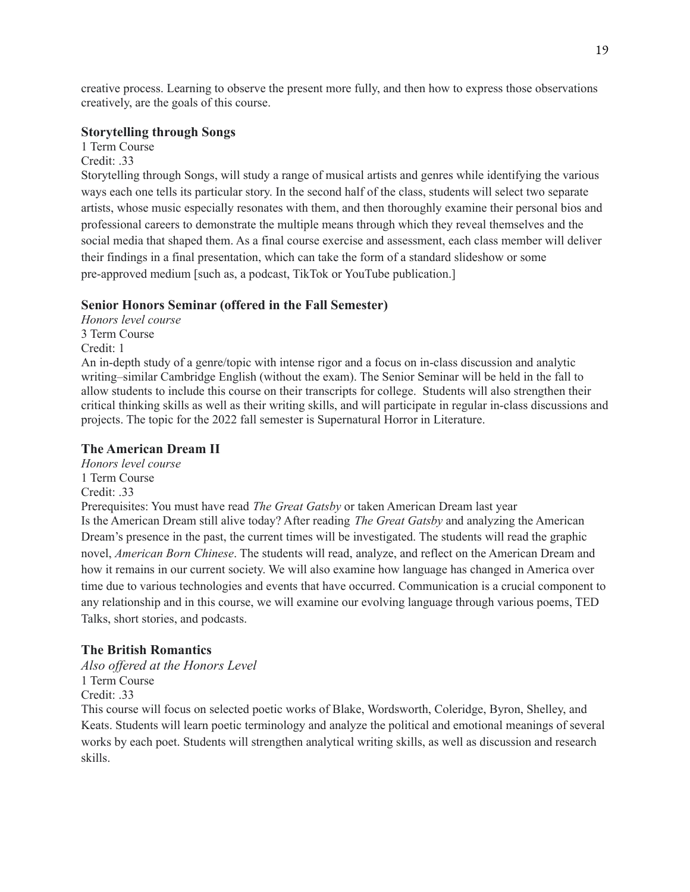creative process. Learning to observe the present more fully, and then how to express those observations creatively, are the goals of this course.

### Storytelling through Songs

1 Term Course
Credit: .33
Storytelling through Songs, will study a range of musical artists and genres while identifying the various ways each one tells its particular story. In the second half of the class, students will select two separate artists, whose music especially resonates with them, and then thoroughly examine their personal bios and professional careers to demonstrate the multiple means through which they reveal themselves and the social media that shaped them. As a final course exercise and assessment, each class member will deliver their findings in a final presentation, which can take the form of a standard slideshow or some pre-approved medium [such as, a podcast, TikTok or YouTube publication.]

### Senior Honors Seminar (offered in the Fall Semester)

*Honors level course*
3 Term Course
Credit: 1
An in-depth study of a genre/topic with intense rigor and a focus on in-class discussion and analytic writing–similar Cambridge English (without the exam). The Senior Seminar will be held in the fall to allow students to include this course on their transcripts for college. Students will also strengthen their critical thinking skills as well as their writing skills, and will participate in regular in-class discussions and projects. The topic for the 2022 fall semester is Supernatural Horror in Literature.

### The American Dream II

*Honors level course*
1 Term Course
Credit: .33
Prerequisites: You must have read *The Great Gatsby* or taken American Dream last year
Is the American Dream still alive today? After reading *The Great Gatsby* and analyzing the American Dream's presence in the past, the current times will be investigated. The students will read the graphic novel, *American Born Chinese*. The students will read, analyze, and reflect on the American Dream and how it remains in our current society. We will also examine how language has changed in America over time due to various technologies and events that have occurred. Communication is a crucial component to any relationship and in this course, we will examine our evolving language through various poems, TED Talks, short stories, and podcasts.

### The British Romantics

*Also offered at the Honors Level*
1 Term Course
Credit: .33
This course will focus on selected poetic works of Blake, Wordsworth, Coleridge, Byron, Shelley, and Keats. Students will learn poetic terminology and analyze the political and emotional meanings of several works by each poet. Students will strengthen analytical writing skills, as well as discussion and research skills.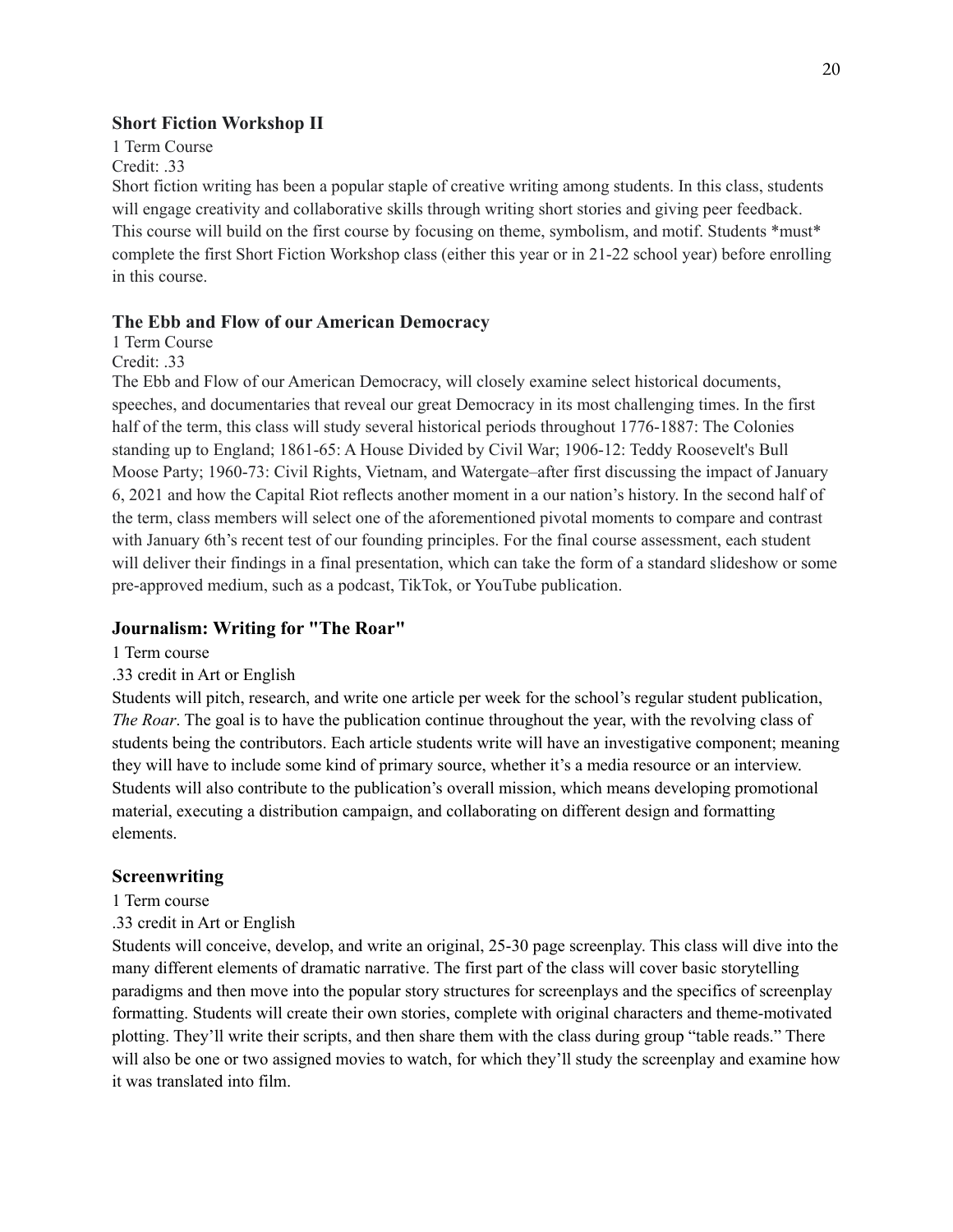### Short Fiction Workshop II

1 Term Course
Credit: .33
Short fiction writing has been a popular staple of creative writing among students. In this class, students will engage creativity and collaborative skills through writing short stories and giving peer feedback. This course will build on the first course by focusing on theme, symbolism, and motif. Students *must* complete the first Short Fiction Workshop class (either this year or in 21-22 school year) before enrolling in this course.

### The Ebb and Flow of our American Democracy

1 Term Course
Credit: .33
The Ebb and Flow of our American Democracy, will closely examine select historical documents, speeches, and documentaries that reveal our great Democracy in its most challenging times. In the first half of the term, this class will study several historical periods throughout 1776-1887: The Colonies standing up to England; 1861-65: A House Divided by Civil War; 1906-12: Teddy Roosevelt's Bull Moose Party; 1960-73: Civil Rights, Vietnam, and Watergate–after first discussing the impact of January 6, 2021 and how the Capital Riot reflects another moment in a our nation's history. In the second half of the term, class members will select one of the aforementioned pivotal moments to compare and contrast with January 6th's recent test of our founding principles. For the final course assessment, each student will deliver their findings in a final presentation, which can take the form of a standard slideshow or some pre-approved medium, such as a podcast, TikTok, or YouTube publication.

### Journalism: Writing for "The Roar"

1 Term course
.33 credit in Art or English
Students will pitch, research, and write one article per week for the school's regular student publication, *The Roar*. The goal is to have the publication continue throughout the year, with the revolving class of students being the contributors. Each article students write will have an investigative component; meaning they will have to include some kind of primary source, whether it's a media resource or an interview. Students will also contribute to the publication's overall mission, which means developing promotional material, executing a distribution campaign, and collaborating on different design and formatting elements.

### Screenwriting

1 Term course
.33 credit in Art or English
Students will conceive, develop, and write an original, 25-30 page screenplay. This class will dive into the many different elements of dramatic narrative. The first part of the class will cover basic storytelling paradigms and then move into the popular story structures for screenplays and the specifics of screenplay formatting. Students will create their own stories, complete with original characters and theme-motivated plotting. They'll write their scripts, and then share them with the class during group "table reads." There will also be one or two assigned movies to watch, for which they'll study the screenplay and examine how it was translated into film.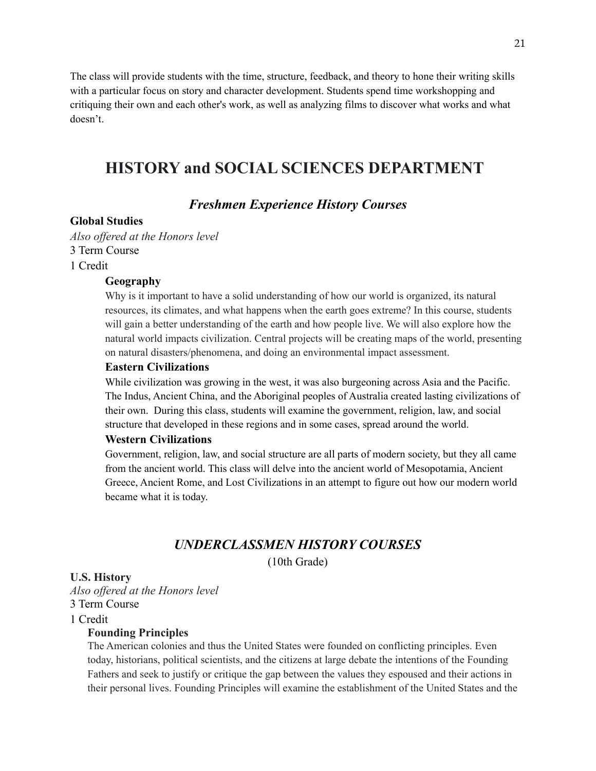The class will provide students with the time, structure, feedback, and theory to hone their writing skills with a particular focus on story and character development. Students spend time workshopping and critiquing their own and each other's work, as well as analyzing films to discover what works and what doesn't.

# HISTORY and SOCIAL SCIENCES DEPARTMENT

## *Freshmen Experience History Courses*

**Global Studies**
*Also offered at the Honors level*
3 Term Course
1 Credit

**Geography**

Why is it important to have a solid understanding of how our world is organized, its natural resources, its climates, and what happens when the earth goes extreme? In this course, students will gain a better understanding of the earth and how people live. We will also explore how the natural world impacts civilization. Central projects will be creating maps of the world, presenting on natural disasters/phenomena, and doing an environmental impact assessment.

**Eastern Civilizations**

While civilization was growing in the west, it was also burgeoning across Asia and the Pacific. The Indus, Ancient China, and the Aboriginal peoples of Australia created lasting civilizations of their own. During this class, students will examine the government, religion, law, and social structure that developed in these regions and in some cases, spread around the world.

**Western Civilizations**

Government, religion, law, and social structure are all parts of modern society, but they all came from the ancient world. This class will delve into the ancient world of Mesopotamia, Ancient Greece, Ancient Rome, and Lost Civilizations in an attempt to figure out how our modern world became what it is today.

## *UNDERCLASSMEN HISTORY COURSES*

(10th Grade)

**U.S. History**
*Also offered at the Honors level*
3 Term Course
1 Credit

**Founding Principles**

The American colonies and thus the United States were founded on conflicting principles. Even today, historians, political scientists, and the citizens at large debate the intentions of the Founding Fathers and seek to justify or critique the gap between the values they espoused and their actions in their personal lives. Founding Principles will examine the establishment of the United States and the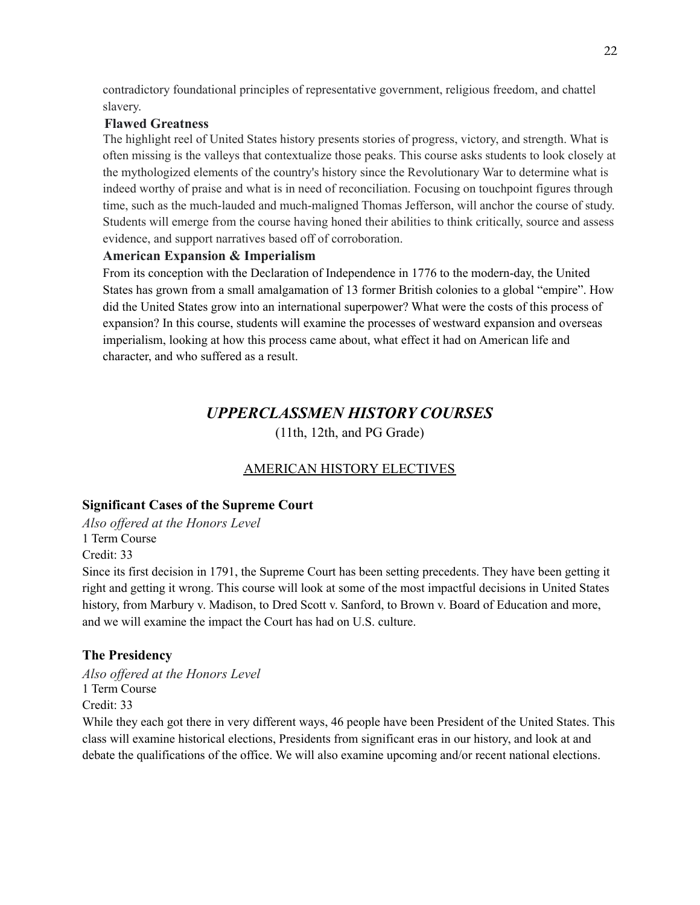contradictory foundational principles of representative government, religious freedom, and chattel slavery.

**Flawed Greatness**

The highlight reel of United States history presents stories of progress, victory, and strength. What is often missing is the valleys that contextualize those peaks. This course asks students to look closely at the mythologized elements of the country's history since the Revolutionary War to determine what is indeed worthy of praise and what is in need of reconciliation. Focusing on touchpoint figures through time, such as the much-lauded and much-maligned Thomas Jefferson, will anchor the course of study. Students will emerge from the course having honed their abilities to think critically, source and assess evidence, and support narratives based off of corroboration.

**American Expansion & Imperialism**

From its conception with the Declaration of Independence in 1776 to the modern-day, the United States has grown from a small amalgamation of 13 former British colonies to a global "empire". How did the United States grow into an international superpower? What were the costs of this process of expansion? In this course, students will examine the processes of westward expansion and overseas imperialism, looking at how this process came about, what effect it had on American life and character, and who suffered as a result.

## *UPPERCLASSMEN HISTORY COURSES*

(11th, 12th, and PG Grade)

### AMERICAN HISTORY ELECTIVES

**Significant Cases of the Supreme Court**

*Also offered at the Honors Level*
1 Term Course
Credit: 33

Since its first decision in 1791, the Supreme Court has been setting precedents. They have been getting it right and getting it wrong. This course will look at some of the most impactful decisions in United States history, from Marbury v. Madison, to Dred Scott v. Sanford, to Brown v. Board of Education and more, and we will examine the impact the Court has had on U.S. culture.

**The Presidency**

*Also offered at the Honors Level*
1 Term Course
Credit: 33

While they each got there in very different ways, 46 people have been President of the United States. This class will examine historical elections, Presidents from significant eras in our history, and look at and debate the qualifications of the office. We will also examine upcoming and/or recent national elections.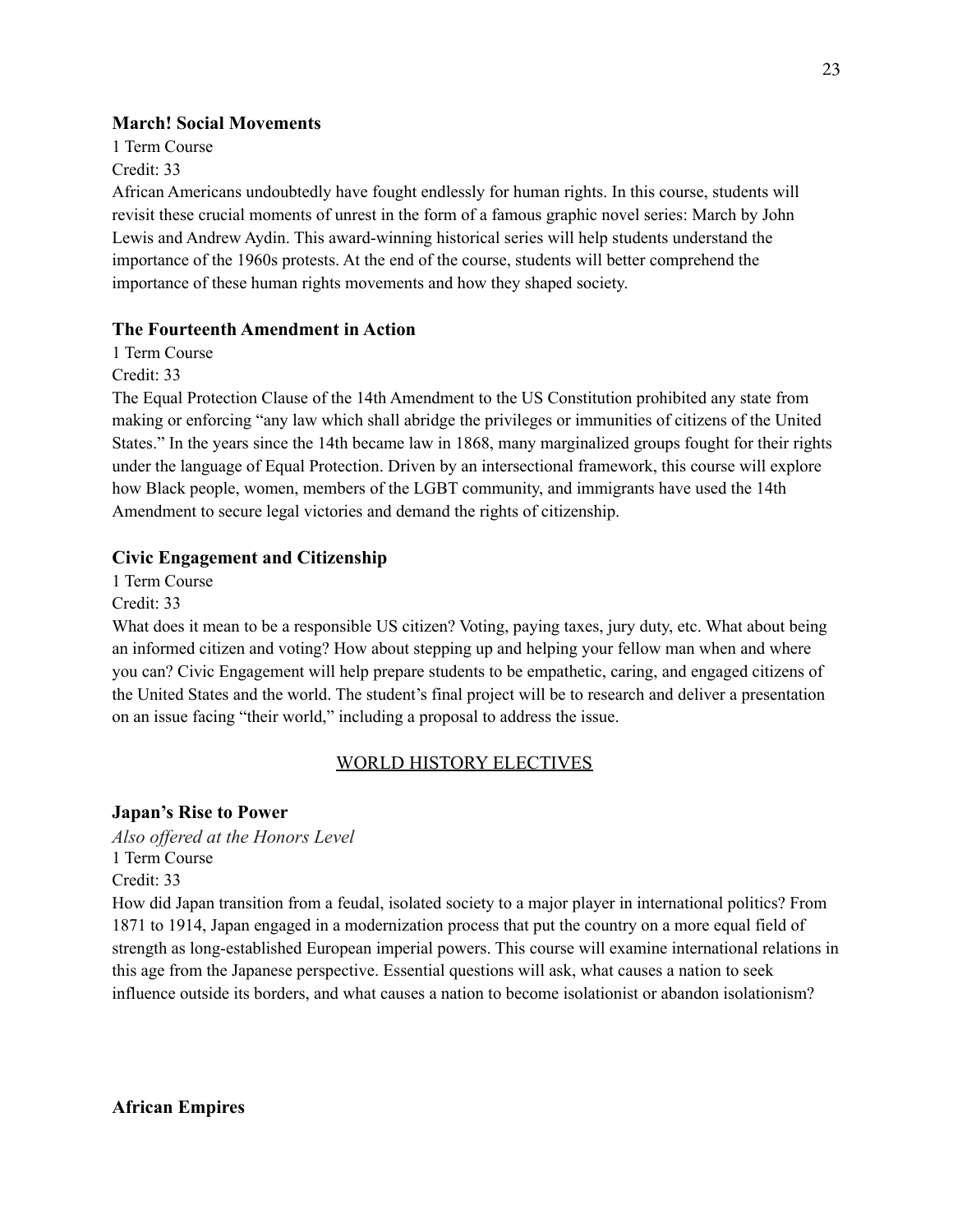### March! Social Movements

1 Term Course

Credit: 33

African Americans undoubtedly have fought endlessly for human rights. In this course, students will revisit these crucial moments of unrest in the form of a famous graphic novel series: March by John Lewis and Andrew Aydin. This award-winning historical series will help students understand the importance of the 1960s protests. At the end of the course, students will better comprehend the importance of these human rights movements and how they shaped society.

### The Fourteenth Amendment in Action

1 Term Course

Credit: 33

The Equal Protection Clause of the 14th Amendment to the US Constitution prohibited any state from making or enforcing "any law which shall abridge the privileges or immunities of citizens of the United States." In the years since the 14th became law in 1868, many marginalized groups fought for their rights under the language of Equal Protection. Driven by an intersectional framework, this course will explore how Black people, women, members of the LGBT community, and immigrants have used the 14th Amendment to secure legal victories and demand the rights of citizenship.

### Civic Engagement and Citizenship

1 Term Course

Credit: 33

What does it mean to be a responsible US citizen? Voting, paying taxes, jury duty, etc. What about being an informed citizen and voting? How about stepping up and helping your fellow man when and where you can? Civic Engagement will help prepare students to be empathetic, caring, and engaged citizens of the United States and the world. The student's final project will be to research and deliver a presentation on an issue facing "their world," including a proposal to address the issue.

## WORLD HISTORY ELECTIVES

### Japan's Rise to Power

*Also offered at the Honors Level*

1 Term Course

Credit: 33

How did Japan transition from a feudal, isolated society to a major player in international politics? From 1871 to 1914, Japan engaged in a modernization process that put the country on a more equal field of strength as long-established European imperial powers. This course will examine international relations in this age from the Japanese perspective. Essential questions will ask, what causes a nation to seek influence outside its borders, and what causes a nation to become isolationist or abandon isolationism?

### African Empires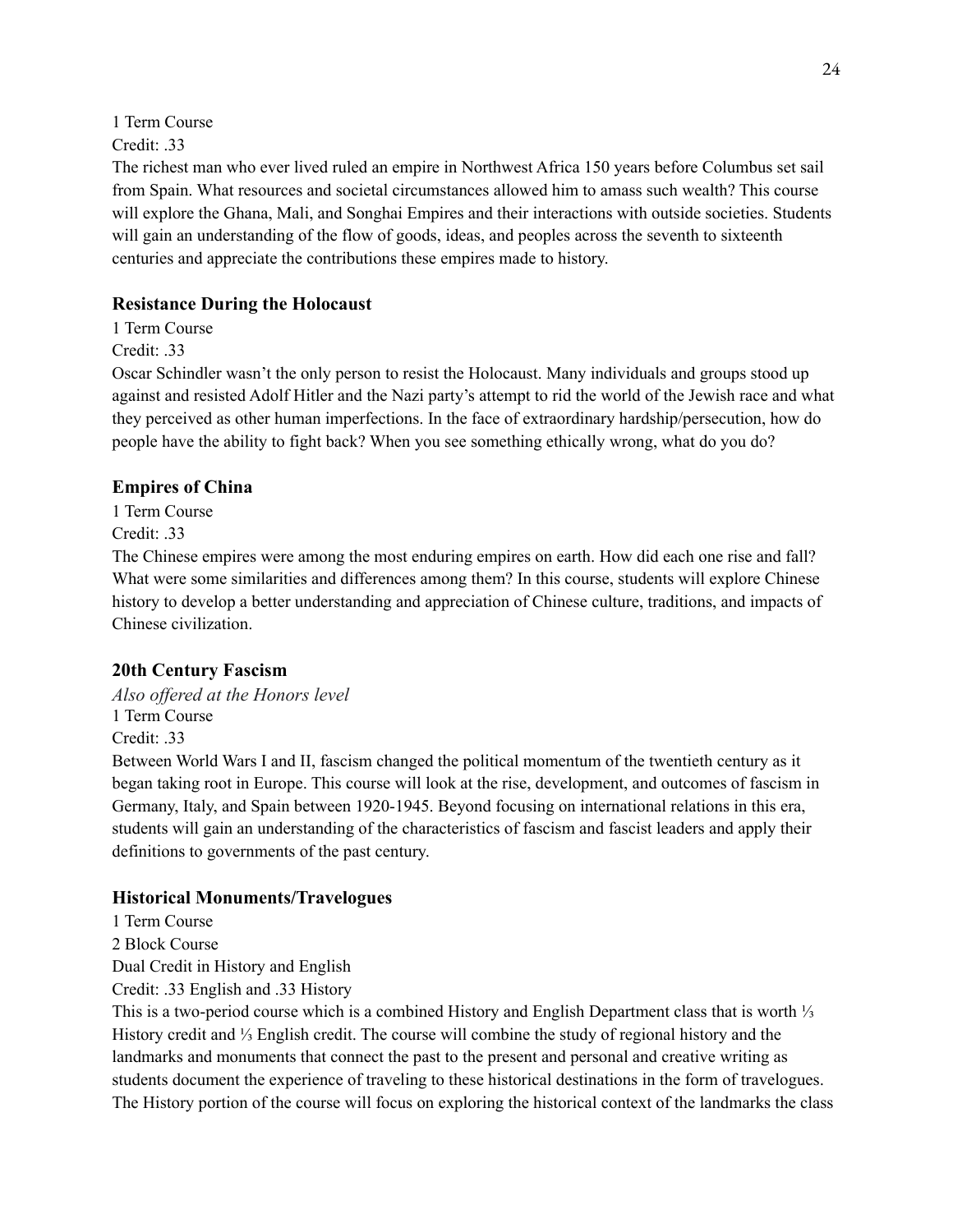1 Term Course

Credit: .33

The richest man who ever lived ruled an empire in Northwest Africa 150 years before Columbus set sail from Spain. What resources and societal circumstances allowed him to amass such wealth? This course will explore the Ghana, Mali, and Songhai Empires and their interactions with outside societies. Students will gain an understanding of the flow of goods, ideas, and peoples across the seventh to sixteenth centuries and appreciate the contributions these empires made to history.

### Resistance During the Holocaust

1 Term Course

Credit: .33

Oscar Schindler wasn't the only person to resist the Holocaust. Many individuals and groups stood up against and resisted Adolf Hitler and the Nazi party's attempt to rid the world of the Jewish race and what they perceived as other human imperfections. In the face of extraordinary hardship/persecution, how do people have the ability to fight back? When you see something ethically wrong, what do you do?

### Empires of China

1 Term Course

Credit: .33

The Chinese empires were among the most enduring empires on earth. How did each one rise and fall? What were some similarities and differences among them? In this course, students will explore Chinese history to develop a better understanding and appreciation of Chinese culture, traditions, and impacts of Chinese civilization.

### 20th Century Fascism

*Also offered at the Honors level*

1 Term Course

Credit: .33

Between World Wars I and II, fascism changed the political momentum of the twentieth century as it began taking root in Europe. This course will look at the rise, development, and outcomes of fascism in Germany, Italy, and Spain between 1920-1945. Beyond focusing on international relations in this era, students will gain an understanding of the characteristics of fascism and fascist leaders and apply their definitions to governments of the past century.

### Historical Monuments/Travelogues

1 Term Course

2 Block Course

Dual Credit in History and English

Credit: .33 English and .33 History

This is a two-period course which is a combined History and English Department class that is worth ⅓ History credit and ⅓ English credit. The course will combine the study of regional history and the landmarks and monuments that connect the past to the present and personal and creative writing as students document the experience of traveling to these historical destinations in the form of travelogues. The History portion of the course will focus on exploring the historical context of the landmarks the class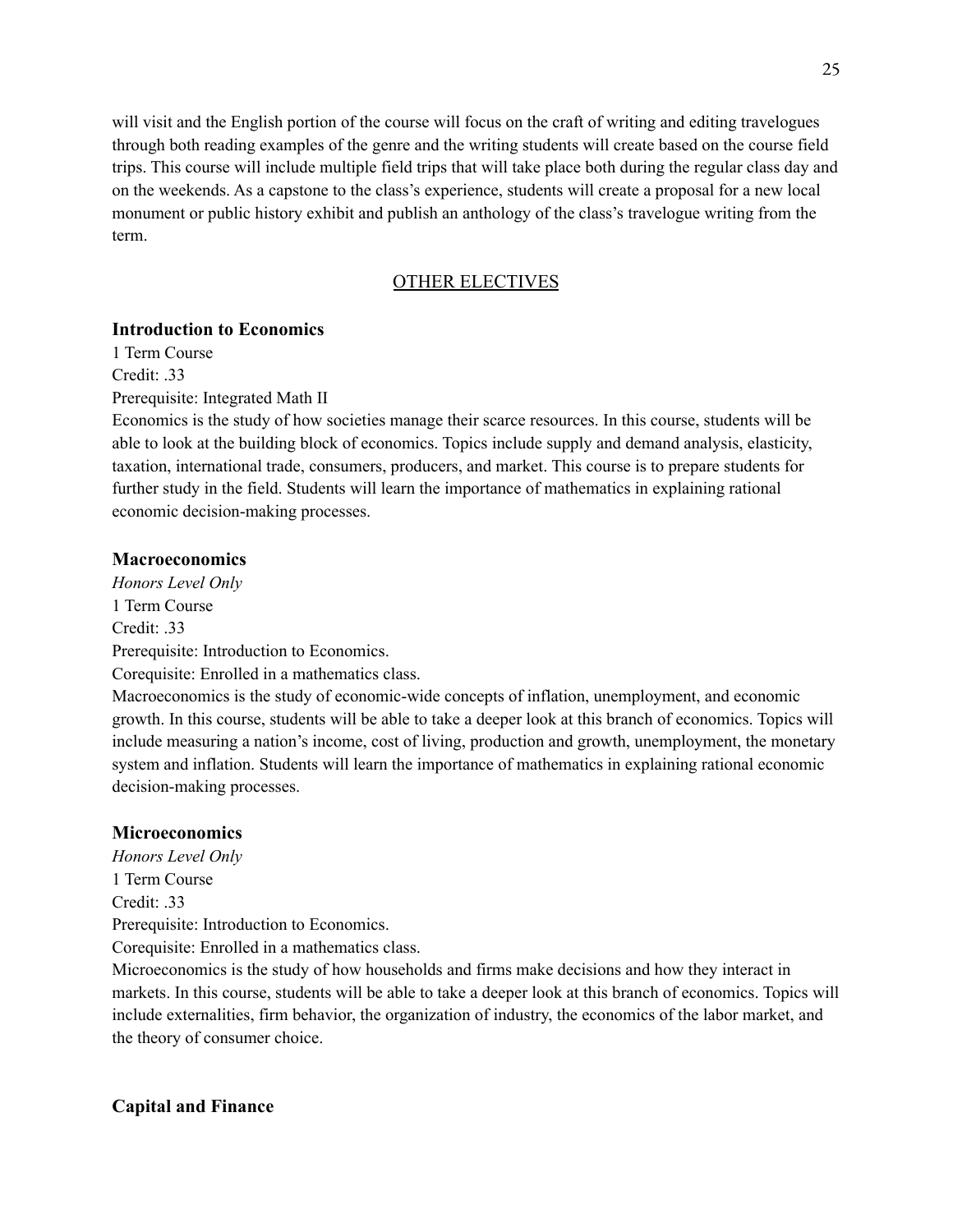will visit and the English portion of the course will focus on the craft of writing and editing travelogues through both reading examples of the genre and the writing students will create based on the course field trips. This course will include multiple field trips that will take place both during the regular class day and on the weekends. As a capstone to the class's experience, students will create a proposal for a new local monument or public history exhibit and publish an anthology of the class's travelogue writing from the term.

## OTHER ELECTIVES

### Introduction to Economics

1 Term Course
Credit: .33
Prerequisite: Integrated Math II
Economics is the study of how societies manage their scarce resources. In this course, students will be able to look at the building block of economics. Topics include supply and demand analysis, elasticity, taxation, international trade, consumers, producers, and market. This course is to prepare students for further study in the field. Students will learn the importance of mathematics in explaining rational economic decision-making processes.

### Macroeconomics

*Honors Level Only*
1 Term Course
Credit: .33
Prerequisite: Introduction to Economics.
Corequisite: Enrolled in a mathematics class.
Macroeconomics is the study of economic-wide concepts of inflation, unemployment, and economic growth. In this course, students will be able to take a deeper look at this branch of economics. Topics will include measuring a nation's income, cost of living, production and growth, unemployment, the monetary system and inflation. Students will learn the importance of mathematics in explaining rational economic decision-making processes.

### Microeconomics

*Honors Level Only*
1 Term Course
Credit: .33
Prerequisite: Introduction to Economics.
Corequisite: Enrolled in a mathematics class.
Microeconomics is the study of how households and firms make decisions and how they interact in markets. In this course, students will be able to take a deeper look at this branch of economics. Topics will include externalities, firm behavior, the organization of industry, the economics of the labor market, and the theory of consumer choice.

### Capital and Finance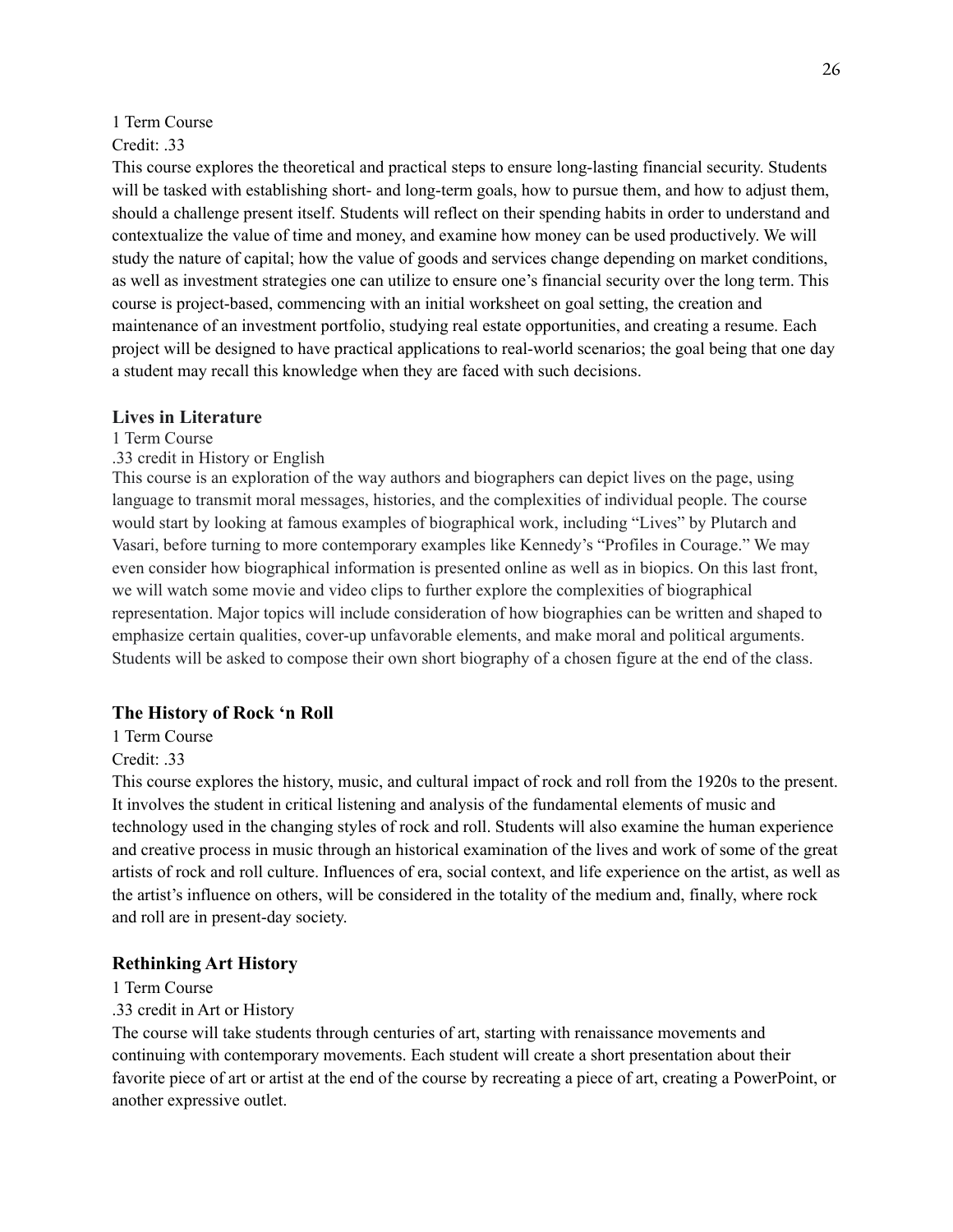1 Term Course

Credit: .33

This course explores the theoretical and practical steps to ensure long-lasting financial security. Students will be tasked with establishing short- and long-term goals, how to pursue them, and how to adjust them, should a challenge present itself. Students will reflect on their spending habits in order to understand and contextualize the value of time and money, and examine how money can be used productively. We will study the nature of capital; how the value of goods and services change depending on market conditions, as well as investment strategies one can utilize to ensure one's financial security over the long term. This course is project-based, commencing with an initial worksheet on goal setting, the creation and maintenance of an investment portfolio, studying real estate opportunities, and creating a resume. Each project will be designed to have practical applications to real-world scenarios; the goal being that one day a student may recall this knowledge when they are faced with such decisions.

### Lives in Literature

1 Term Course

.33 credit in History or English

This course is an exploration of the way authors and biographers can depict lives on the page, using language to transmit moral messages, histories, and the complexities of individual people. The course would start by looking at famous examples of biographical work, including "Lives" by Plutarch and Vasari, before turning to more contemporary examples like Kennedy's "Profiles in Courage." We may even consider how biographical information is presented online as well as in biopics. On this last front, we will watch some movie and video clips to further explore the complexities of biographical representation. Major topics will include consideration of how biographies can be written and shaped to emphasize certain qualities, cover-up unfavorable elements, and make moral and political arguments. Students will be asked to compose their own short biography of a chosen figure at the end of the class.

### The History of Rock 'n Roll

1 Term Course

Credit: .33

This course explores the history, music, and cultural impact of rock and roll from the 1920s to the present. It involves the student in critical listening and analysis of the fundamental elements of music and technology used in the changing styles of rock and roll. Students will also examine the human experience and creative process in music through an historical examination of the lives and work of some of the great artists of rock and roll culture. Influences of era, social context, and life experience on the artist, as well as the artist's influence on others, will be considered in the totality of the medium and, finally, where rock and roll are in present-day society.

### Rethinking Art History

1 Term Course

.33 credit in Art or History

The course will take students through centuries of art, starting with renaissance movements and continuing with contemporary movements. Each student will create a short presentation about their favorite piece of art or artist at the end of the course by recreating a piece of art, creating a PowerPoint, or another expressive outlet.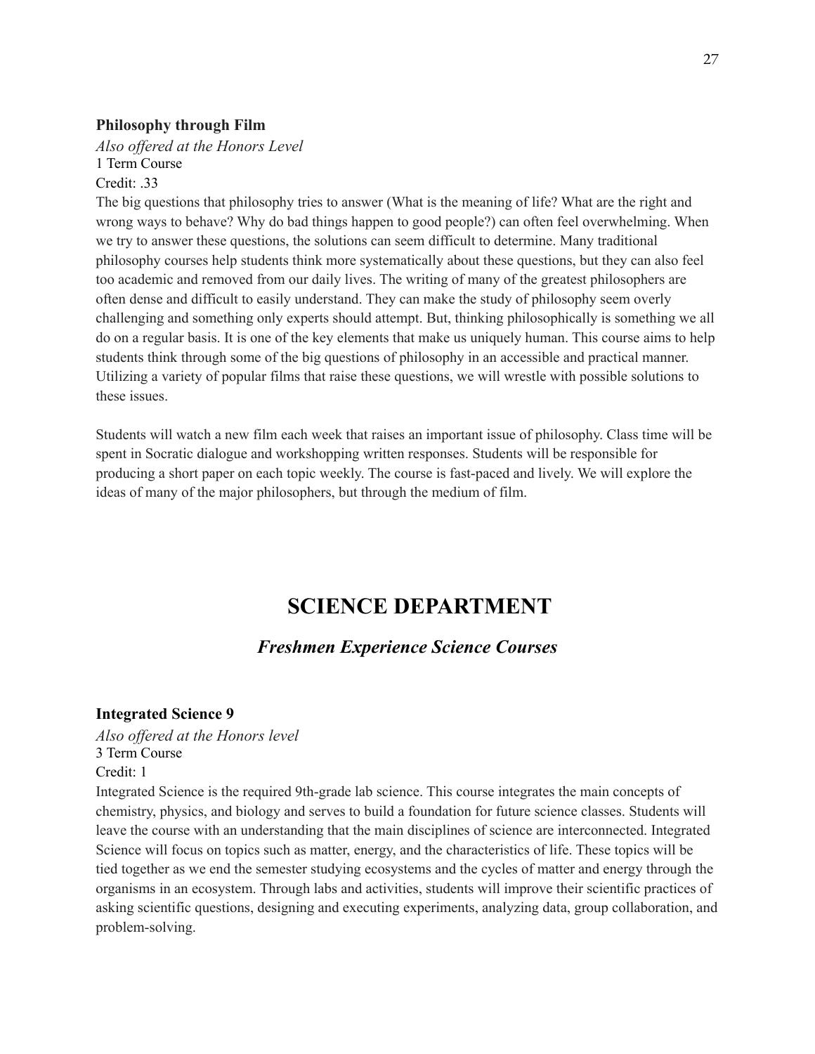### Philosophy through Film

*Also offered at the Honors Level*
1 Term Course
Credit: .33

The big questions that philosophy tries to answer (What is the meaning of life? What are the right and wrong ways to behave? Why do bad things happen to good people?) can often feel overwhelming. When we try to answer these questions, the solutions can seem difficult to determine. Many traditional philosophy courses help students think more systematically about these questions, but they can also feel too academic and removed from our daily lives. The writing of many of the greatest philosophers are often dense and difficult to easily understand. They can make the study of philosophy seem overly challenging and something only experts should attempt. But, thinking philosophically is something we all do on a regular basis. It is one of the key elements that make us uniquely human. This course aims to help students think through some of the big questions of philosophy in an accessible and practical manner. Utilizing a variety of popular films that raise these questions, we will wrestle with possible solutions to these issues.

Students will watch a new film each week that raises an important issue of philosophy. Class time will be spent in Socratic dialogue and workshopping written responses. Students will be responsible for producing a short paper on each topic weekly. The course is fast-paced and lively. We will explore the ideas of many of the major philosophers, but through the medium of film.

# SCIENCE DEPARTMENT

## *Freshmen Experience Science Courses*

### Integrated Science 9

*Also offered at the Honors level*
3 Term Course
Credit: 1

Integrated Science is the required 9th-grade lab science. This course integrates the main concepts of chemistry, physics, and biology and serves to build a foundation for future science classes. Students will leave the course with an understanding that the main disciplines of science are interconnected. Integrated Science will focus on topics such as matter, energy, and the characteristics of life. These topics will be tied together as we end the semester studying ecosystems and the cycles of matter and energy through the organisms in an ecosystem. Through labs and activities, students will improve their scientific practices of asking scientific questions, designing and executing experiments, analyzing data, group collaboration, and problem-solving.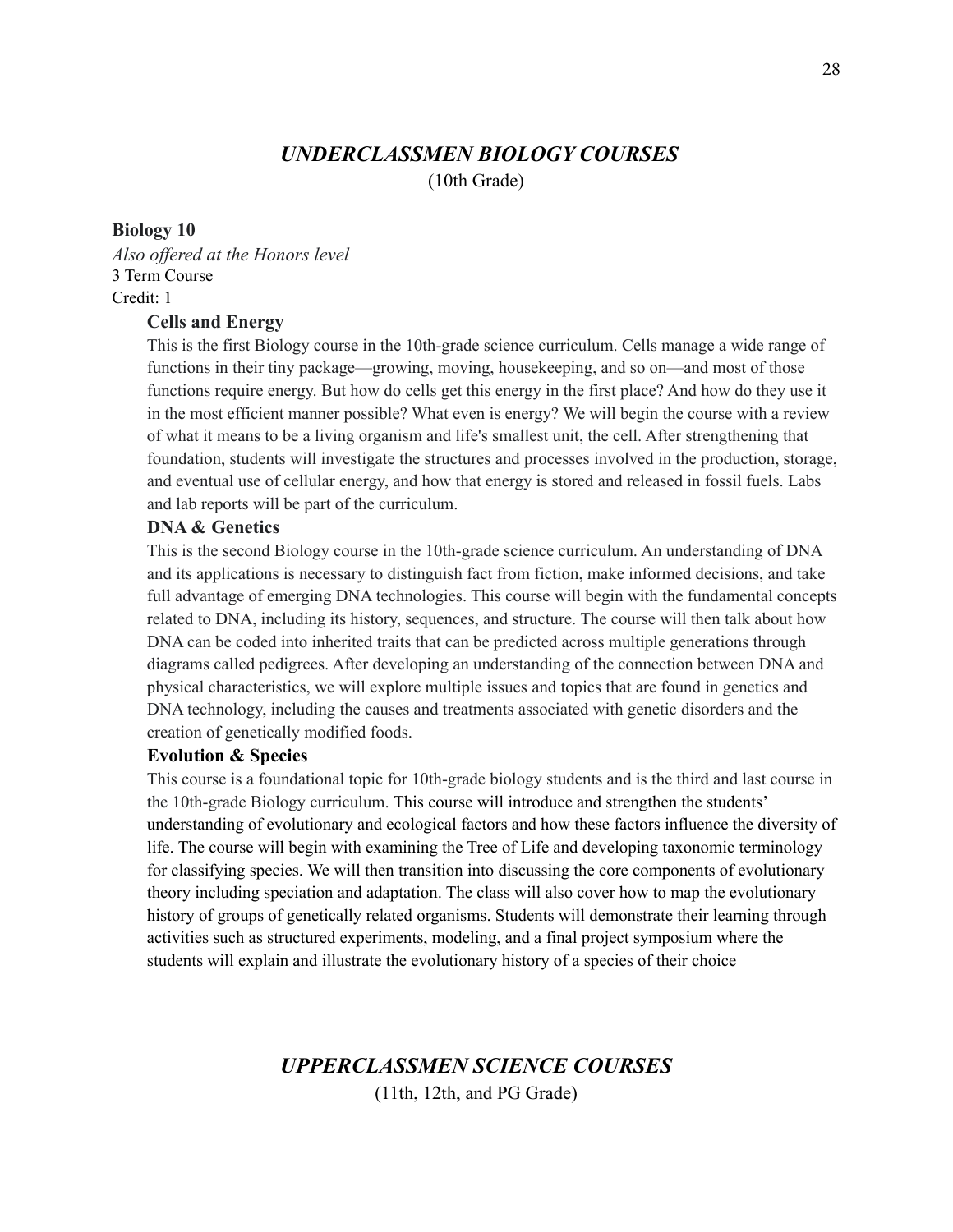## *UNDERCLASSMEN BIOLOGY COURSES*

(10th Grade)

**Biology 10**

*Also offered at the Honors level*

3 Term Course

Credit: 1

### Cells and Energy

This is the first Biology course in the 10th-grade science curriculum. Cells manage a wide range of functions in their tiny package—growing, moving, housekeeping, and so on—and most of those functions require energy. But how do cells get this energy in the first place? And how do they use it in the most efficient manner possible? What even is energy? We will begin the course with a review of what it means to be a living organism and life's smallest unit, the cell. After strengthening that foundation, students will investigate the structures and processes involved in the production, storage, and eventual use of cellular energy, and how that energy is stored and released in fossil fuels. Labs and lab reports will be part of the curriculum.

### DNA & Genetics

This is the second Biology course in the 10th-grade science curriculum. An understanding of DNA and its applications is necessary to distinguish fact from fiction, make informed decisions, and take full advantage of emerging DNA technologies. This course will begin with the fundamental concepts related to DNA, including its history, sequences, and structure. The course will then talk about how DNA can be coded into inherited traits that can be predicted across multiple generations through diagrams called pedigrees. After developing an understanding of the connection between DNA and physical characteristics, we will explore multiple issues and topics that are found in genetics and DNA technology, including the causes and treatments associated with genetic disorders and the creation of genetically modified foods.

### Evolution & Species

This course is a foundational topic for 10th-grade biology students and is the third and last course in the 10th-grade Biology curriculum. This course will introduce and strengthen the students' understanding of evolutionary and ecological factors and how these factors influence the diversity of life. The course will begin with examining the Tree of Life and developing taxonomic terminology for classifying species. We will then transition into discussing the core components of evolutionary theory including speciation and adaptation. The class will also cover how to map the evolutionary history of groups of genetically related organisms. Students will demonstrate their learning through activities such as structured experiments, modeling, and a final project symposium where the students will explain and illustrate the evolutionary history of a species of their choice

## *UPPERCLASSMEN SCIENCE COURSES*

(11th, 12th, and PG Grade)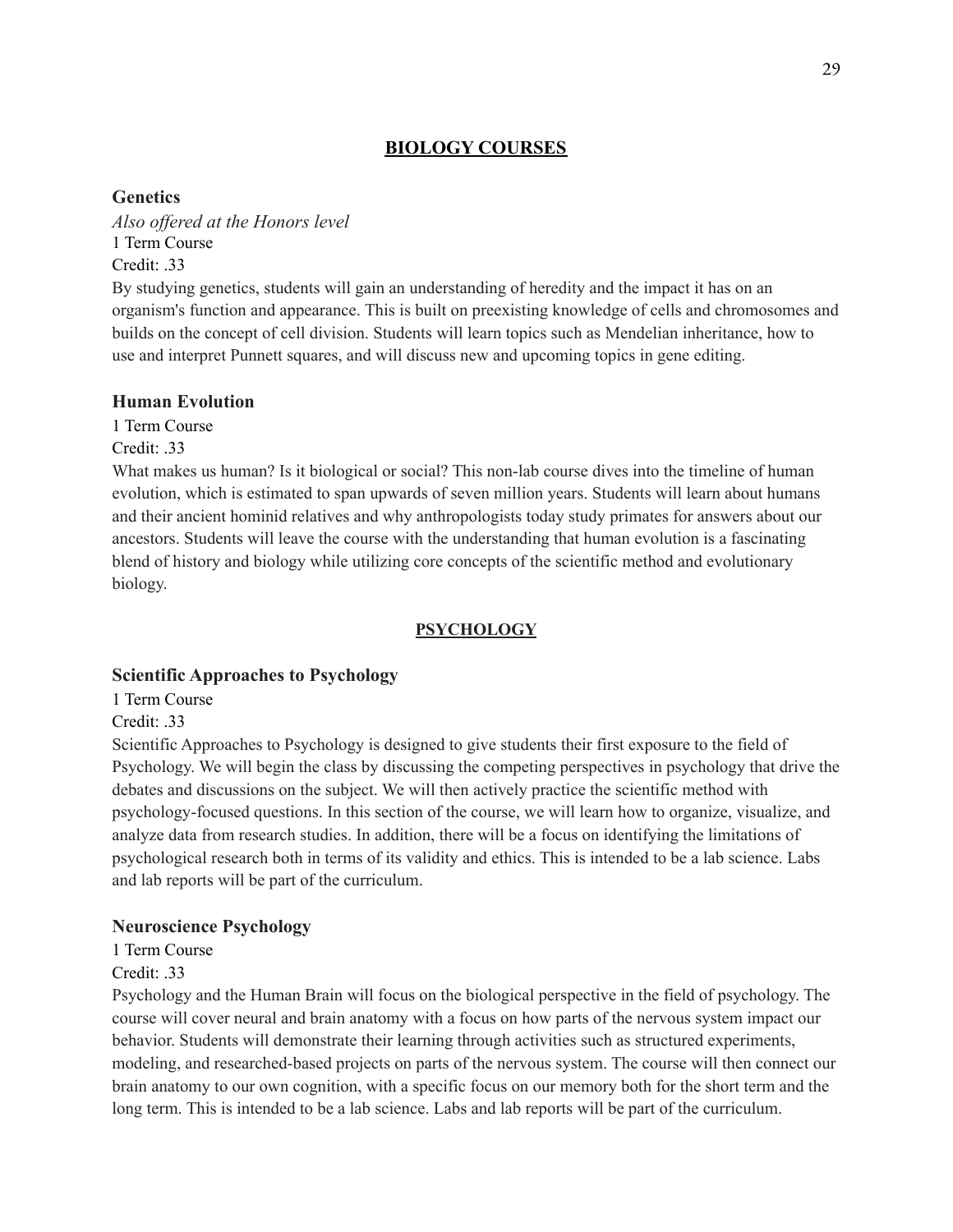## BIOLOGY COURSES

### Genetics

*Also offered at the Honors level*
1 Term Course
Credit: .33
By studying genetics, students will gain an understanding of heredity and the impact it has on an organism's function and appearance. This is built on preexisting knowledge of cells and chromosomes and builds on the concept of cell division. Students will learn topics such as Mendelian inheritance, how to use and interpret Punnett squares, and will discuss new and upcoming topics in gene editing.

### Human Evolution

1 Term Course
Credit: .33
What makes us human? Is it biological or social? This non-lab course dives into the timeline of human evolution, which is estimated to span upwards of seven million years. Students will learn about humans and their ancient hominid relatives and why anthropologists today study primates for answers about our ancestors. Students will leave the course with the understanding that human evolution is a fascinating blend of history and biology while utilizing core concepts of the scientific method and evolutionary biology.

## PSYCHOLOGY

### Scientific Approaches to Psychology

1 Term Course
Credit: .33
Scientific Approaches to Psychology is designed to give students their first exposure to the field of Psychology. We will begin the class by discussing the competing perspectives in psychology that drive the debates and discussions on the subject. We will then actively practice the scientific method with psychology-focused questions. In this section of the course, we will learn how to organize, visualize, and analyze data from research studies. In addition, there will be a focus on identifying the limitations of psychological research both in terms of its validity and ethics. This is intended to be a lab science. Labs and lab reports will be part of the curriculum.

### Neuroscience Psychology

1 Term Course
Credit: .33
Psychology and the Human Brain will focus on the biological perspective in the field of psychology. The course will cover neural and brain anatomy with a focus on how parts of the nervous system impact our behavior. Students will demonstrate their learning through activities such as structured experiments, modeling, and researched-based projects on parts of the nervous system. The course will then connect our brain anatomy to our own cognition, with a specific focus on our memory both for the short term and the long term. This is intended to be a lab science. Labs and lab reports will be part of the curriculum.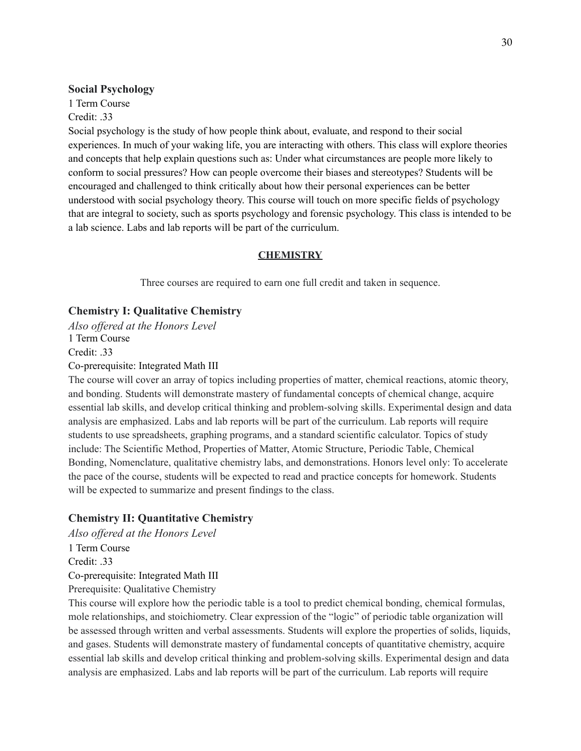### Social Psychology

1 Term Course

Credit: .33

Social psychology is the study of how people think about, evaluate, and respond to their social experiences. In much of your waking life, you are interacting with others. This class will explore theories and concepts that help explain questions such as: Under what circumstances are people more likely to conform to social pressures? How can people overcome their biases and stereotypes? Students will be encouraged and challenged to think critically about how their personal experiences can be better understood with social psychology theory. This course will touch on more specific fields of psychology that are integral to society, such as sports psychology and forensic psychology. This class is intended to be a lab science. Labs and lab reports will be part of the curriculum.

## CHEMISTRY

Three courses are required to earn one full credit and taken in sequence.

### Chemistry I: Qualitative Chemistry

*Also offered at the Honors Level*

1 Term Course

Credit: .33

Co-prerequisite: Integrated Math III

The course will cover an array of topics including properties of matter, chemical reactions, atomic theory, and bonding. Students will demonstrate mastery of fundamental concepts of chemical change, acquire essential lab skills, and develop critical thinking and problem-solving skills. Experimental design and data analysis are emphasized. Labs and lab reports will be part of the curriculum. Lab reports will require students to use spreadsheets, graphing programs, and a standard scientific calculator. Topics of study include: The Scientific Method, Properties of Matter, Atomic Structure, Periodic Table, Chemical Bonding, Nomenclature, qualitative chemistry labs, and demonstrations. Honors level only: To accelerate the pace of the course, students will be expected to read and practice concepts for homework. Students will be expected to summarize and present findings to the class.

### Chemistry II: Quantitative Chemistry

*Also offered at the Honors Level*

1 Term Course

Credit: .33

Co-prerequisite: Integrated Math III

Prerequisite: Qualitative Chemistry

This course will explore how the periodic table is a tool to predict chemical bonding, chemical formulas, mole relationships, and stoichiometry. Clear expression of the "logic" of periodic table organization will be assessed through written and verbal assessments. Students will explore the properties of solids, liquids, and gases. Students will demonstrate mastery of fundamental concepts of quantitative chemistry, acquire essential lab skills and develop critical thinking and problem-solving skills. Experimental design and data analysis are emphasized. Labs and lab reports will be part of the curriculum. Lab reports will require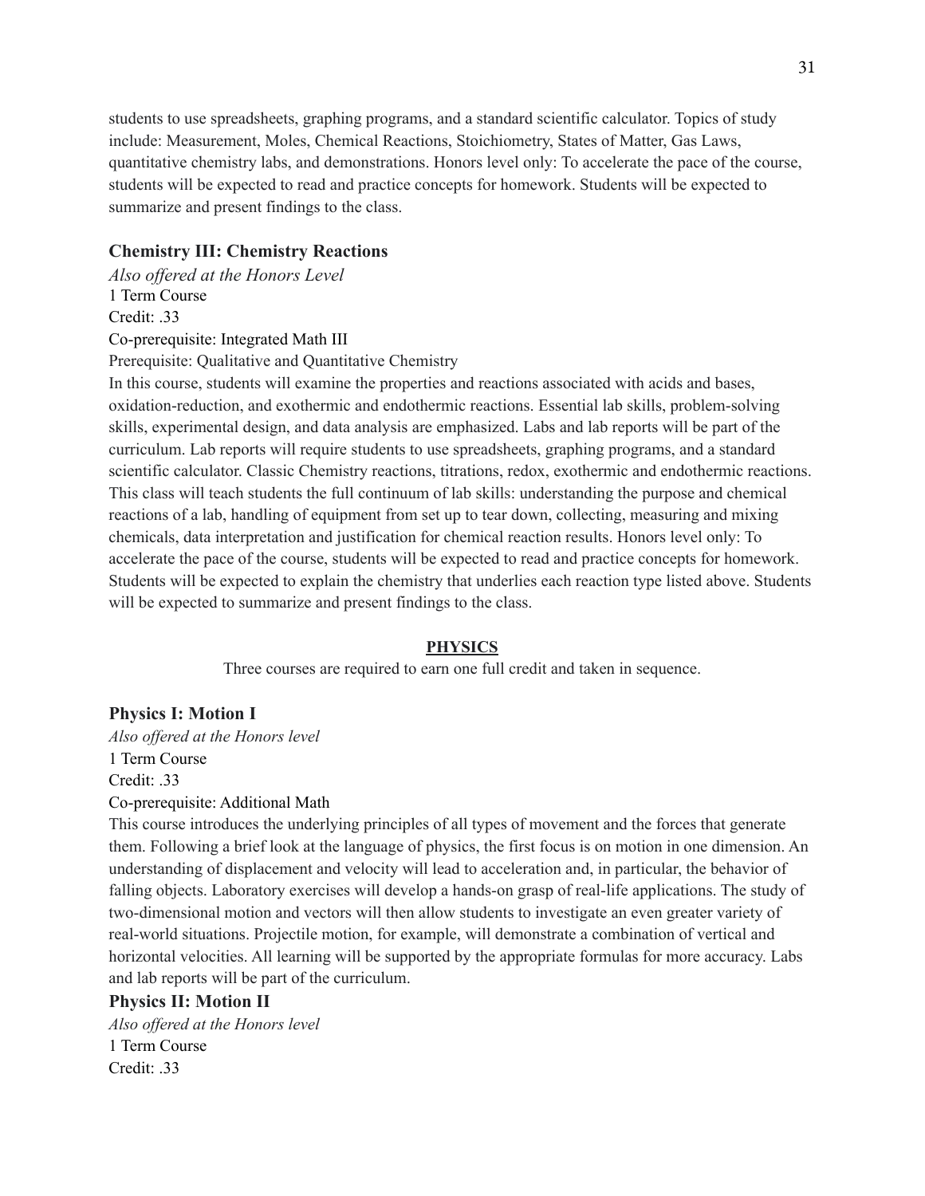students to use spreadsheets, graphing programs, and a standard scientific calculator. Topics of study include: Measurement, Moles, Chemical Reactions, Stoichiometry, States of Matter, Gas Laws, quantitative chemistry labs, and demonstrations. Honors level only: To accelerate the pace of the course, students will be expected to read and practice concepts for homework. Students will be expected to summarize and present findings to the class.

### Chemistry III: Chemistry Reactions

*Also offered at the Honors Level*
1 Term Course
Credit: .33
Co-prerequisite: Integrated Math III
Prerequisite: Qualitative and Quantitative Chemistry
In this course, students will examine the properties and reactions associated with acids and bases, oxidation-reduction, and exothermic and endothermic reactions. Essential lab skills, problem-solving skills, experimental design, and data analysis are emphasized. Labs and lab reports will be part of the curriculum. Lab reports will require students to use spreadsheets, graphing programs, and a standard scientific calculator. Classic Chemistry reactions, titrations, redox, exothermic and endothermic reactions. This class will teach students the full continuum of lab skills: understanding the purpose and chemical reactions of a lab, handling of equipment from set up to tear down, collecting, measuring and mixing chemicals, data interpretation and justification for chemical reaction results. Honors level only: To accelerate the pace of the course, students will be expected to read and practice concepts for homework. Students will be expected to explain the chemistry that underlies each reaction type listed above. Students will be expected to summarize and present findings to the class.

## PHYSICS

Three courses are required to earn one full credit and taken in sequence.

### Physics I: Motion I

*Also offered at the Honors level*
1 Term Course
Credit: .33
Co-prerequisite: Additional Math
This course introduces the underlying principles of all types of movement and the forces that generate them. Following a brief look at the language of physics, the first focus is on motion in one dimension. An understanding of displacement and velocity will lead to acceleration and, in particular, the behavior of falling objects. Laboratory exercises will develop a hands-on grasp of real-life applications. The study of two-dimensional motion and vectors will then allow students to investigate an even greater variety of real-world situations. Projectile motion, for example, will demonstrate a combination of vertical and horizontal velocities. All learning will be supported by the appropriate formulas for more accuracy. Labs and lab reports will be part of the curriculum.

### Physics II: Motion II

*Also offered at the Honors level*
1 Term Course
Credit: .33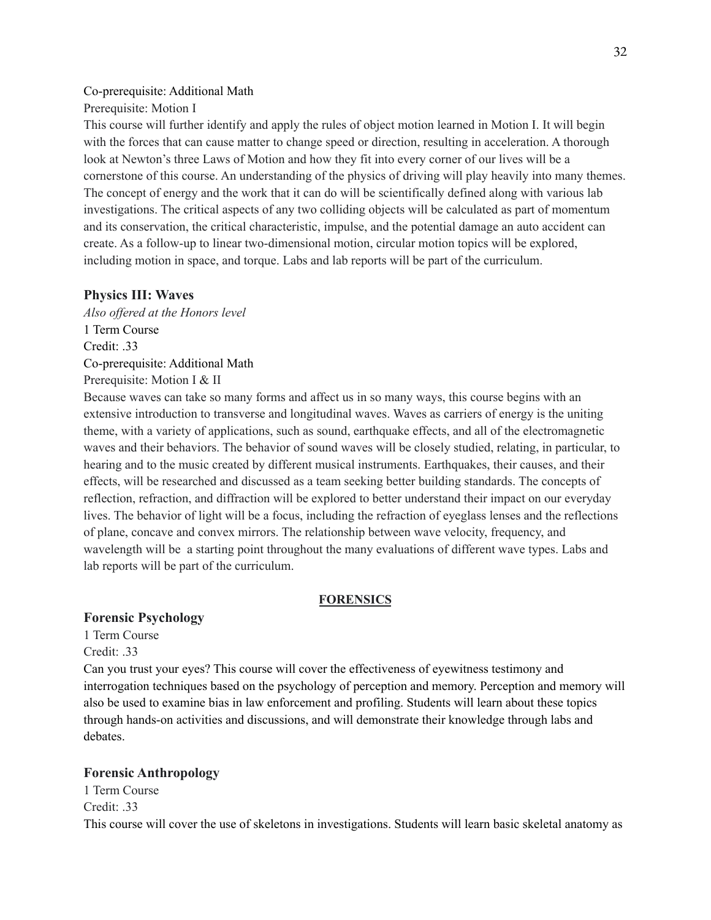Co-prerequisite: Additional Math
Prerequisite: Motion I
This course will further identify and apply the rules of object motion learned in Motion I. It will begin with the forces that can cause matter to change speed or direction, resulting in acceleration. A thorough look at Newton's three Laws of Motion and how they fit into every corner of our lives will be a cornerstone of this course. An understanding of the physics of driving will play heavily into many themes. The concept of energy and the work that it can do will be scientifically defined along with various lab investigations. The critical aspects of any two colliding objects will be calculated as part of momentum and its conservation, the critical characteristic, impulse, and the potential damage an auto accident can create. As a follow-up to linear two-dimensional motion, circular motion topics will be explored, including motion in space, and torque. Labs and lab reports will be part of the curriculum.

### Physics III: Waves

*Also offered at the Honors level*
1 Term Course
Credit: .33
Co-prerequisite: Additional Math
Prerequisite: Motion I & II
Because waves can take so many forms and affect us in so many ways, this course begins with an extensive introduction to transverse and longitudinal waves. Waves as carriers of energy is the uniting theme, with a variety of applications, such as sound, earthquake effects, and all of the electromagnetic waves and their behaviors. The behavior of sound waves will be closely studied, relating, in particular, to hearing and to the music created by different musical instruments. Earthquakes, their causes, and their effects, will be researched and discussed as a team seeking better building standards. The concepts of reflection, refraction, and diffraction will be explored to better understand their impact on our everyday lives. The behavior of light will be a focus, including the refraction of eyeglass lenses and the reflections of plane, concave and convex mirrors. The relationship between wave velocity, frequency, and wavelength will be a starting point throughout the many evaluations of different wave types. Labs and lab reports will be part of the curriculum.

## FORENSICS

### Forensic Psychology

1 Term Course
Credit: .33
Can you trust your eyes? This course will cover the effectiveness of eyewitness testimony and interrogation techniques based on the psychology of perception and memory. Perception and memory will also be used to examine bias in law enforcement and profiling. Students will learn about these topics through hands-on activities and discussions, and will demonstrate their knowledge through labs and debates.

### Forensic Anthropology

1 Term Course
Credit: .33
This course will cover the use of skeletons in investigations. Students will learn basic skeletal anatomy as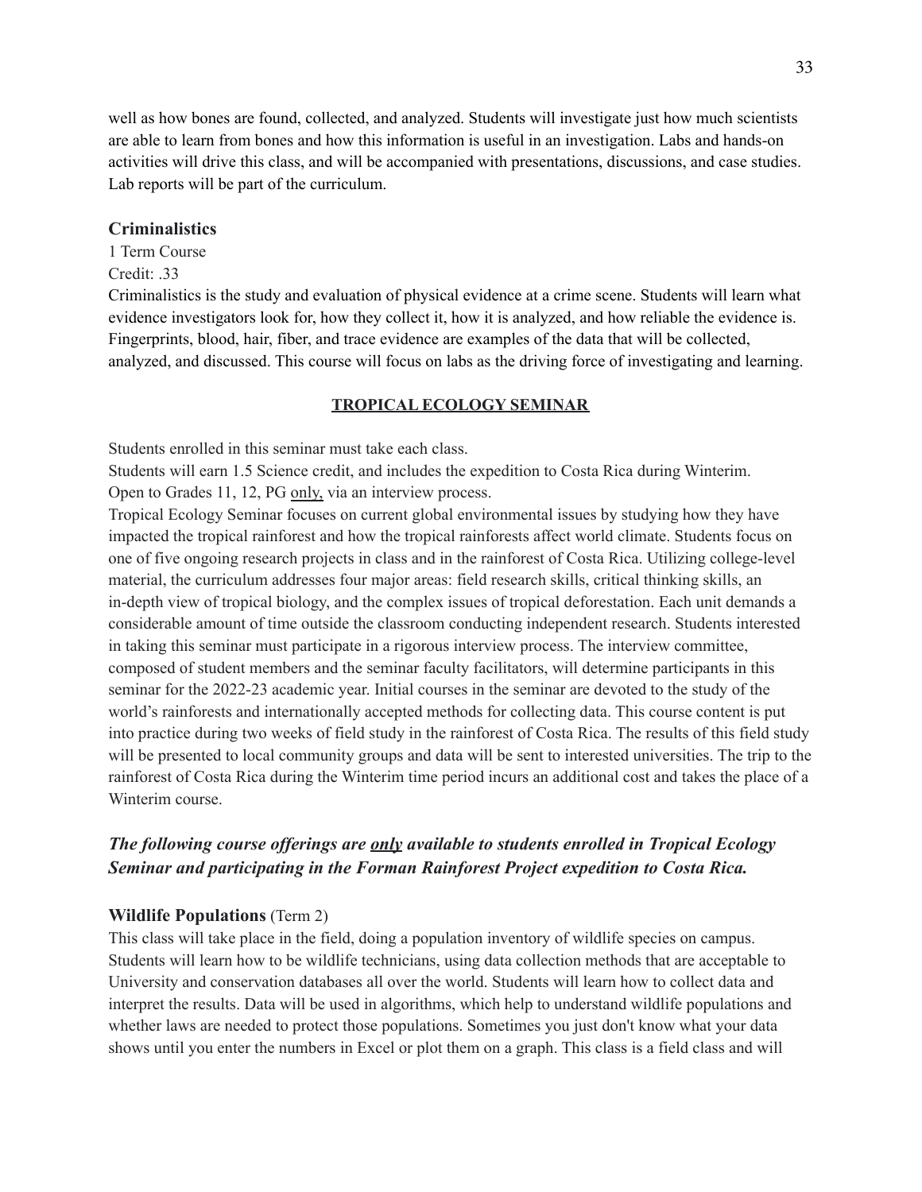well as how bones are found, collected, and analyzed. Students will investigate just how much scientists are able to learn from bones and how this information is useful in an investigation. Labs and hands-on activities will drive this class, and will be accompanied with presentations, discussions, and case studies. Lab reports will be part of the curriculum.

### Criminalistics

1 Term Course

Credit: .33

Criminalistics is the study and evaluation of physical evidence at a crime scene. Students will learn what evidence investigators look for, how they collect it, how it is analyzed, and how reliable the evidence is. Fingerprints, blood, hair, fiber, and trace evidence are examples of the data that will be collected, analyzed, and discussed. This course will focus on labs as the driving force of investigating and learning.

## TROPICAL ECOLOGY SEMINAR

Students enrolled in this seminar must take each class.

Students will earn 1.5 Science credit, and includes the expedition to Costa Rica during Winterim.

Open to Grades 11, 12, PG only, via an interview process.

Tropical Ecology Seminar focuses on current global environmental issues by studying how they have impacted the tropical rainforest and how the tropical rainforests affect world climate. Students focus on one of five ongoing research projects in class and in the rainforest of Costa Rica. Utilizing college-level material, the curriculum addresses four major areas: field research skills, critical thinking skills, an in-depth view of tropical biology, and the complex issues of tropical deforestation. Each unit demands a considerable amount of time outside the classroom conducting independent research. Students interested in taking this seminar must participate in a rigorous interview process. The interview committee, composed of student members and the seminar faculty facilitators, will determine participants in this seminar for the 2022-23 academic year. Initial courses in the seminar are devoted to the study of the world's rainforests and internationally accepted methods for collecting data. This course content is put into practice during two weeks of field study in the rainforest of Costa Rica. The results of this field study will be presented to local community groups and data will be sent to interested universities. The trip to the rainforest of Costa Rica during the Winterim time period incurs an additional cost and takes the place of a Winterim course.

***The following course offerings are only available to students enrolled in Tropical Ecology Seminar and participating in the Forman Rainforest Project expedition to Costa Rica.***

### Wildlife Populations (Term 2)

This class will take place in the field, doing a population inventory of wildlife species on campus. Students will learn how to be wildlife technicians, using data collection methods that are acceptable to University and conservation databases all over the world. Students will learn how to collect data and interpret the results. Data will be used in algorithms, which help to understand wildlife populations and whether laws are needed to protect those populations. Sometimes you just don't know what your data shows until you enter the numbers in Excel or plot them on a graph. This class is a field class and will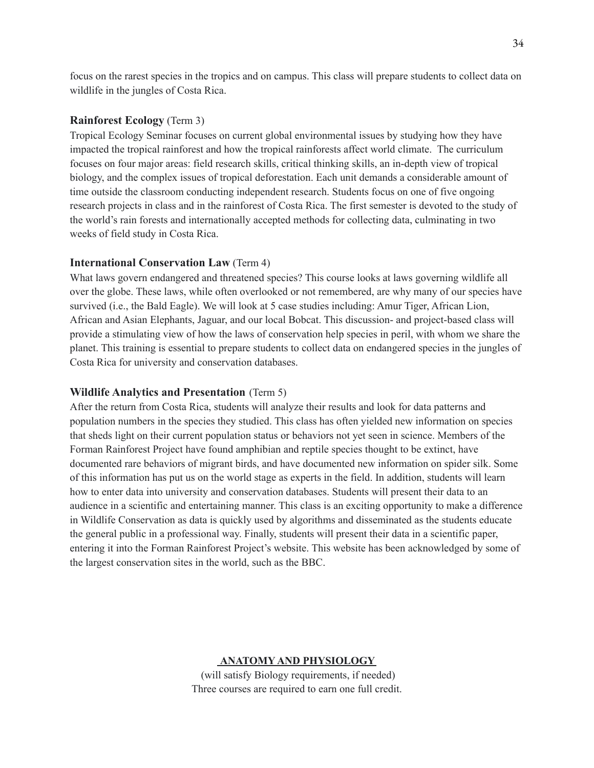focus on the rarest species in the tropics and on campus. This class will prepare students to collect data on wildlife in the jungles of Costa Rica.

**Rainforest Ecology** (Term 3)

Tropical Ecology Seminar focuses on current global environmental issues by studying how they have impacted the tropical rainforest and how the tropical rainforests affect world climate. The curriculum focuses on four major areas: field research skills, critical thinking skills, an in-depth view of tropical biology, and the complex issues of tropical deforestation. Each unit demands a considerable amount of time outside the classroom conducting independent research. Students focus on one of five ongoing research projects in class and in the rainforest of Costa Rica. The first semester is devoted to the study of the world's rain forests and internationally accepted methods for collecting data, culminating in two weeks of field study in Costa Rica.

**International Conservation Law** (Term 4)

What laws govern endangered and threatened species? This course looks at laws governing wildlife all over the globe. These laws, while often overlooked or not remembered, are why many of our species have survived (i.e., the Bald Eagle). We will look at 5 case studies including: Amur Tiger, African Lion, African and Asian Elephants, Jaguar, and our local Bobcat. This discussion- and project-based class will provide a stimulating view of how the laws of conservation help species in peril, with whom we share the planet. This training is essential to prepare students to collect data on endangered species in the jungles of Costa Rica for university and conservation databases.

**Wildlife Analytics and Presentation** (Term 5)

After the return from Costa Rica, students will analyze their results and look for data patterns and population numbers in the species they studied. This class has often yielded new information on species that sheds light on their current population status or behaviors not yet seen in science. Members of the Forman Rainforest Project have found amphibian and reptile species thought to be extinct, have documented rare behaviors of migrant birds, and have documented new information on spider silk. Some of this information has put us on the world stage as experts in the field. In addition, students will learn how to enter data into university and conservation databases. Students will present their data to an audience in a scientific and entertaining manner. This class is an exciting opportunity to make a difference in Wildlife Conservation as data is quickly used by algorithms and disseminated as the students educate the general public in a professional way. Finally, students will present their data in a scientific paper, entering it into the Forman Rainforest Project's website. This website has been acknowledged by some of the largest conservation sites in the world, such as the BBC.

## ANATOMY AND PHYSIOLOGY

(will satisfy Biology requirements, if needed)

Three courses are required to earn one full credit.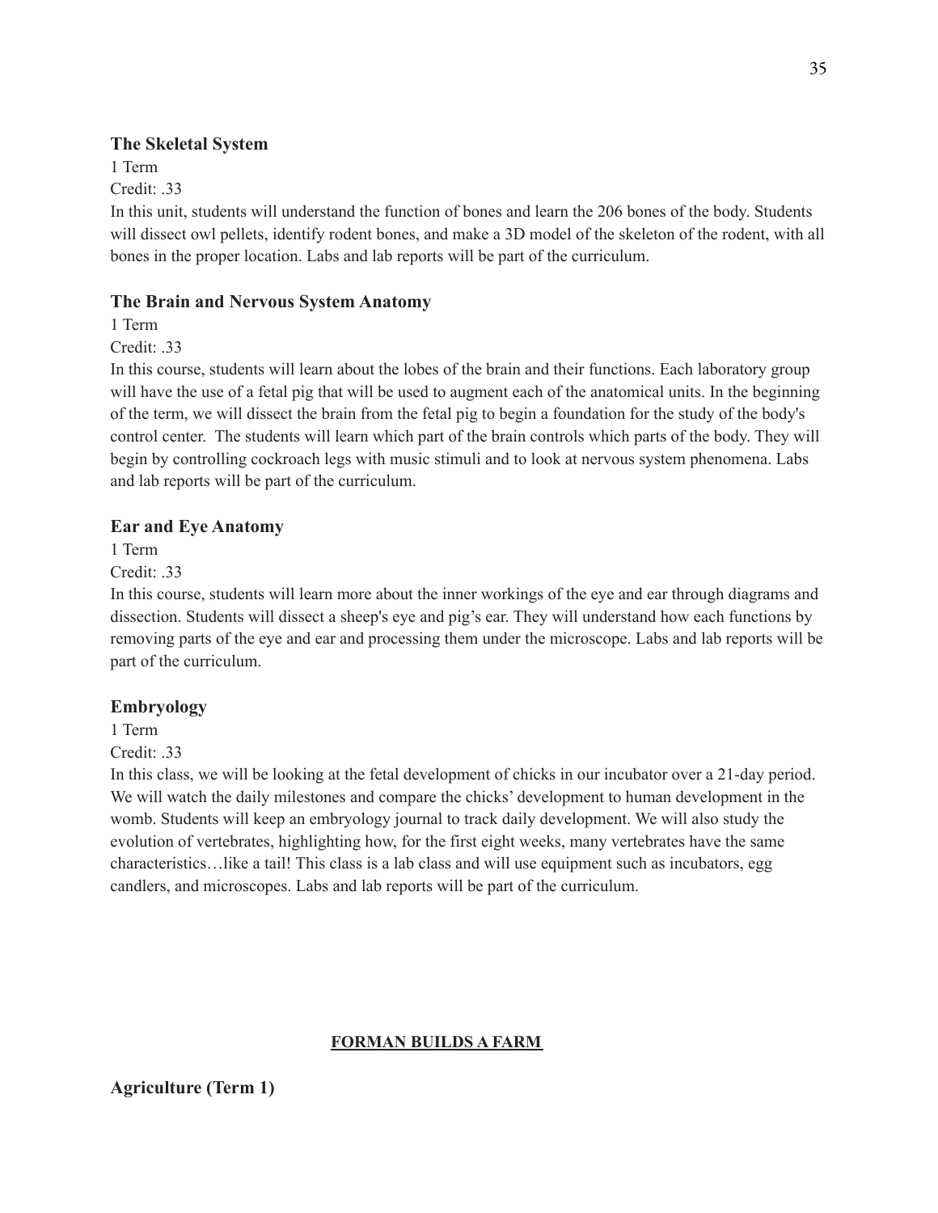### The Skeletal System

1 Term

Credit: .33

In this unit, students will understand the function of bones and learn the 206 bones of the body. Students will dissect owl pellets, identify rodent bones, and make a 3D model of the skeleton of the rodent, with all bones in the proper location. Labs and lab reports will be part of the curriculum.

### The Brain and Nervous System Anatomy

1 Term

Credit: .33

In this course, students will learn about the lobes of the brain and their functions. Each laboratory group will have the use of a fetal pig that will be used to augment each of the anatomical units. In the beginning of the term, we will dissect the brain from the fetal pig to begin a foundation for the study of the body's control center. The students will learn which part of the brain controls which parts of the body. They will begin by controlling cockroach legs with music stimuli and to look at nervous system phenomena. Labs and lab reports will be part of the curriculum.

### Ear and Eye Anatomy

1 Term

Credit: .33

In this course, students will learn more about the inner workings of the eye and ear through diagrams and dissection. Students will dissect a sheep's eye and pig's ear. They will understand how each functions by removing parts of the eye and ear and processing them under the microscope. Labs and lab reports will be part of the curriculum.

### Embryology

1 Term

Credit: .33

In this class, we will be looking at the fetal development of chicks in our incubator over a 21-day period. We will watch the daily milestones and compare the chicks' development to human development in the womb. Students will keep an embryology journal to track daily development. We will also study the evolution of vertebrates, highlighting how, for the first eight weeks, many vertebrates have the same characteristics…like a tail! This class is a lab class and will use equipment such as incubators, egg candlers, and microscopes. Labs and lab reports will be part of the curriculum.

## FORMAN BUILDS A FARM

### Agriculture (Term 1)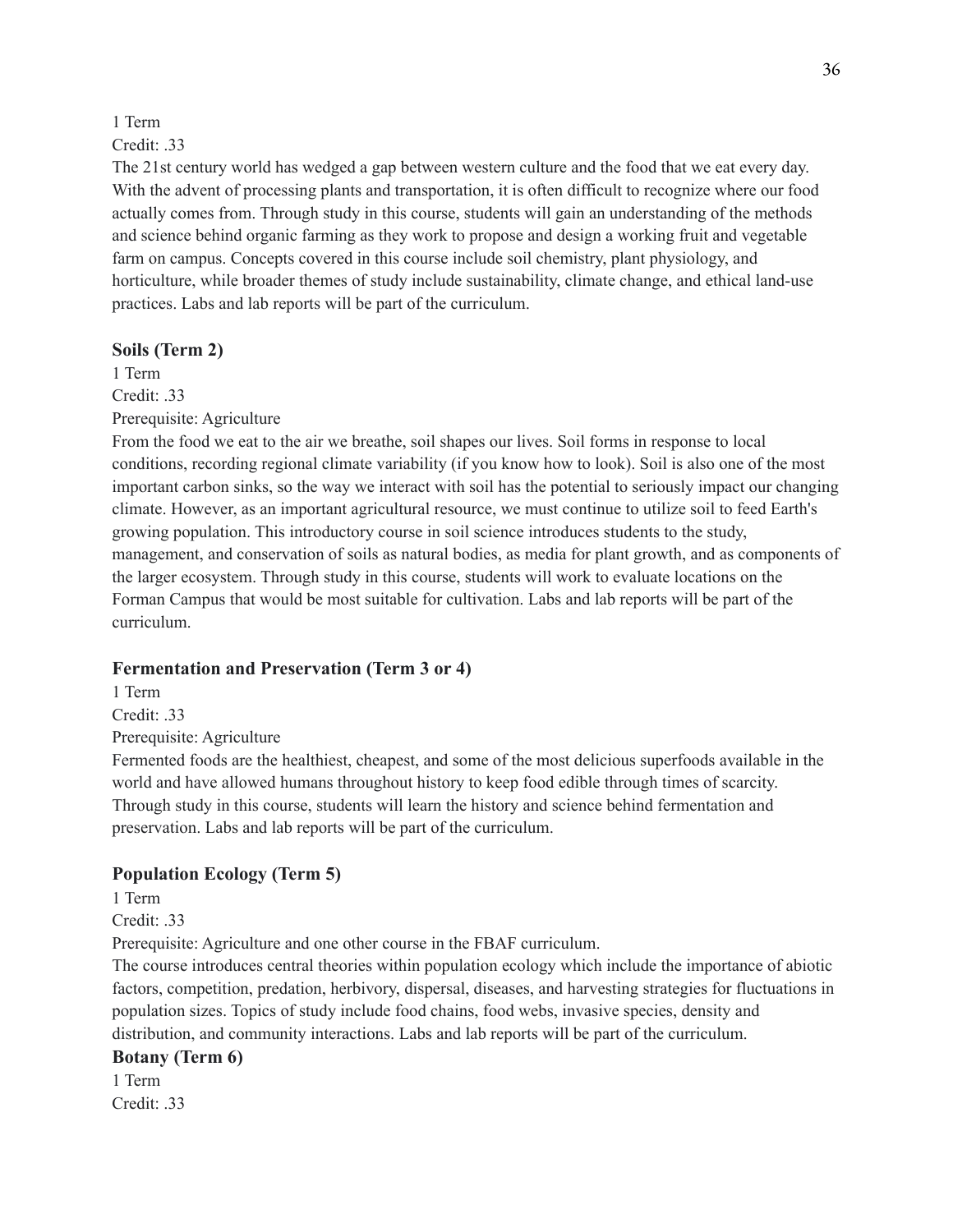1 Term

Credit: .33

The 21st century world has wedged a gap between western culture and the food that we eat every day. With the advent of processing plants and transportation, it is often difficult to recognize where our food actually comes from. Through study in this course, students will gain an understanding of the methods and science behind organic farming as they work to propose and design a working fruit and vegetable farm on campus. Concepts covered in this course include soil chemistry, plant physiology, and horticulture, while broader themes of study include sustainability, climate change, and ethical land-use practices. Labs and lab reports will be part of the curriculum.

**Soils (Term 2)**

1 Term

Credit: .33

Prerequisite: Agriculture

From the food we eat to the air we breathe, soil shapes our lives. Soil forms in response to local conditions, recording regional climate variability (if you know how to look). Soil is also one of the most important carbon sinks, so the way we interact with soil has the potential to seriously impact our changing climate. However, as an important agricultural resource, we must continue to utilize soil to feed Earth's growing population. This introductory course in soil science introduces students to the study, management, and conservation of soils as natural bodies, as media for plant growth, and as components of the larger ecosystem. Through study in this course, students will work to evaluate locations on the Forman Campus that would be most suitable for cultivation. Labs and lab reports will be part of the curriculum.

**Fermentation and Preservation (Term 3 or 4)**

1 Term

Credit: .33

Prerequisite: Agriculture

Fermented foods are the healthiest, cheapest, and some of the most delicious superfoods available in the world and have allowed humans throughout history to keep food edible through times of scarcity. Through study in this course, students will learn the history and science behind fermentation and preservation. Labs and lab reports will be part of the curriculum.

**Population Ecology (Term 5)**

1 Term

Credit: .33

Prerequisite: Agriculture and one other course in the FBAF curriculum.

The course introduces central theories within population ecology which include the importance of abiotic factors, competition, predation, herbivory, dispersal, diseases, and harvesting strategies for fluctuations in population sizes. Topics of study include food chains, food webs, invasive species, density and distribution, and community interactions. Labs and lab reports will be part of the curriculum.

**Botany (Term 6)**

1 Term

Credit: .33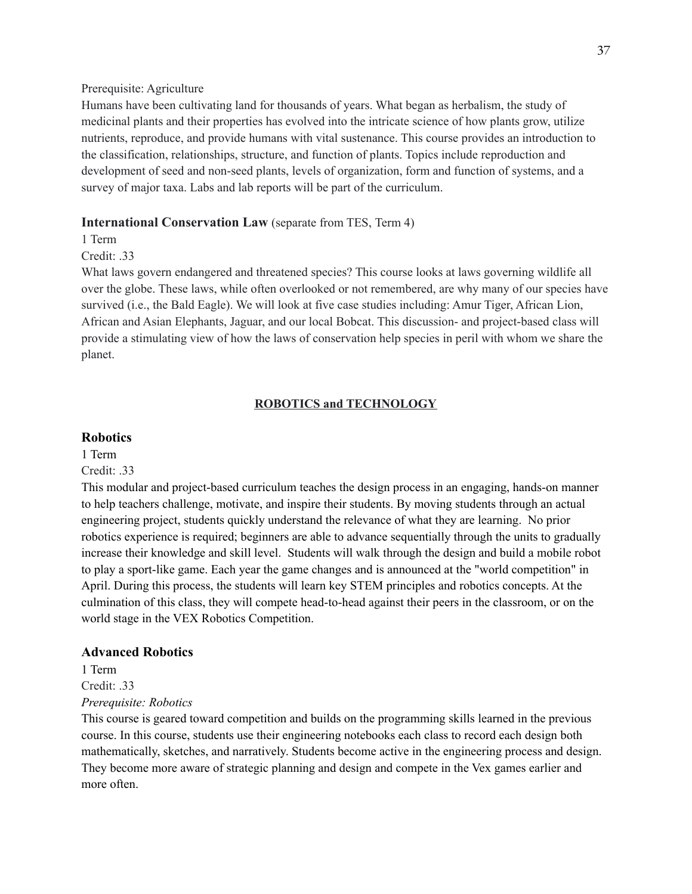Prerequisite: Agriculture

Humans have been cultivating land for thousands of years. What began as herbalism, the study of medicinal plants and their properties has evolved into the intricate science of how plants grow, utilize nutrients, reproduce, and provide humans with vital sustenance. This course provides an introduction to the classification, relationships, structure, and function of plants. Topics include reproduction and development of seed and non-seed plants, levels of organization, form and function of systems, and a survey of major taxa. Labs and lab reports will be part of the curriculum.

### **International Conservation Law** (separate from TES, Term 4)

1 Term

Credit: .33

What laws govern endangered and threatened species? This course looks at laws governing wildlife all over the globe. These laws, while often overlooked or not remembered, are why many of our species have survived (i.e., the Bald Eagle). We will look at five case studies including: Amur Tiger, African Lion, African and Asian Elephants, Jaguar, and our local Bobcat. This discussion- and project-based class will provide a stimulating view of how the laws of conservation help species in peril with whom we share the planet.

## ROBOTICS and TECHNOLOGY

### Robotics

1 Term

Credit: .33

This modular and project-based curriculum teaches the design process in an engaging, hands-on manner to help teachers challenge, motivate, and inspire their students. By moving students through an actual engineering project, students quickly understand the relevance of what they are learning. No prior robotics experience is required; beginners are able to advance sequentially through the units to gradually increase their knowledge and skill level. Students will walk through the design and build a mobile robot to play a sport-like game. Each year the game changes and is announced at the "world competition" in April. During this process, the students will learn key STEM principles and robotics concepts. At the culmination of this class, they will compete head-to-head against their peers in the classroom, or on the world stage in the VEX Robotics Competition.

### Advanced Robotics

1 Term

Credit: .33

*Prerequisite: Robotics*

This course is geared toward competition and builds on the programming skills learned in the previous course. In this course, students use their engineering notebooks each class to record each design both mathematically, sketches, and narratively. Students become active in the engineering process and design. They become more aware of strategic planning and design and compete in the Vex games earlier and more often.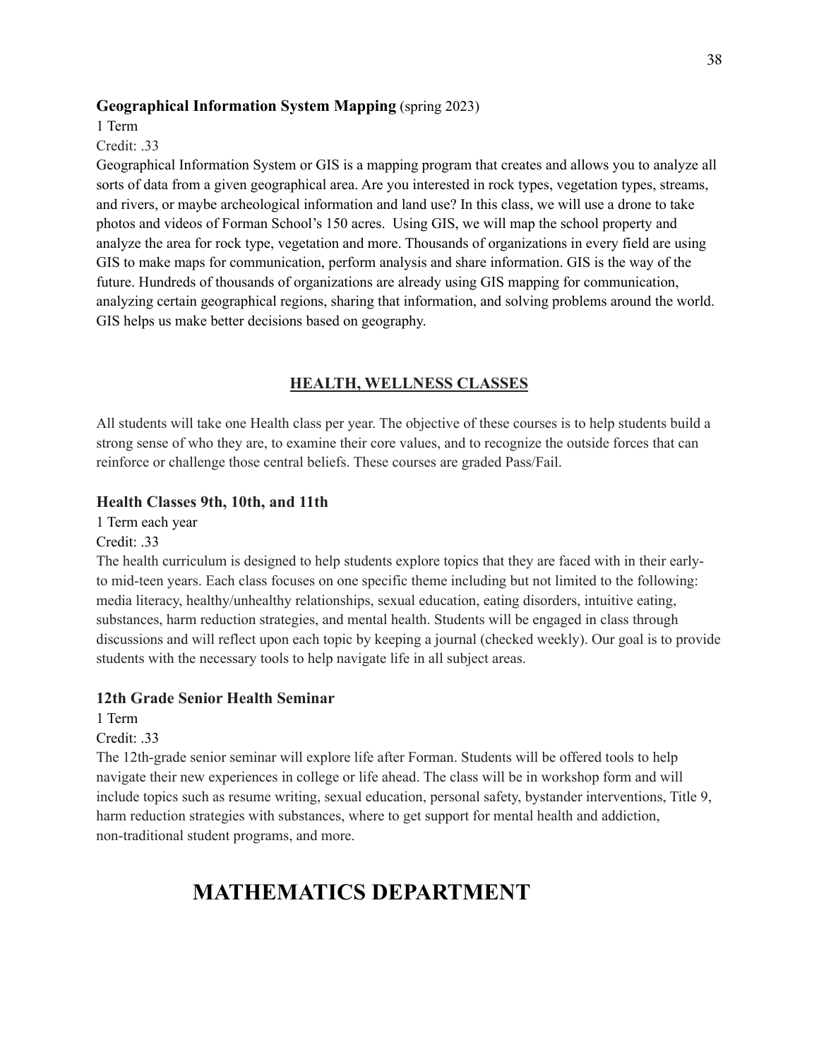**Geographical Information System Mapping** (spring 2023)

1 Term

Credit: .33

Geographical Information System or GIS is a mapping program that creates and allows you to analyze all sorts of data from a given geographical area. Are you interested in rock types, vegetation types, streams, and rivers, or maybe archeological information and land use? In this class, we will use a drone to take photos and videos of Forman School's 150 acres. Using GIS, we will map the school property and analyze the area for rock type, vegetation and more. Thousands of organizations in every field are using GIS to make maps for communication, perform analysis and share information. GIS is the way of the future. Hundreds of thousands of organizations are already using GIS mapping for communication, analyzing certain geographical regions, sharing that information, and solving problems around the world. GIS helps us make better decisions based on geography.

## HEALTH, WELLNESS CLASSES

All students will take one Health class per year. The objective of these courses is to help students build a strong sense of who they are, to examine their core values, and to recognize the outside forces that can reinforce or challenge those central beliefs. These courses are graded Pass/Fail.

### Health Classes 9th, 10th, and 11th

1 Term each year

Credit: .33

The health curriculum is designed to help students explore topics that they are faced with in their early- to mid-teen years. Each class focuses on one specific theme including but not limited to the following: media literacy, healthy/unhealthy relationships, sexual education, eating disorders, intuitive eating, substances, harm reduction strategies, and mental health. Students will be engaged in class through discussions and will reflect upon each topic by keeping a journal (checked weekly). Our goal is to provide students with the necessary tools to help navigate life in all subject areas.

### 12th Grade Senior Health Seminar

1 Term

Credit: .33

The 12th-grade senior seminar will explore life after Forman. Students will be offered tools to help navigate their new experiences in college or life ahead. The class will be in workshop form and will include topics such as resume writing, sexual education, personal safety, bystander interventions, Title 9, harm reduction strategies with substances, where to get support for mental health and addiction, non-traditional student programs, and more.

# MATHEMATICS DEPARTMENT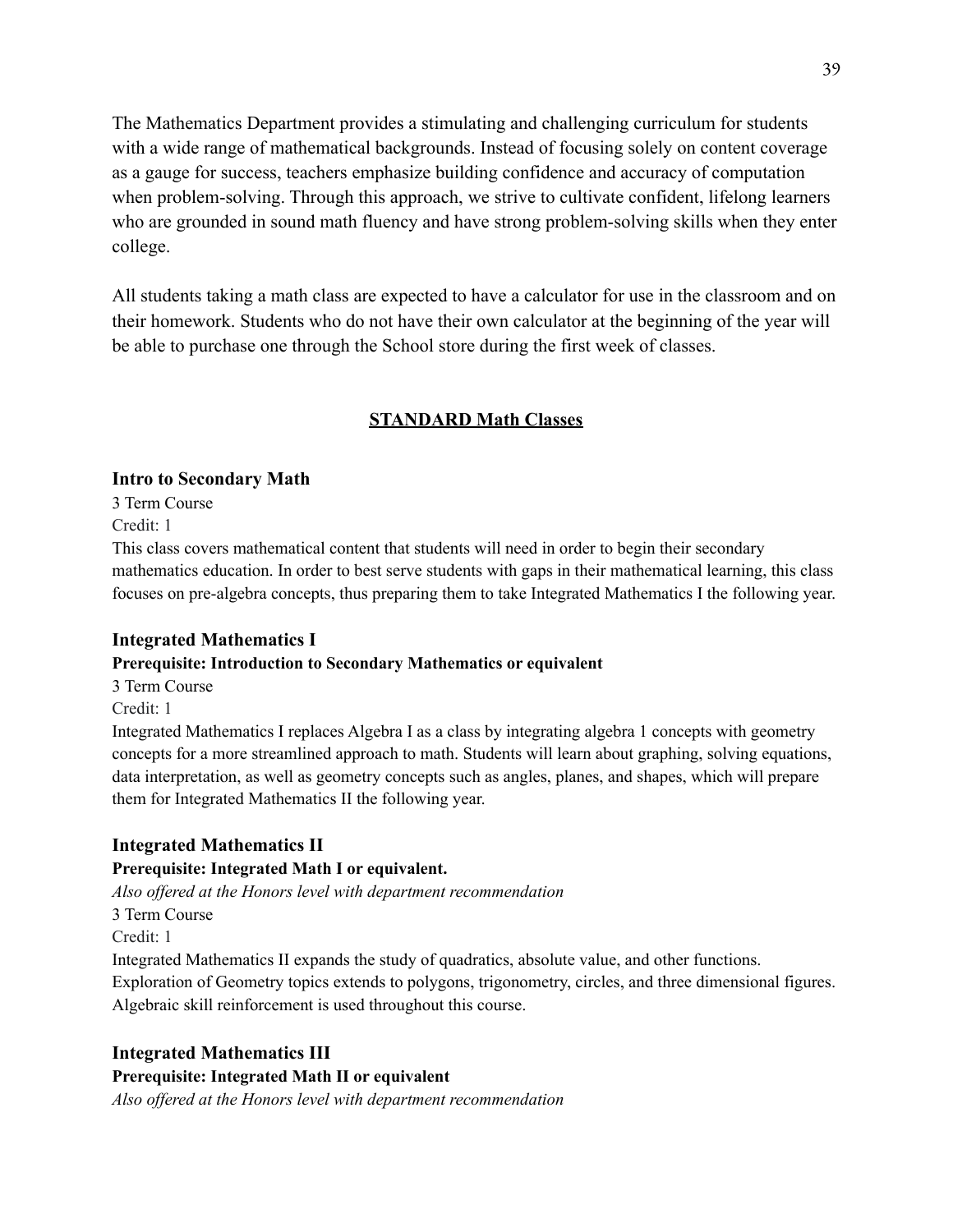The Mathematics Department provides a stimulating and challenging curriculum for students with a wide range of mathematical backgrounds. Instead of focusing solely on content coverage as a gauge for success, teachers emphasize building confidence and accuracy of computation when problem-solving. Through this approach, we strive to cultivate confident, lifelong learners who are grounded in sound math fluency and have strong problem-solving skills when they enter college.

All students taking a math class are expected to have a calculator for use in the classroom and on their homework. Students who do not have their own calculator at the beginning of the year will be able to purchase one through the School store during the first week of classes.

## STANDARD Math Classes

### Intro to Secondary Math

3 Term Course

Credit: 1

This class covers mathematical content that students will need in order to begin their secondary mathematics education. In order to best serve students with gaps in their mathematical learning, this class focuses on pre-algebra concepts, thus preparing them to take Integrated Mathematics I the following year.

### Integrated Mathematics I

**Prerequisite: Introduction to Secondary Mathematics or equivalent**

3 Term Course

Credit: 1

Integrated Mathematics I replaces Algebra I as a class by integrating algebra 1 concepts with geometry concepts for a more streamlined approach to math. Students will learn about graphing, solving equations, data interpretation, as well as geometry concepts such as angles, planes, and shapes, which will prepare them for Integrated Mathematics II the following year.

### Integrated Mathematics II

**Prerequisite: Integrated Math I or equivalent.**

*Also offered at the Honors level with department recommendation*

3 Term Course

Credit: 1

Integrated Mathematics II expands the study of quadratics, absolute value, and other functions. Exploration of Geometry topics extends to polygons, trigonometry, circles, and three dimensional figures. Algebraic skill reinforcement is used throughout this course.

### Integrated Mathematics III

**Prerequisite: Integrated Math II or equivalent**

*Also offered at the Honors level with department recommendation*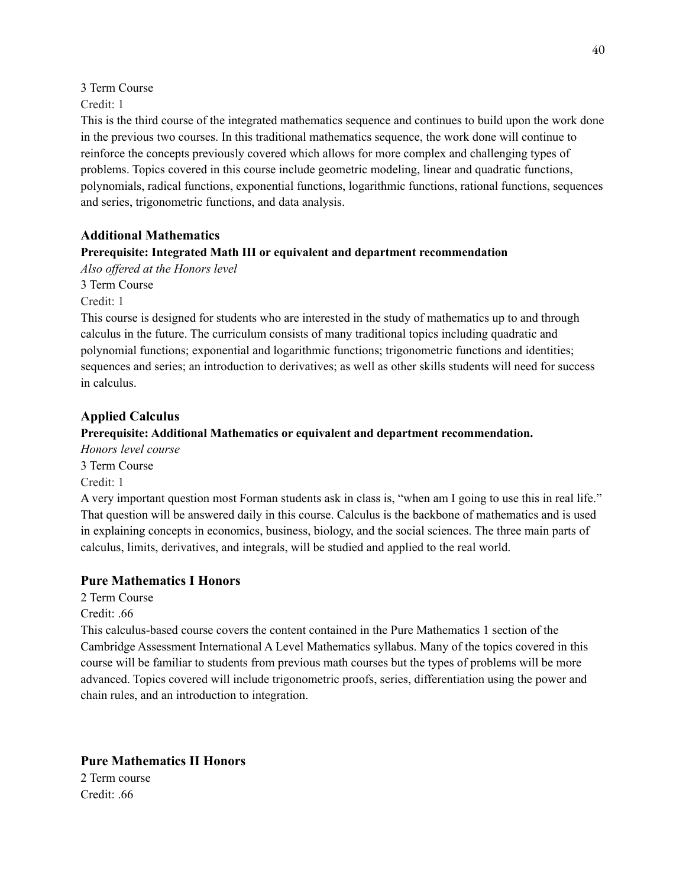3 Term Course

Credit: 1

This is the third course of the integrated mathematics sequence and continues to build upon the work done in the previous two courses. In this traditional mathematics sequence, the work done will continue to reinforce the concepts previously covered which allows for more complex and challenging types of problems. Topics covered in this course include geometric modeling, linear and quadratic functions, polynomials, radical functions, exponential functions, logarithmic functions, rational functions, sequences and series, trigonometric functions, and data analysis.

### Additional Mathematics

**Prerequisite: Integrated Math III or equivalent and department recommendation**

*Also offered at the Honors level*

3 Term Course

Credit: 1

This course is designed for students who are interested in the study of mathematics up to and through calculus in the future. The curriculum consists of many traditional topics including quadratic and polynomial functions; exponential and logarithmic functions; trigonometric functions and identities; sequences and series; an introduction to derivatives; as well as other skills students will need for success in calculus.

### Applied Calculus

**Prerequisite: Additional Mathematics or equivalent and department recommendation.**

*Honors level course*

3 Term Course

Credit: 1

A very important question most Forman students ask in class is, "when am I going to use this in real life." That question will be answered daily in this course. Calculus is the backbone of mathematics and is used in explaining concepts in economics, business, biology, and the social sciences. The three main parts of calculus, limits, derivatives, and integrals, will be studied and applied to the real world.

### Pure Mathematics I Honors

2 Term Course

Credit: .66

This calculus-based course covers the content contained in the Pure Mathematics 1 section of the Cambridge Assessment International A Level Mathematics syllabus. Many of the topics covered in this course will be familiar to students from previous math courses but the types of problems will be more advanced. Topics covered will include trigonometric proofs, series, differentiation using the power and chain rules, and an introduction to integration.

### Pure Mathematics II Honors

2 Term course

Credit: .66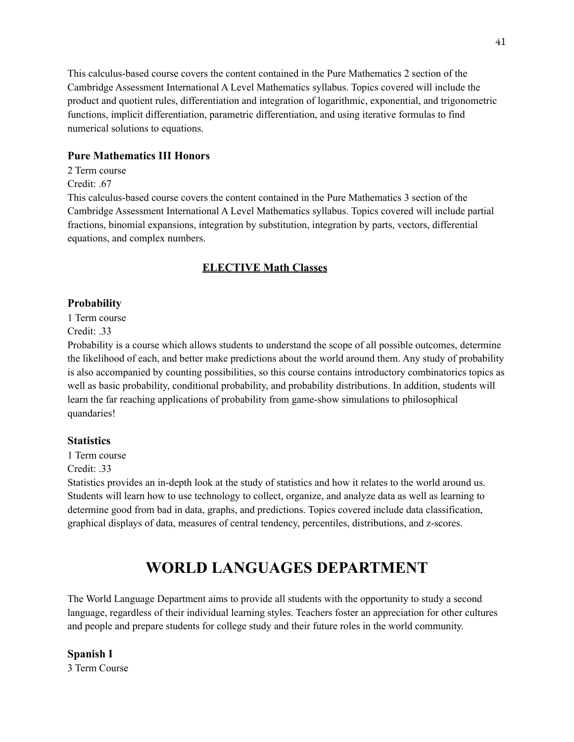This calculus-based course covers the content contained in the Pure Mathematics 2 section of the Cambridge Assessment International A Level Mathematics syllabus. Topics covered will include the product and quotient rules, differentiation and integration of logarithmic, exponential, and trigonometric functions, implicit differentiation, parametric differentiation, and using iterative formulas to find numerical solutions to equations.

### Pure Mathematics III Honors

2 Term course

Credit: .67

This calculus-based course covers the content contained in the Pure Mathematics 3 section of the Cambridge Assessment International A Level Mathematics syllabus. Topics covered will include partial fractions, binomial expansions, integration by substitution, integration by parts, vectors, differential equations, and complex numbers.

## ELECTIVE Math Classes

### Probability

1 Term course

Credit: .33

Probability is a course which allows students to understand the scope of all possible outcomes, determine the likelihood of each, and better make predictions about the world around them. Any study of probability is also accompanied by counting possibilities, so this course contains introductory combinatorics topics as well as basic probability, conditional probability, and probability distributions. In addition, students will learn the far reaching applications of probability from game-show simulations to philosophical quandaries!

### Statistics

1 Term course

Credit: .33

Statistics provides an in-depth look at the study of statistics and how it relates to the world around us. Students will learn how to use technology to collect, organize, and analyze data as well as learning to determine good from bad in data, graphs, and predictions. Topics covered include data classification, graphical displays of data, measures of central tendency, percentiles, distributions, and z-scores.

# WORLD LANGUAGES DEPARTMENT

The World Language Department aims to provide all students with the opportunity to study a second language, regardless of their individual learning styles. Teachers foster an appreciation for other cultures and people and prepare students for college study and their future roles in the world community.

### Spanish I

3 Term Course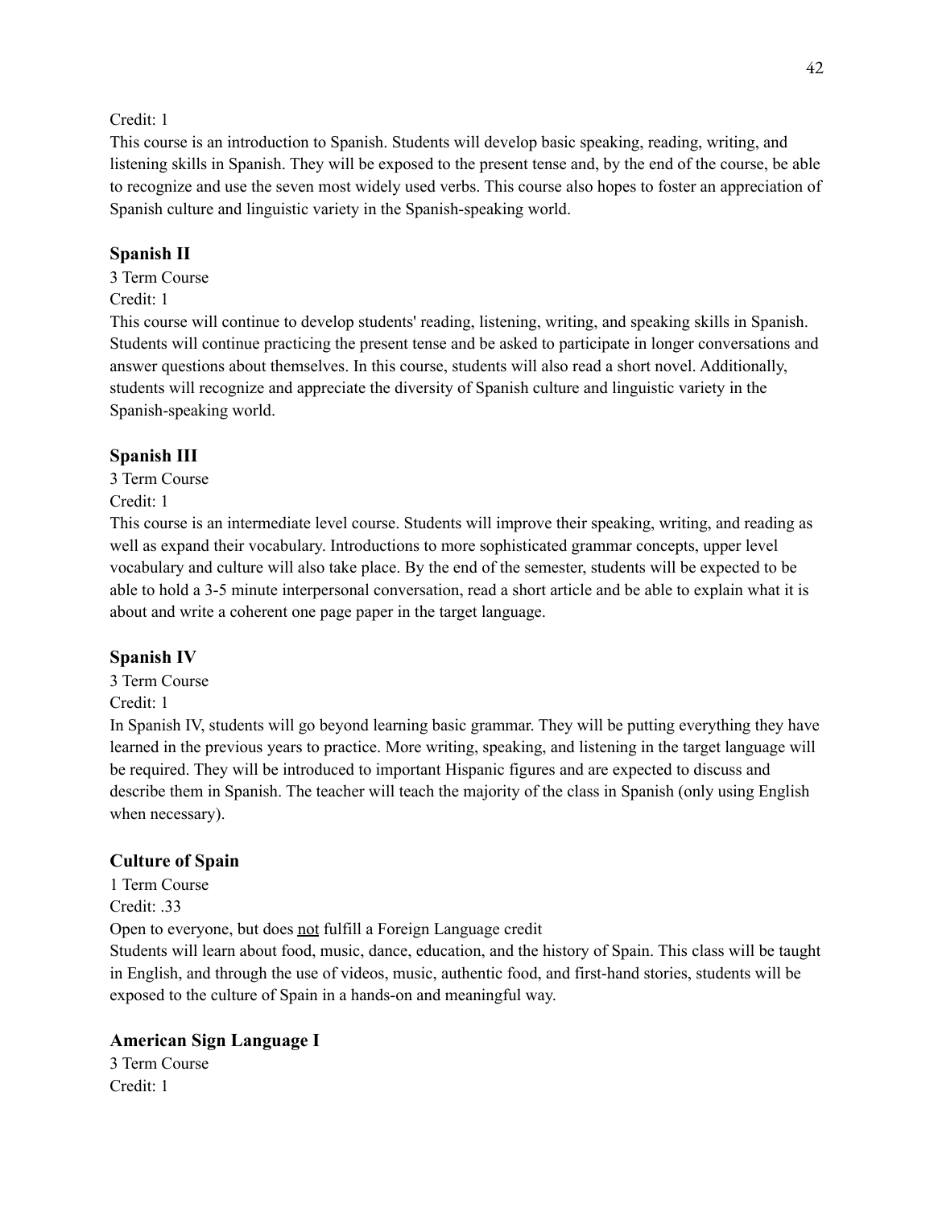Credit: 1

This course is an introduction to Spanish. Students will develop basic speaking, reading, writing, and listening skills in Spanish. They will be exposed to the present tense and, by the end of the course, be able to recognize and use the seven most widely used verbs. This course also hopes to foster an appreciation of Spanish culture and linguistic variety in the Spanish-speaking world.

### Spanish II

3 Term Course

Credit: 1

This course will continue to develop students' reading, listening, writing, and speaking skills in Spanish. Students will continue practicing the present tense and be asked to participate in longer conversations and answer questions about themselves. In this course, students will also read a short novel. Additionally, students will recognize and appreciate the diversity of Spanish culture and linguistic variety in the Spanish-speaking world.

### Spanish III

3 Term Course

Credit: 1

This course is an intermediate level course. Students will improve their speaking, writing, and reading as well as expand their vocabulary. Introductions to more sophisticated grammar concepts, upper level vocabulary and culture will also take place. By the end of the semester, students will be expected to be able to hold a 3-5 minute interpersonal conversation, read a short article and be able to explain what it is about and write a coherent one page paper in the target language.

### Spanish IV

3 Term Course

Credit: 1

In Spanish IV, students will go beyond learning basic grammar. They will be putting everything they have learned in the previous years to practice. More writing, speaking, and listening in the target language will be required. They will be introduced to important Hispanic figures and are expected to discuss and describe them in Spanish. The teacher will teach the majority of the class in Spanish (only using English when necessary).

### Culture of Spain

1 Term Course

Credit: .33

Open to everyone, but does not fulfill a Foreign Language credit

Students will learn about food, music, dance, education, and the history of Spain. This class will be taught in English, and through the use of videos, music, authentic food, and first-hand stories, students will be exposed to the culture of Spain in a hands-on and meaningful way.

### American Sign Language I

3 Term Course

Credit: 1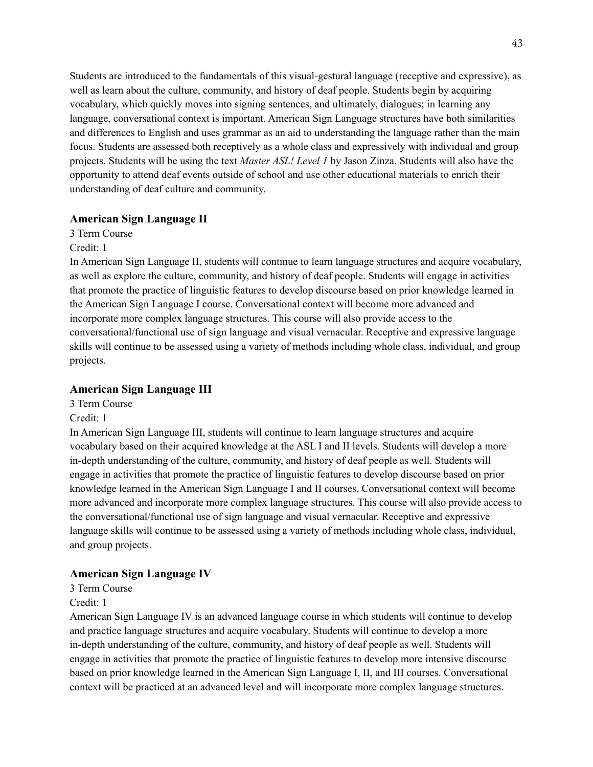Students are introduced to the fundamentals of this visual-gestural language (receptive and expressive), as well as learn about the culture, community, and history of deaf people. Students begin by acquiring vocabulary, which quickly moves into signing sentences, and ultimately, dialogues; in learning any language, conversational context is important. American Sign Language structures have both similarities and differences to English and uses grammar as an aid to understanding the language rather than the main focus. Students are assessed both receptively as a whole class and expressively with individual and group projects. Students will be using the text *Master ASL! Level 1* by Jason Zinza. Students will also have the opportunity to attend deaf events outside of school and use other educational materials to enrich their understanding of deaf culture and community.

### American Sign Language II

3 Term Course

Credit: 1

In American Sign Language II, students will continue to learn language structures and acquire vocabulary, as well as explore the culture, community, and history of deaf people. Students will engage in activities that promote the practice of linguistic features to develop discourse based on prior knowledge learned in the American Sign Language I course. Conversational context will become more advanced and incorporate more complex language structures. This course will also provide access to the conversational/functional use of sign language and visual vernacular. Receptive and expressive language skills will continue to be assessed using a variety of methods including whole class, individual, and group projects.

### American Sign Language III

3 Term Course

Credit: 1

In American Sign Language III, students will continue to learn language structures and acquire vocabulary based on their acquired knowledge at the ASL I and II levels. Students will develop a more in-depth understanding of the culture, community, and history of deaf people as well. Students will engage in activities that promote the practice of linguistic features to develop discourse based on prior knowledge learned in the American Sign Language I and II courses. Conversational context will become more advanced and incorporate more complex language structures. This course will also provide access to the conversational/functional use of sign language and visual vernacular. Receptive and expressive language skills will continue to be assessed using a variety of methods including whole class, individual, and group projects.

### American Sign Language IV

3 Term Course

Credit: 1

American Sign Language IV is an advanced language course in which students will continue to develop and practice language structures and acquire vocabulary. Students will continue to develop a more in-depth understanding of the culture, community, and history of deaf people as well. Students will engage in activities that promote the practice of linguistic features to develop more intensive discourse based on prior knowledge learned in the American Sign Language I, II, and III courses. Conversational context will be practiced at an advanced level and will incorporate more complex language structures.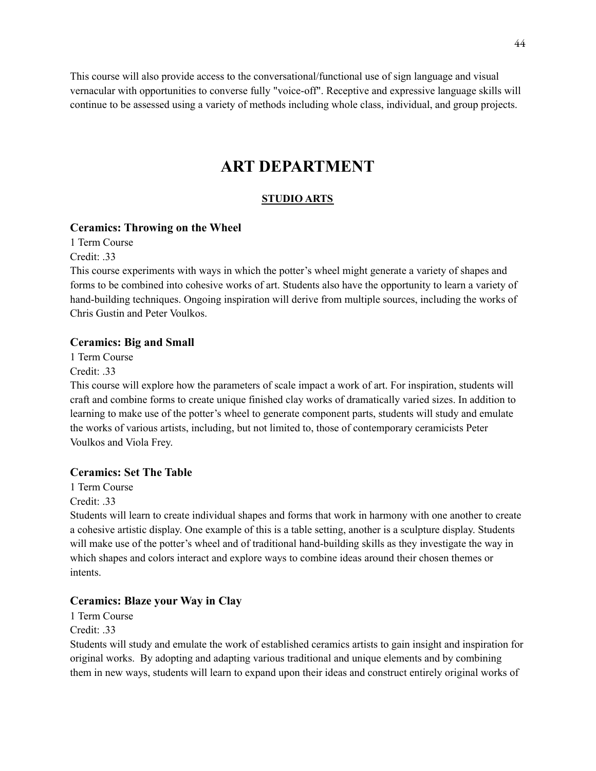This course will also provide access to the conversational/functional use of sign language and visual vernacular with opportunities to converse fully "voice-off". Receptive and expressive language skills will continue to be assessed using a variety of methods including whole class, individual, and group projects.

# ART DEPARTMENT

## STUDIO ARTS

### Ceramics: Throwing on the Wheel

1 Term Course

Credit: .33

This course experiments with ways in which the potter's wheel might generate a variety of shapes and forms to be combined into cohesive works of art. Students also have the opportunity to learn a variety of hand-building techniques. Ongoing inspiration will derive from multiple sources, including the works of Chris Gustin and Peter Voulkos.

### Ceramics: Big and Small

1 Term Course

Credit: .33

This course will explore how the parameters of scale impact a work of art. For inspiration, students will craft and combine forms to create unique finished clay works of dramatically varied sizes. In addition to learning to make use of the potter's wheel to generate component parts, students will study and emulate the works of various artists, including, but not limited to, those of contemporary ceramicists Peter Voulkos and Viola Frey.

### Ceramics: Set The Table

1 Term Course

Credit: .33

Students will learn to create individual shapes and forms that work in harmony with one another to create a cohesive artistic display. One example of this is a table setting, another is a sculpture display. Students will make use of the potter's wheel and of traditional hand-building skills as they investigate the way in which shapes and colors interact and explore ways to combine ideas around their chosen themes or intents.

### Ceramics: Blaze your Way in Clay

1 Term Course

Credit: .33

Students will study and emulate the work of established ceramics artists to gain insight and inspiration for original works. By adopting and adapting various traditional and unique elements and by combining them in new ways, students will learn to expand upon their ideas and construct entirely original works of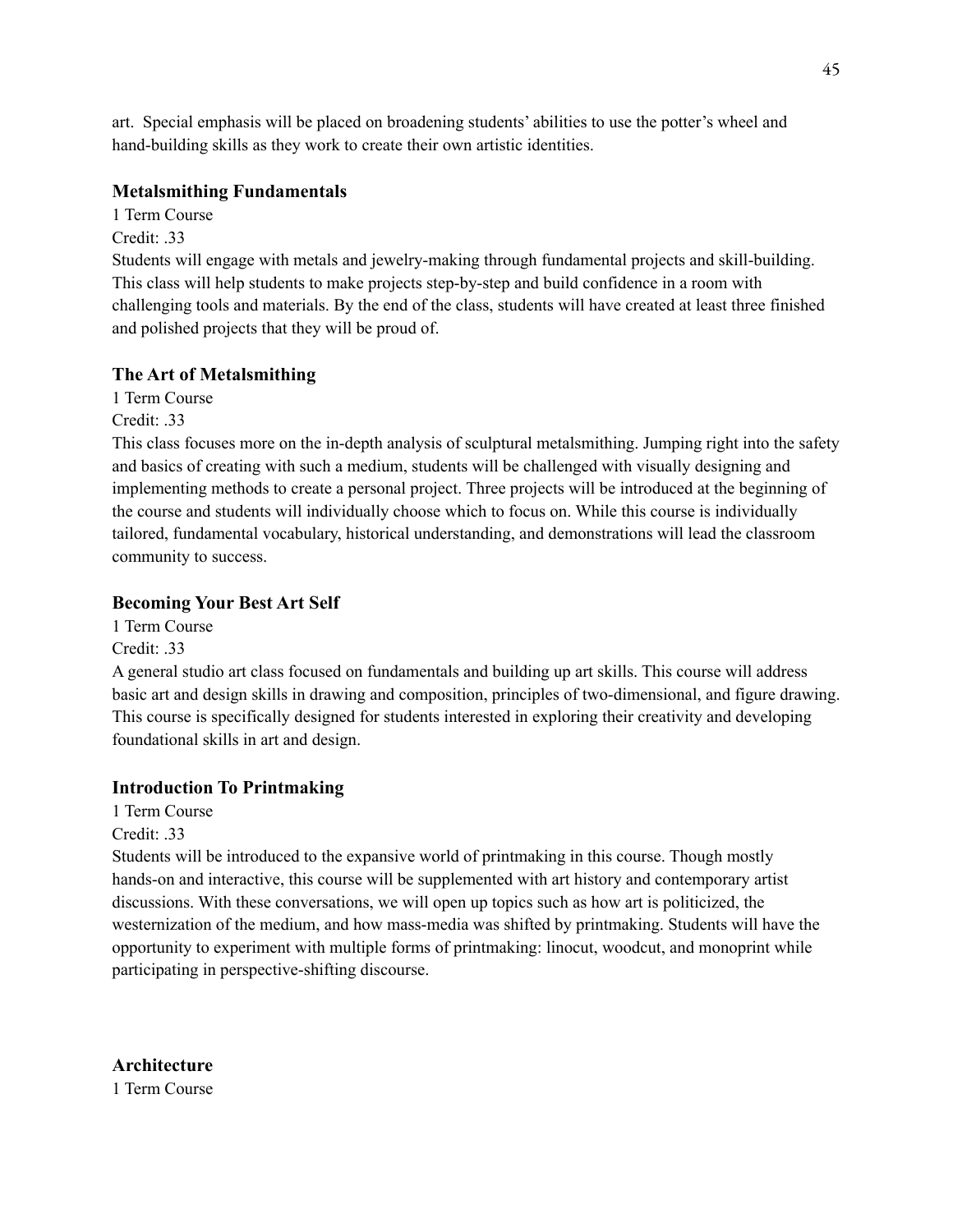art. Special emphasis will be placed on broadening students' abilities to use the potter's wheel and hand-building skills as they work to create their own artistic identities.

### Metalsmithing Fundamentals

1 Term Course

Credit: .33

Students will engage with metals and jewelry-making through fundamental projects and skill-building. This class will help students to make projects step-by-step and build confidence in a room with challenging tools and materials. By the end of the class, students will have created at least three finished and polished projects that they will be proud of.

### The Art of Metalsmithing

1 Term Course

Credit: .33

This class focuses more on the in-depth analysis of sculptural metalsmithing. Jumping right into the safety and basics of creating with such a medium, students will be challenged with visually designing and implementing methods to create a personal project. Three projects will be introduced at the beginning of the course and students will individually choose which to focus on. While this course is individually tailored, fundamental vocabulary, historical understanding, and demonstrations will lead the classroom community to success.

### Becoming Your Best Art Self

1 Term Course

Credit: .33

A general studio art class focused on fundamentals and building up art skills. This course will address basic art and design skills in drawing and composition, principles of two-dimensional, and figure drawing. This course is specifically designed for students interested in exploring their creativity and developing foundational skills in art and design.

### Introduction To Printmaking

1 Term Course

Credit: .33

Students will be introduced to the expansive world of printmaking in this course. Though mostly hands-on and interactive, this course will be supplemented with art history and contemporary artist discussions. With these conversations, we will open up topics such as how art is politicized, the westernization of the medium, and how mass-media was shifted by printmaking. Students will have the opportunity to experiment with multiple forms of printmaking: linocut, woodcut, and monoprint while participating in perspective-shifting discourse.

### Architecture

1 Term Course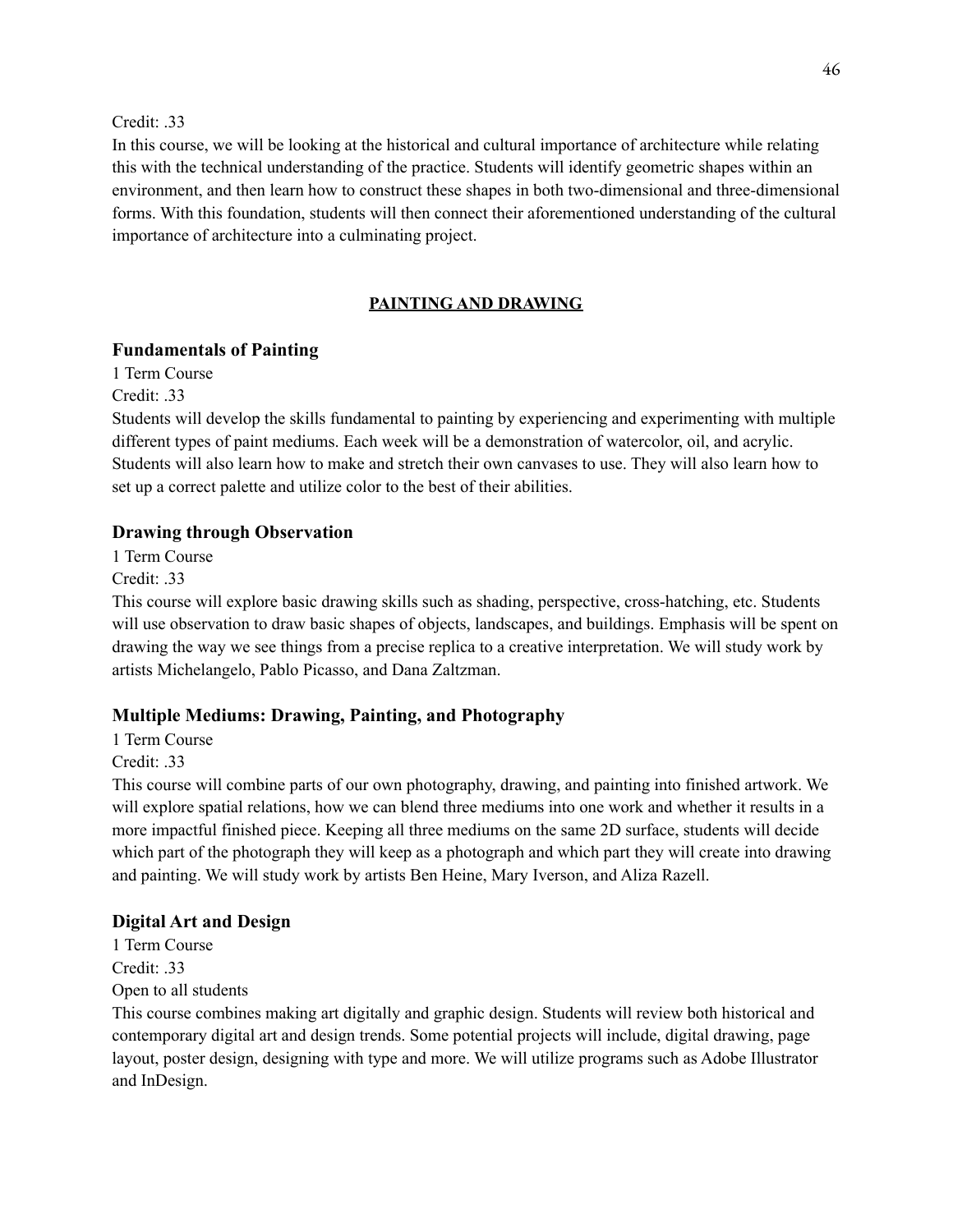Credit: .33

In this course, we will be looking at the historical and cultural importance of architecture while relating this with the technical understanding of the practice. Students will identify geometric shapes within an environment, and then learn how to construct these shapes in both two-dimensional and three-dimensional forms. With this foundation, students will then connect their aforementioned understanding of the cultural importance of architecture into a culminating project.

## PAINTING AND DRAWING

### Fundamentals of Painting

1 Term Course

Credit: .33

Students will develop the skills fundamental to painting by experiencing and experimenting with multiple different types of paint mediums. Each week will be a demonstration of watercolor, oil, and acrylic. Students will also learn how to make and stretch their own canvases to use. They will also learn how to set up a correct palette and utilize color to the best of their abilities.

### Drawing through Observation

1 Term Course

Credit: .33

This course will explore basic drawing skills such as shading, perspective, cross-hatching, etc. Students will use observation to draw basic shapes of objects, landscapes, and buildings. Emphasis will be spent on drawing the way we see things from a precise replica to a creative interpretation. We will study work by artists Michelangelo, Pablo Picasso, and Dana Zaltzman.

### Multiple Mediums: Drawing, Painting, and Photography

1 Term Course

Credit: .33

This course will combine parts of our own photography, drawing, and painting into finished artwork. We will explore spatial relations, how we can blend three mediums into one work and whether it results in a more impactful finished piece. Keeping all three mediums on the same 2D surface, students will decide which part of the photograph they will keep as a photograph and which part they will create into drawing and painting. We will study work by artists Ben Heine, Mary Iverson, and Aliza Razell.

### Digital Art and Design

1 Term Course

Credit: .33

Open to all students

This course combines making art digitally and graphic design. Students will review both historical and contemporary digital art and design trends. Some potential projects will include, digital drawing, page layout, poster design, designing with type and more. We will utilize programs such as Adobe Illustrator and InDesign.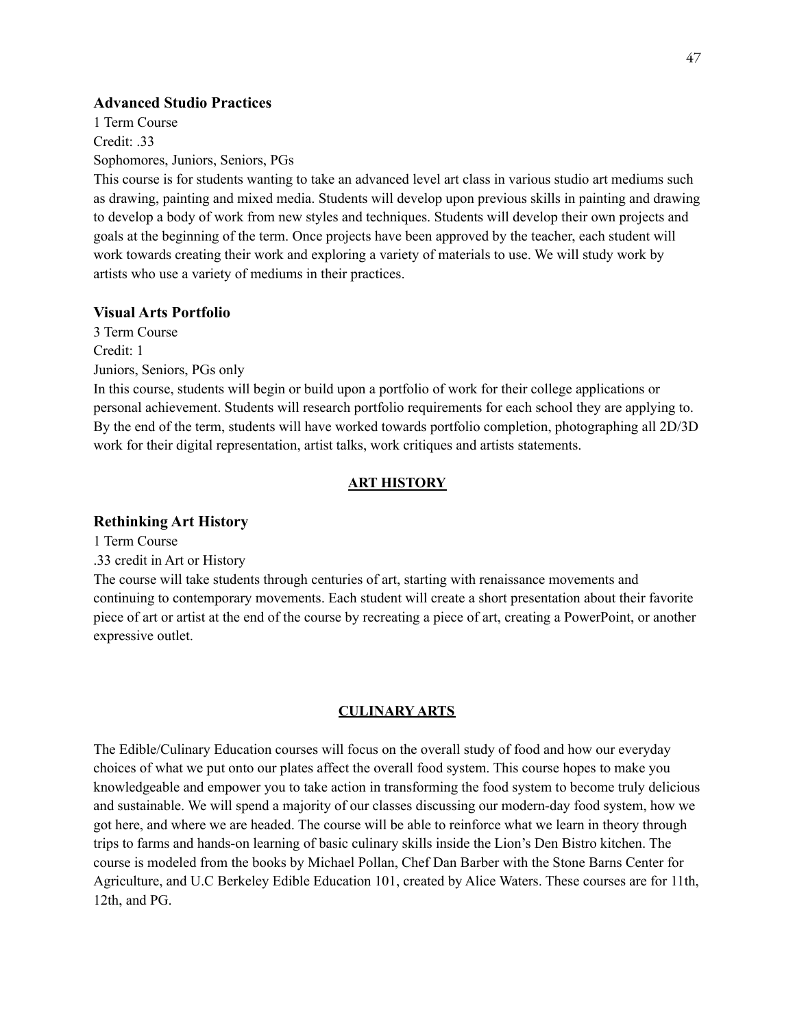### Advanced Studio Practices

1 Term Course
Credit: .33
Sophomores, Juniors, Seniors, PGs
This course is for students wanting to take an advanced level art class in various studio art mediums such as drawing, painting and mixed media. Students will develop upon previous skills in painting and drawing to develop a body of work from new styles and techniques. Students will develop their own projects and goals at the beginning of the term. Once projects have been approved by the teacher, each student will work towards creating their work and exploring a variety of materials to use. We will study work by artists who use a variety of mediums in their practices.

### Visual Arts Portfolio

3 Term Course
Credit: 1
Juniors, Seniors, PGs only
In this course, students will begin or build upon a portfolio of work for their college applications or personal achievement. Students will research portfolio requirements for each school they are applying to. By the end of the term, students will have worked towards portfolio completion, photographing all 2D/3D work for their digital representation, artist talks, work critiques and artists statements.

## ART HISTORY

### Rethinking Art History

1 Term Course
.33 credit in Art or History
The course will take students through centuries of art, starting with renaissance movements and continuing to contemporary movements. Each student will create a short presentation about their favorite piece of art or artist at the end of the course by recreating a piece of art, creating a PowerPoint, or another expressive outlet.

## CULINARY ARTS

The Edible/Culinary Education courses will focus on the overall study of food and how our everyday choices of what we put onto our plates affect the overall food system. This course hopes to make you knowledgeable and empower you to take action in transforming the food system to become truly delicious and sustainable. We will spend a majority of our classes discussing our modern-day food system, how we got here, and where we are headed. The course will be able to reinforce what we learn in theory through trips to farms and hands-on learning of basic culinary skills inside the Lion's Den Bistro kitchen. The course is modeled from the books by Michael Pollan, Chef Dan Barber with the Stone Barns Center for Agriculture, and U.C Berkeley Edible Education 101, created by Alice Waters. These courses are for 11th, 12th, and PG.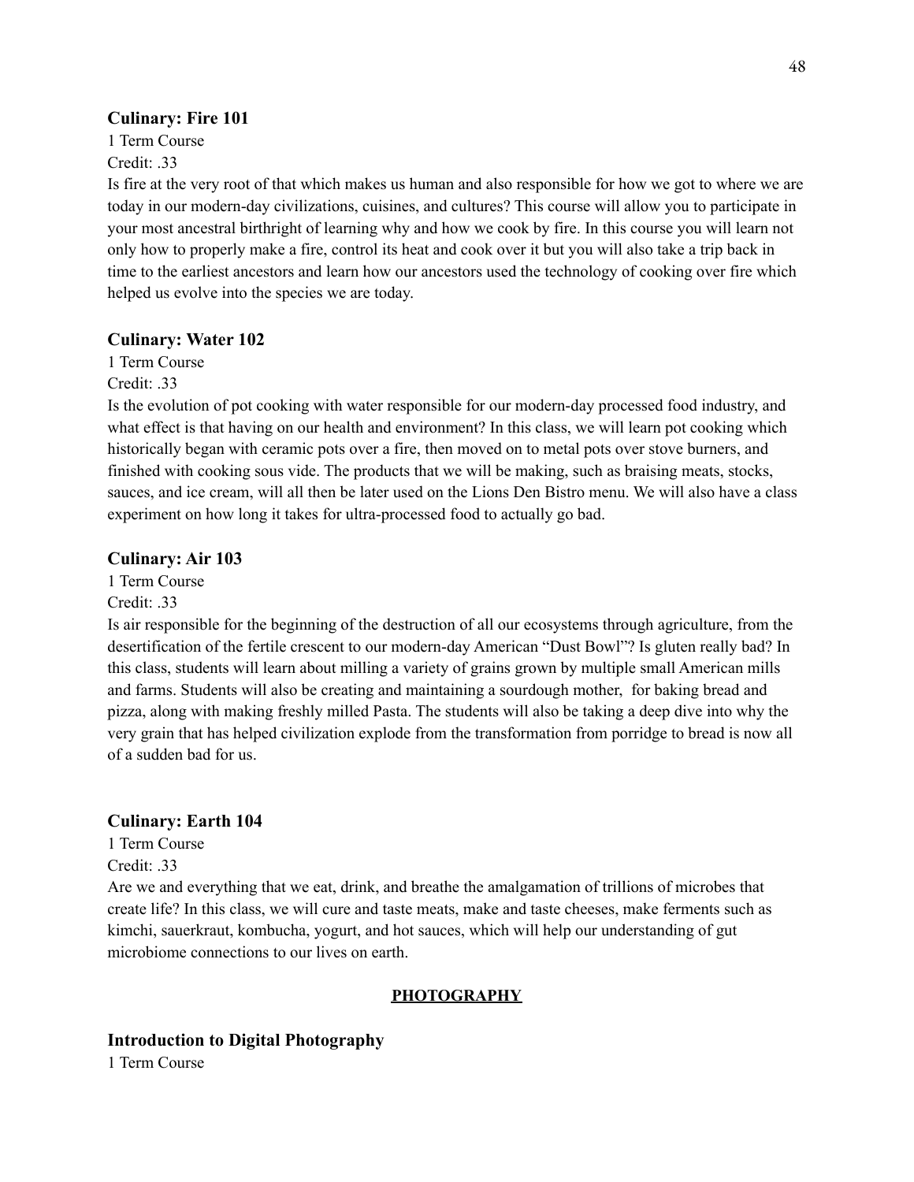**Culinary: Fire 101**

1 Term Course

Credit: .33

Is fire at the very root of that which makes us human and also responsible for how we got to where we are today in our modern-day civilizations, cuisines, and cultures? This course will allow you to participate in your most ancestral birthright of learning why and how we cook by fire. In this course you will learn not only how to properly make a fire, control its heat and cook over it but you will also take a trip back in time to the earliest ancestors and learn how our ancestors used the technology of cooking over fire which helped us evolve into the species we are today.

**Culinary: Water 102**

1 Term Course

Credit: .33

Is the evolution of pot cooking with water responsible for our modern-day processed food industry, and what effect is that having on our health and environment? In this class, we will learn pot cooking which historically began with ceramic pots over a fire, then moved on to metal pots over stove burners, and finished with cooking sous vide. The products that we will be making, such as braising meats, stocks, sauces, and ice cream, will all then be later used on the Lions Den Bistro menu. We will also have a class experiment on how long it takes for ultra-processed food to actually go bad.

**Culinary: Air 103**

1 Term Course

Credit: .33

Is air responsible for the beginning of the destruction of all our ecosystems through agriculture, from the desertification of the fertile crescent to our modern-day American "Dust Bowl"? Is gluten really bad? In this class, students will learn about milling a variety of grains grown by multiple small American mills and farms. Students will also be creating and maintaining a sourdough mother, for baking bread and pizza, along with making freshly milled Pasta. The students will also be taking a deep dive into why the very grain that has helped civilization explode from the transformation from porridge to bread is now all of a sudden bad for us.

**Culinary: Earth 104**

1 Term Course

Credit: .33

Are we and everything that we eat, drink, and breathe the amalgamation of trillions of microbes that create life? In this class, we will cure and taste meats, make and taste cheeses, make ferments such as kimchi, sauerkraut, kombucha, yogurt, and hot sauces, which will help our understanding of gut microbiome connections to our lives on earth.

## PHOTOGRAPHY

**Introduction to Digital Photography**

1 Term Course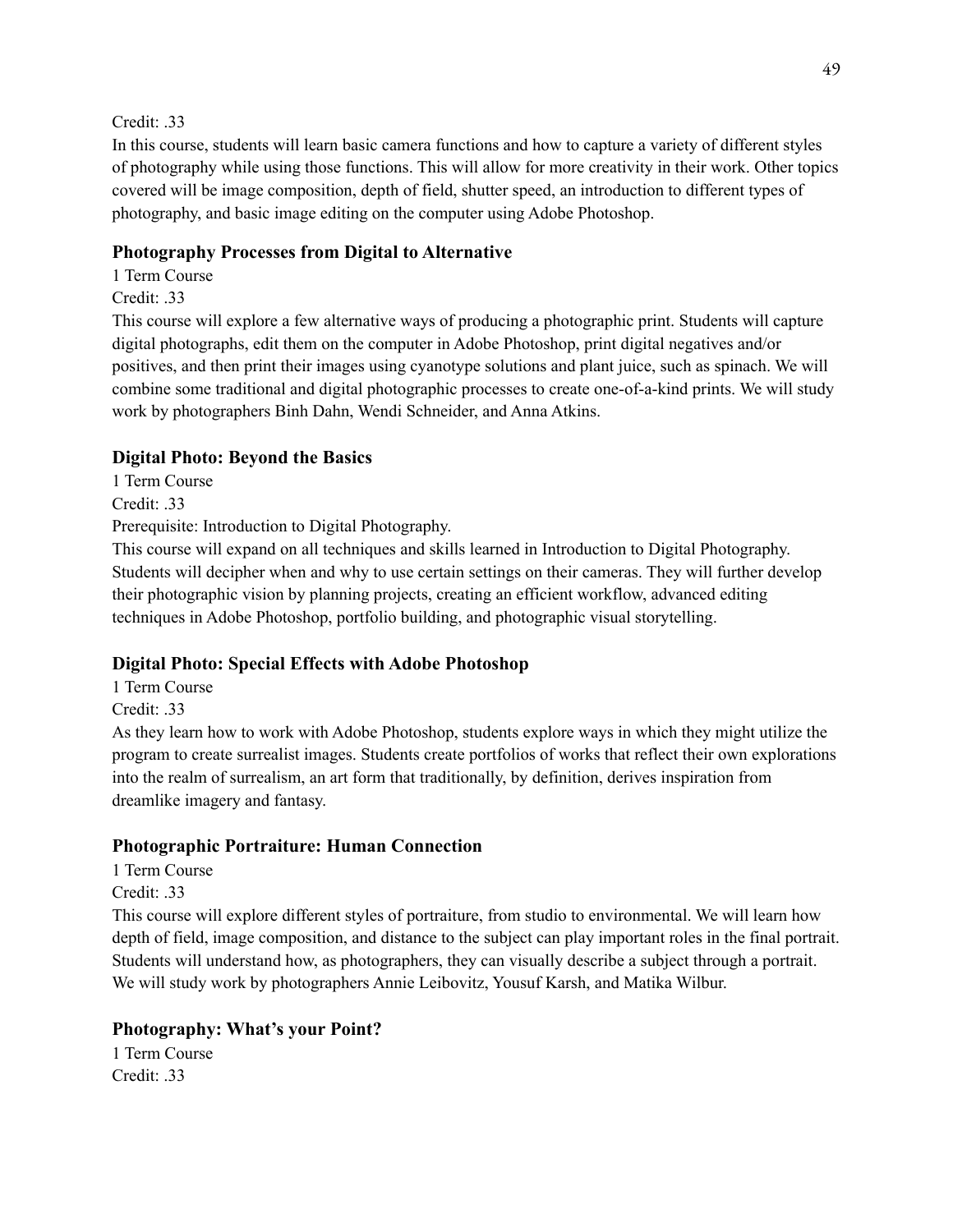Credit: .33

In this course, students will learn basic camera functions and how to capture a variety of different styles of photography while using those functions. This will allow for more creativity in their work. Other topics covered will be image composition, depth of field, shutter speed, an introduction to different types of photography, and basic image editing on the computer using Adobe Photoshop.

### Photography Processes from Digital to Alternative

1 Term Course

Credit: .33

This course will explore a few alternative ways of producing a photographic print. Students will capture digital photographs, edit them on the computer in Adobe Photoshop, print digital negatives and/or positives, and then print their images using cyanotype solutions and plant juice, such as spinach. We will combine some traditional and digital photographic processes to create one-of-a-kind prints. We will study work by photographers Binh Dahn, Wendi Schneider, and Anna Atkins.

### Digital Photo: Beyond the Basics

1 Term Course

Credit: .33

Prerequisite: Introduction to Digital Photography.

This course will expand on all techniques and skills learned in Introduction to Digital Photography. Students will decipher when and why to use certain settings on their cameras. They will further develop their photographic vision by planning projects, creating an efficient workflow, advanced editing techniques in Adobe Photoshop, portfolio building, and photographic visual storytelling.

### Digital Photo: Special Effects with Adobe Photoshop

1 Term Course

Credit: .33

As they learn how to work with Adobe Photoshop, students explore ways in which they might utilize the program to create surrealist images. Students create portfolios of works that reflect their own explorations into the realm of surrealism, an art form that traditionally, by definition, derives inspiration from dreamlike imagery and fantasy.

### Photographic Portraiture: Human Connection

1 Term Course

Credit: .33

This course will explore different styles of portraiture, from studio to environmental. We will learn how depth of field, image composition, and distance to the subject can play important roles in the final portrait. Students will understand how, as photographers, they can visually describe a subject through a portrait. We will study work by photographers Annie Leibovitz, Yousuf Karsh, and Matika Wilbur.

### Photography: What's your Point?

1 Term Course

Credit: .33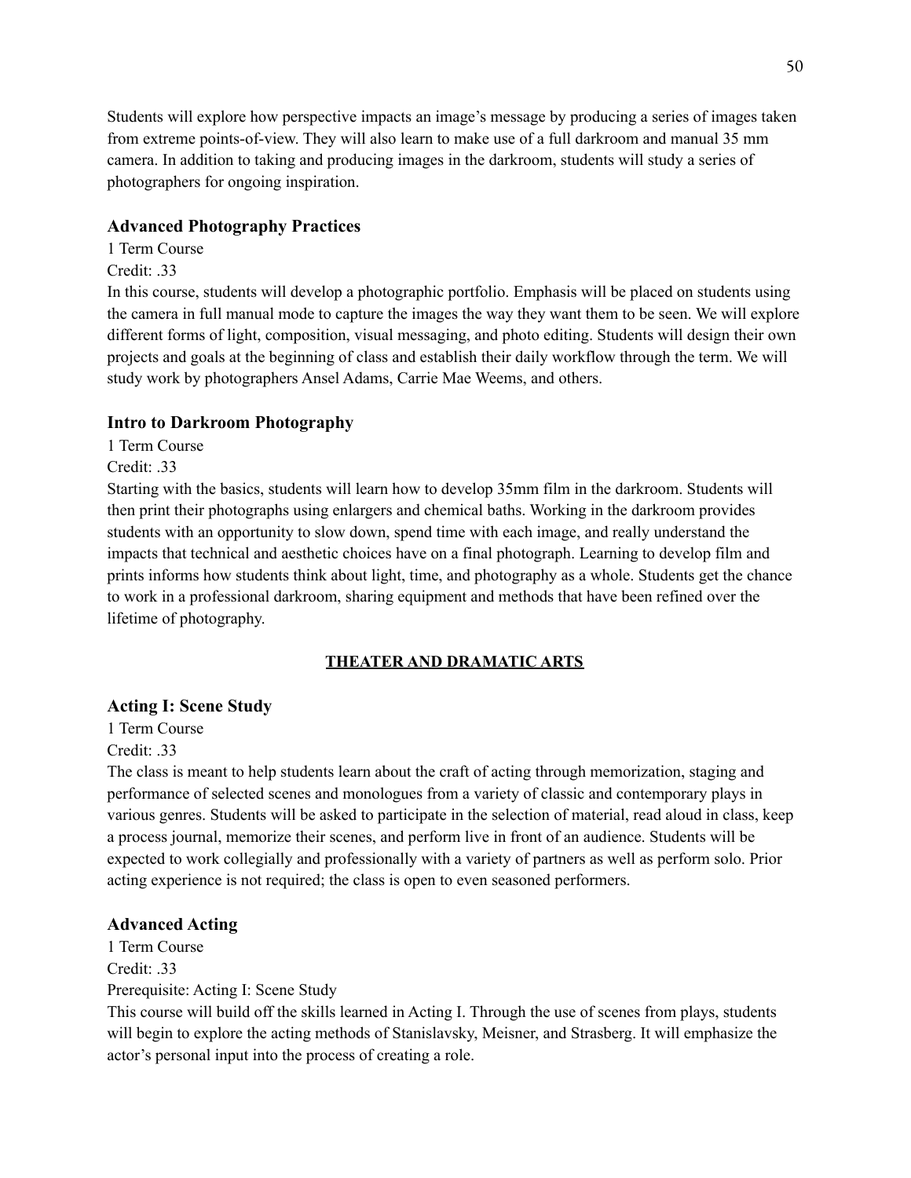Students will explore how perspective impacts an image's message by producing a series of images taken from extreme points-of-view. They will also learn to make use of a full darkroom and manual 35 mm camera. In addition to taking and producing images in the darkroom, students will study a series of photographers for ongoing inspiration.

### Advanced Photography Practices

1 Term Course

Credit: .33

In this course, students will develop a photographic portfolio. Emphasis will be placed on students using the camera in full manual mode to capture the images the way they want them to be seen. We will explore different forms of light, composition, visual messaging, and photo editing. Students will design their own projects and goals at the beginning of class and establish their daily workflow through the term. We will study work by photographers Ansel Adams, Carrie Mae Weems, and others.

### Intro to Darkroom Photography

1 Term Course

Credit: .33

Starting with the basics, students will learn how to develop 35mm film in the darkroom. Students will then print their photographs using enlargers and chemical baths. Working in the darkroom provides students with an opportunity to slow down, spend time with each image, and really understand the impacts that technical and aesthetic choices have on a final photograph. Learning to develop film and prints informs how students think about light, time, and photography as a whole. Students get the chance to work in a professional darkroom, sharing equipment and methods that have been refined over the lifetime of photography.

## THEATER AND DRAMATIC ARTS

### Acting I: Scene Study

1 Term Course

Credit: .33

The class is meant to help students learn about the craft of acting through memorization, staging and performance of selected scenes and monologues from a variety of classic and contemporary plays in various genres. Students will be asked to participate in the selection of material, read aloud in class, keep a process journal, memorize their scenes, and perform live in front of an audience. Students will be expected to work collegially and professionally with a variety of partners as well as perform solo. Prior acting experience is not required; the class is open to even seasoned performers.

### Advanced Acting

1 Term Course

Credit: .33

Prerequisite: Acting I: Scene Study

This course will build off the skills learned in Acting I. Through the use of scenes from plays, students will begin to explore the acting methods of Stanislavsky, Meisner, and Strasberg. It will emphasize the actor's personal input into the process of creating a role.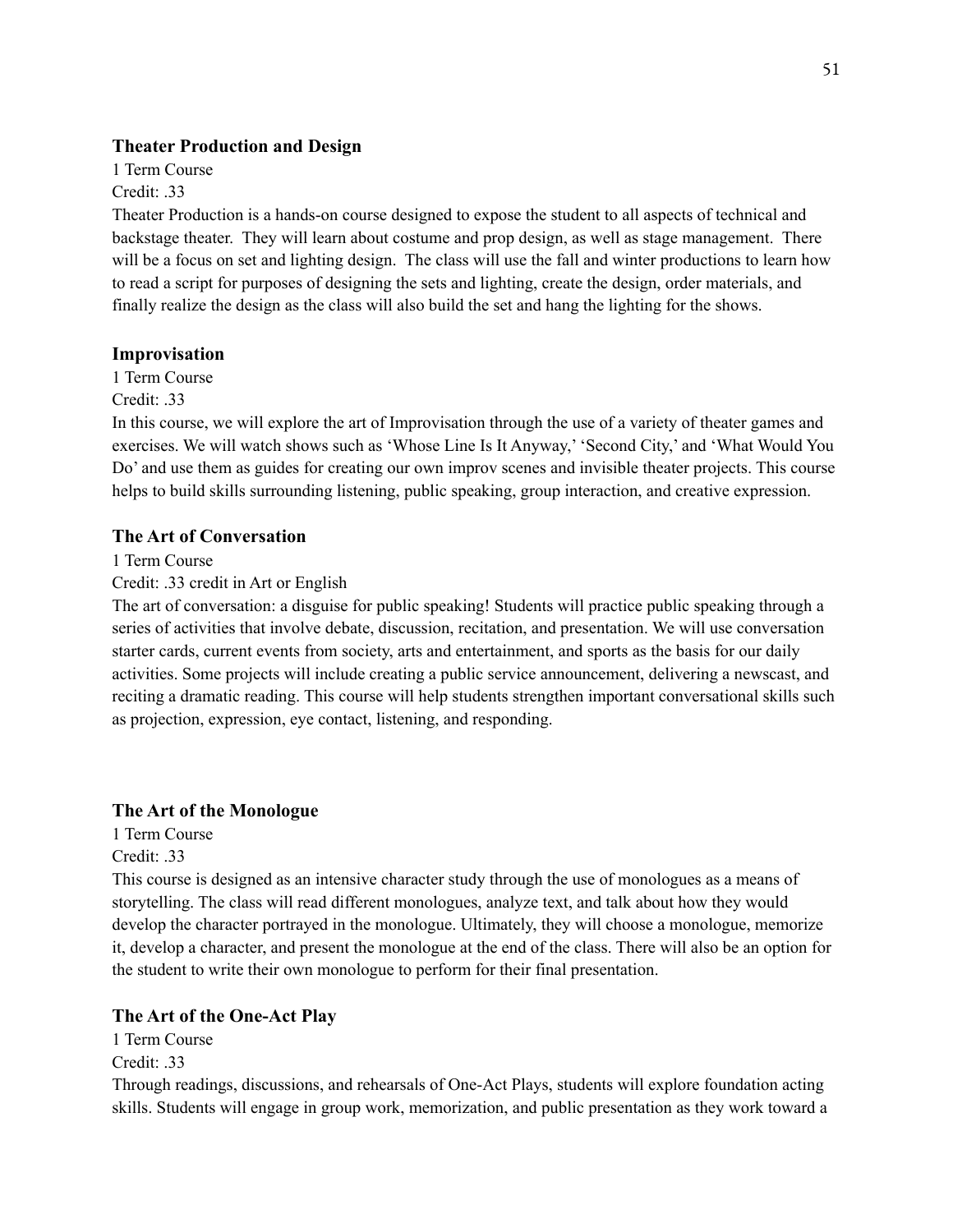**Theater Production and Design**

1 Term Course

Credit: .33

Theater Production is a hands-on course designed to expose the student to all aspects of technical and backstage theater. They will learn about costume and prop design, as well as stage management. There will be a focus on set and lighting design. The class will use the fall and winter productions to learn how to read a script for purposes of designing the sets and lighting, create the design, order materials, and finally realize the design as the class will also build the set and hang the lighting for the shows.

**Improvisation**

1 Term Course

Credit: .33

In this course, we will explore the art of Improvisation through the use of a variety of theater games and exercises. We will watch shows such as 'Whose Line Is It Anyway,' 'Second City,' and 'What Would You Do' and use them as guides for creating our own improv scenes and invisible theater projects. This course helps to build skills surrounding listening, public speaking, group interaction, and creative expression.

**The Art of Conversation**

1 Term Course

Credit: .33 credit in Art or English

The art of conversation: a disguise for public speaking! Students will practice public speaking through a series of activities that involve debate, discussion, recitation, and presentation. We will use conversation starter cards, current events from society, arts and entertainment, and sports as the basis for our daily activities. Some projects will include creating a public service announcement, delivering a newscast, and reciting a dramatic reading. This course will help students strengthen important conversational skills such as projection, expression, eye contact, listening, and responding.

**The Art of the Monologue**

1 Term Course

Credit: .33

This course is designed as an intensive character study through the use of monologues as a means of storytelling. The class will read different monologues, analyze text, and talk about how they would develop the character portrayed in the monologue. Ultimately, they will choose a monologue, memorize it, develop a character, and present the monologue at the end of the class. There will also be an option for the student to write their own monologue to perform for their final presentation.

**The Art of the One-Act Play**

1 Term Course

Credit: .33

Through readings, discussions, and rehearsals of One-Act Plays, students will explore foundation acting skills. Students will engage in group work, memorization, and public presentation as they work toward a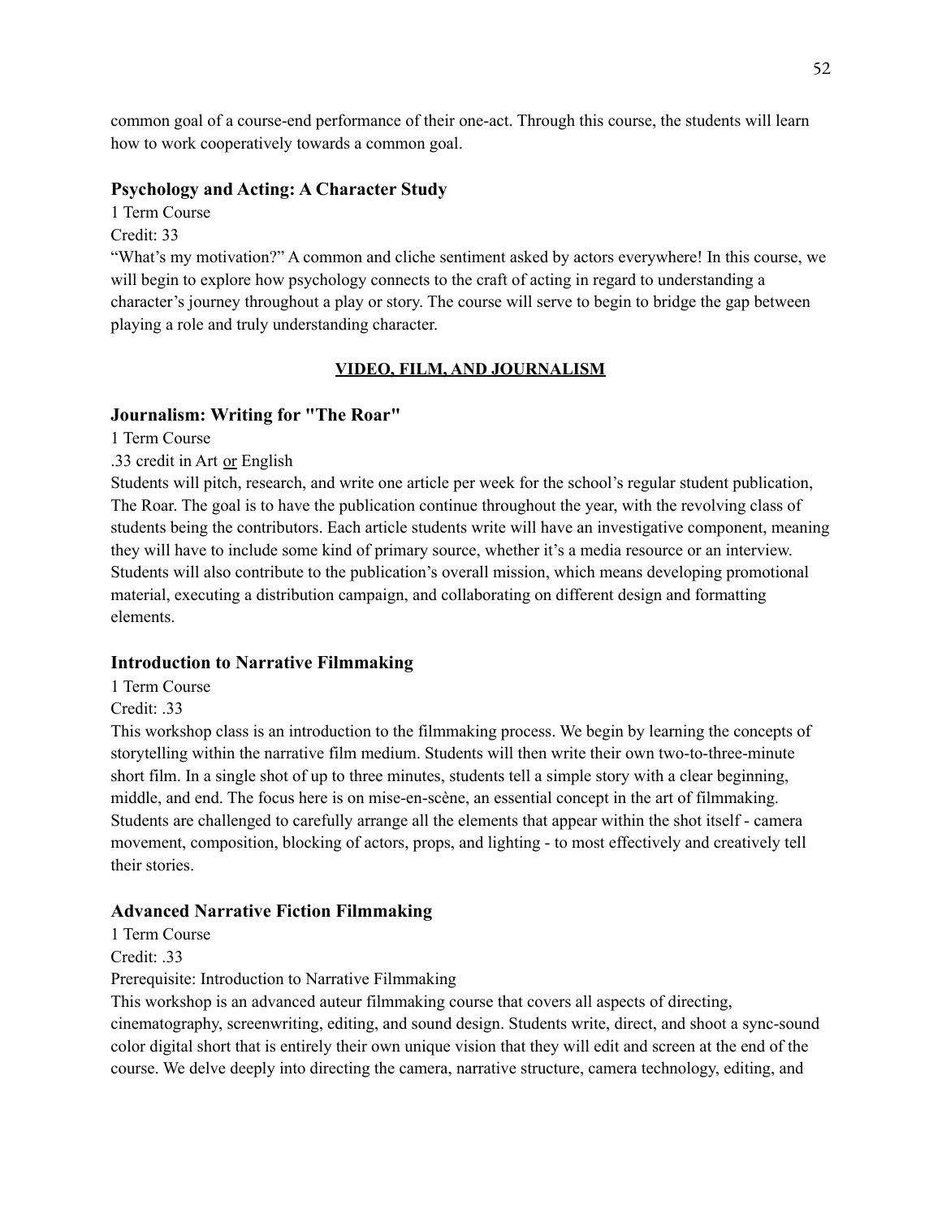common goal of a course-end performance of their one-act. Through this course, the students will learn how to work cooperatively towards a common goal.

### Psychology and Acting: A Character Study

1 Term Course

Credit: 33

"What's my motivation?" A common and cliche sentiment asked by actors everywhere! In this course, we will begin to explore how psychology connects to the craft of acting in regard to understanding a character's journey throughout a play or story. The course will serve to begin to bridge the gap between playing a role and truly understanding character.

## VIDEO, FILM, AND JOURNALISM

### Journalism: Writing for "The Roar"

1 Term Course

.33 credit in Art or English

Students will pitch, research, and write one article per week for the school's regular student publication, The Roar. The goal is to have the publication continue throughout the year, with the revolving class of students being the contributors. Each article students write will have an investigative component, meaning they will have to include some kind of primary source, whether it's a media resource or an interview. Students will also contribute to the publication's overall mission, which means developing promotional material, executing a distribution campaign, and collaborating on different design and formatting elements.

### Introduction to Narrative Filmmaking

1 Term Course

Credit: .33

This workshop class is an introduction to the filmmaking process. We begin by learning the concepts of storytelling within the narrative film medium. Students will then write their own two-to-three-minute short film. In a single shot of up to three minutes, students tell a simple story with a clear beginning, middle, and end. The focus here is on mise-en-scène, an essential concept in the art of filmmaking. Students are challenged to carefully arrange all the elements that appear within the shot itself - camera movement, composition, blocking of actors, props, and lighting - to most effectively and creatively tell their stories.

### Advanced Narrative Fiction Filmmaking

1 Term Course

Credit: .33

Prerequisite: Introduction to Narrative Filmmaking

This workshop is an advanced auteur filmmaking course that covers all aspects of directing, cinematography, screenwriting, editing, and sound design. Students write, direct, and shoot a sync-sound color digital short that is entirely their own unique vision that they will edit and screen at the end of the course. We delve deeply into directing the camera, narrative structure, camera technology, editing, and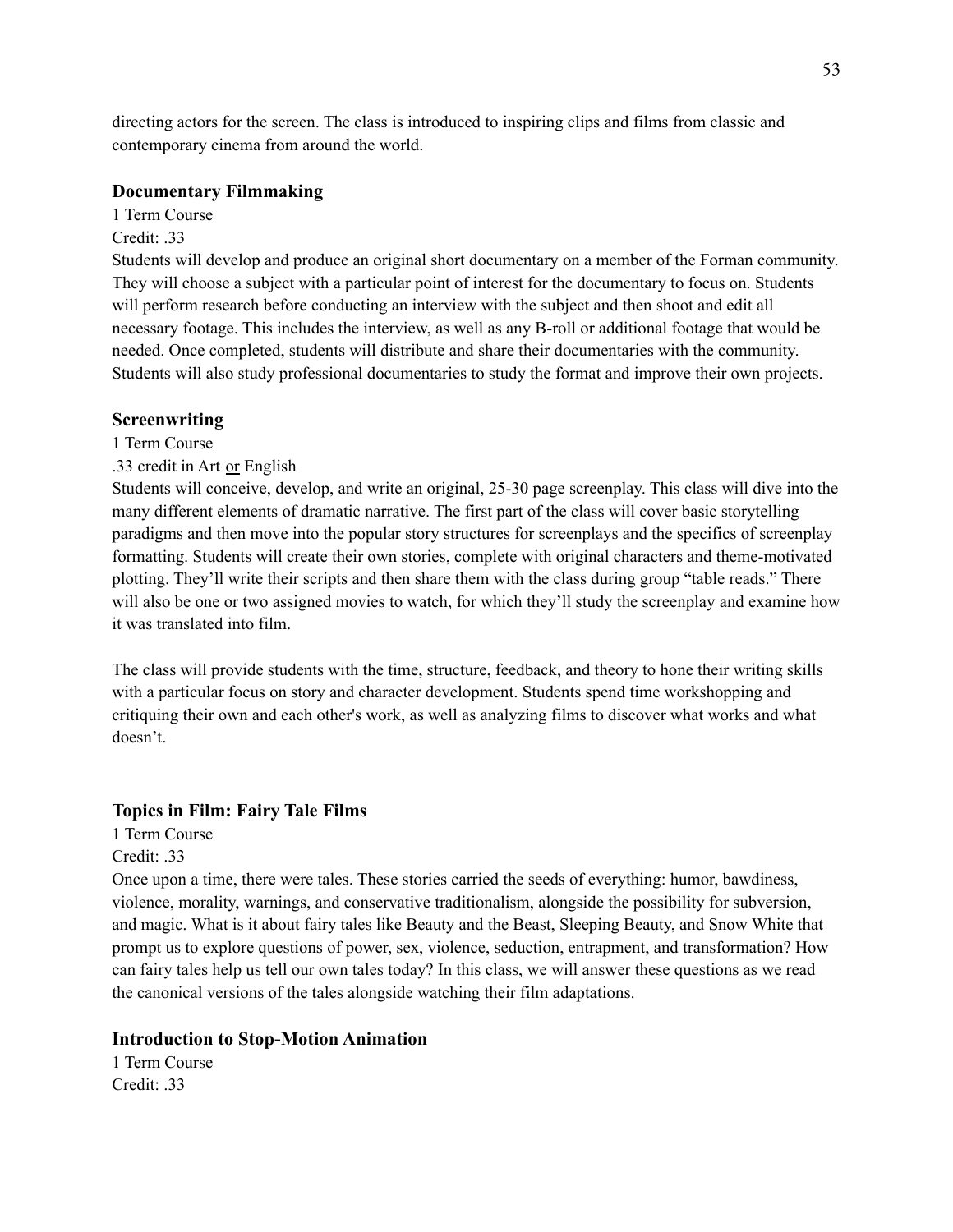directing actors for the screen. The class is introduced to inspiring clips and films from classic and contemporary cinema from around the world.

### Documentary Filmmaking

1 Term Course

Credit: .33

Students will develop and produce an original short documentary on a member of the Forman community. They will choose a subject with a particular point of interest for the documentary to focus on. Students will perform research before conducting an interview with the subject and then shoot and edit all necessary footage. This includes the interview, as well as any B-roll or additional footage that would be needed. Once completed, students will distribute and share their documentaries with the community. Students will also study professional documentaries to study the format and improve their own projects.

### Screenwriting

1 Term Course

.33 credit in Art <u>or</u> English

Students will conceive, develop, and write an original, 25-30 page screenplay. This class will dive into the many different elements of dramatic narrative. The first part of the class will cover basic storytelling paradigms and then move into the popular story structures for screenplays and the specifics of screenplay formatting. Students will create their own stories, complete with original characters and theme-motivated plotting. They'll write their scripts and then share them with the class during group "table reads." There will also be one or two assigned movies to watch, for which they'll study the screenplay and examine how it was translated into film.

The class will provide students with the time, structure, feedback, and theory to hone their writing skills with a particular focus on story and character development. Students spend time workshopping and critiquing their own and each other's work, as well as analyzing films to discover what works and what doesn't.

### Topics in Film: Fairy Tale Films

1 Term Course

Credit: .33

Once upon a time, there were tales. These stories carried the seeds of everything: humor, bawdiness, violence, morality, warnings, and conservative traditionalism, alongside the possibility for subversion, and magic. What is it about fairy tales like Beauty and the Beast, Sleeping Beauty, and Snow White that prompt us to explore questions of power, sex, violence, seduction, entrapment, and transformation? How can fairy tales help us tell our own tales today? In this class, we will answer these questions as we read the canonical versions of the tales alongside watching their film adaptations.

### Introduction to Stop-Motion Animation

1 Term Course

Credit: .33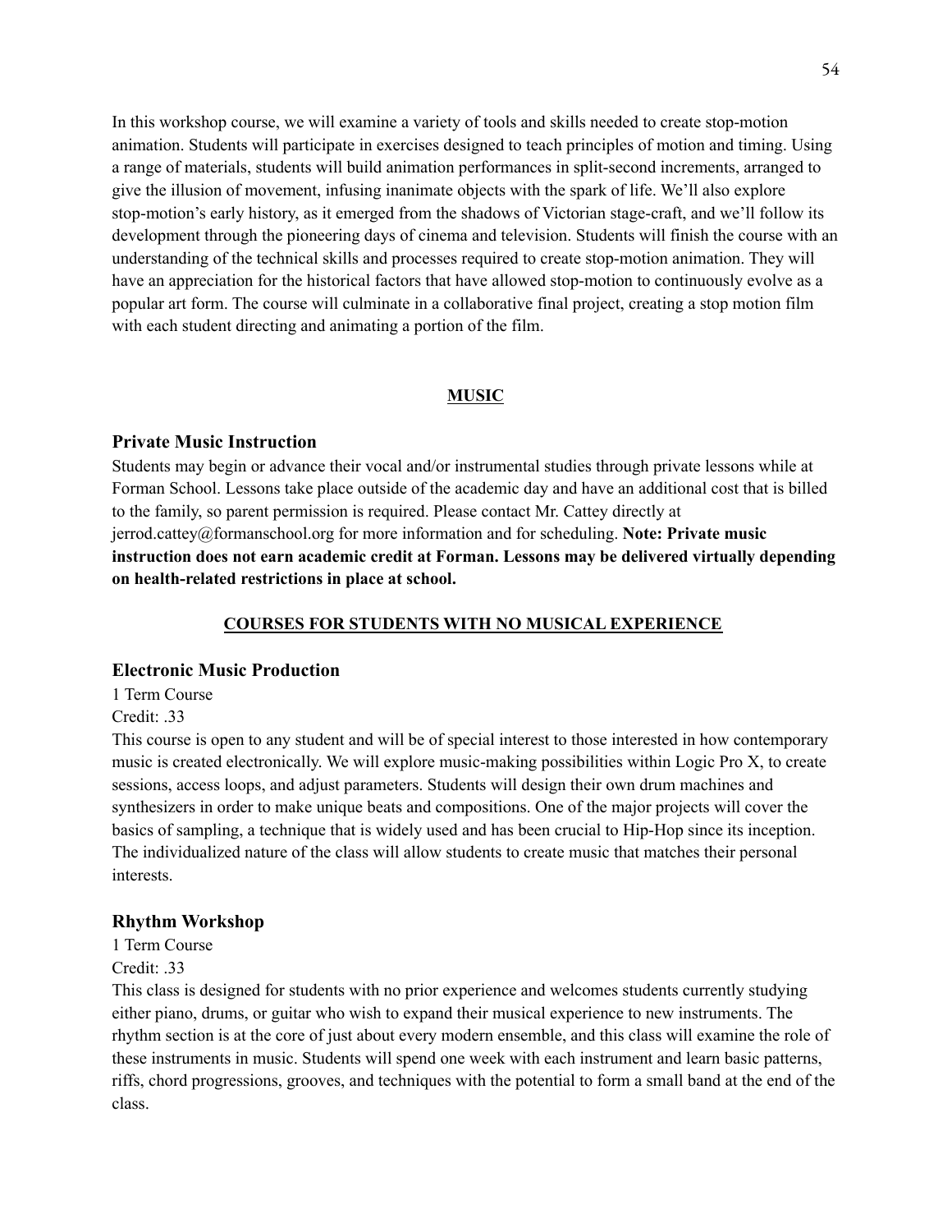In this workshop course, we will examine a variety of tools and skills needed to create stop-motion animation. Students will participate in exercises designed to teach principles of motion and timing. Using a range of materials, students will build animation performances in split-second increments, arranged to give the illusion of movement, infusing inanimate objects with the spark of life. We'll also explore stop-motion's early history, as it emerged from the shadows of Victorian stage-craft, and we'll follow its development through the pioneering days of cinema and television. Students will finish the course with an understanding of the technical skills and processes required to create stop-motion animation. They will have an appreciation for the historical factors that have allowed stop-motion to continuously evolve as a popular art form. The course will culminate in a collaborative final project, creating a stop motion film with each student directing and animating a portion of the film.

## MUSIC

### Private Music Instruction

Students may begin or advance their vocal and/or instrumental studies through private lessons while at Forman School. Lessons take place outside of the academic day and have an additional cost that is billed to the family, so parent permission is required. Please contact Mr. Cattey directly at jerrod.cattey@formanschool.org for more information and for scheduling. **Note: Private music instruction does not earn academic credit at Forman. Lessons may be delivered virtually depending on health-related restrictions in place at school.**

## COURSES FOR STUDENTS WITH NO MUSICAL EXPERIENCE

### Electronic Music Production

1 Term Course

Credit: .33

This course is open to any student and will be of special interest to those interested in how contemporary music is created electronically. We will explore music-making possibilities within Logic Pro X, to create sessions, access loops, and adjust parameters. Students will design their own drum machines and synthesizers in order to make unique beats and compositions. One of the major projects will cover the basics of sampling, a technique that is widely used and has been crucial to Hip-Hop since its inception. The individualized nature of the class will allow students to create music that matches their personal interests.

### Rhythm Workshop

1 Term Course

Credit: .33

This class is designed for students with no prior experience and welcomes students currently studying either piano, drums, or guitar who wish to expand their musical experience to new instruments. The rhythm section is at the core of just about every modern ensemble, and this class will examine the role of these instruments in music. Students will spend one week with each instrument and learn basic patterns, riffs, chord progressions, grooves, and techniques with the potential to form a small band at the end of the class.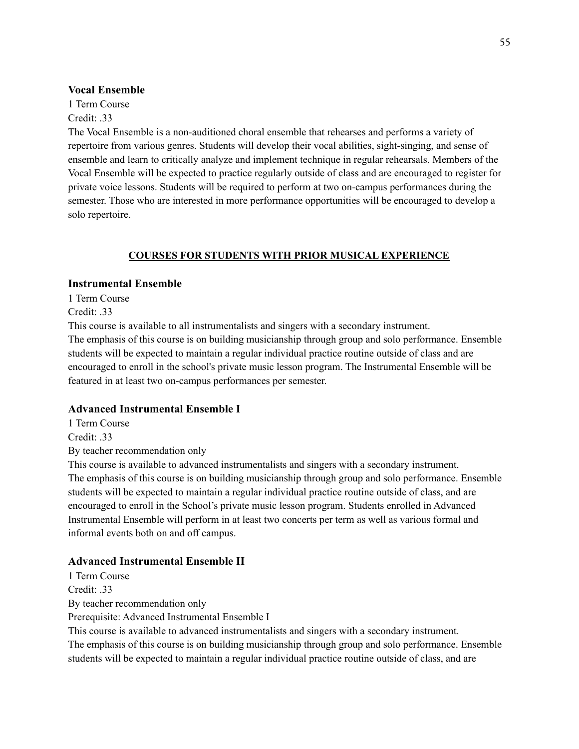### Vocal Ensemble

1 Term Course

Credit: .33

The Vocal Ensemble is a non-auditioned choral ensemble that rehearses and performs a variety of repertoire from various genres. Students will develop their vocal abilities, sight-singing, and sense of ensemble and learn to critically analyze and implement technique in regular rehearsals. Members of the Vocal Ensemble will be expected to practice regularly outside of class and are encouraged to register for private voice lessons. Students will be required to perform at two on-campus performances during the semester. Those who are interested in more performance opportunities will be encouraged to develop a solo repertoire.

## COURSES FOR STUDENTS WITH PRIOR MUSICAL EXPERIENCE

### Instrumental Ensemble

1 Term Course

Credit: .33

This course is available to all instrumentalists and singers with a secondary instrument.
The emphasis of this course is on building musicianship through group and solo performance. Ensemble students will be expected to maintain a regular individual practice routine outside of class and are encouraged to enroll in the school's private music lesson program. The Instrumental Ensemble will be featured in at least two on-campus performances per semester.

### Advanced Instrumental Ensemble I

1 Term Course

Credit: .33

By teacher recommendation only

This course is available to advanced instrumentalists and singers with a secondary instrument.
The emphasis of this course is on building musicianship through group and solo performance. Ensemble students will be expected to maintain a regular individual practice routine outside of class, and are encouraged to enroll in the School's private music lesson program. Students enrolled in Advanced Instrumental Ensemble will perform in at least two concerts per term as well as various formal and informal events both on and off campus.

### Advanced Instrumental Ensemble II

1 Term Course

Credit: .33

By teacher recommendation only

Prerequisite: Advanced Instrumental Ensemble I

This course is available to advanced instrumentalists and singers with a secondary instrument.
The emphasis of this course is on building musicianship through group and solo performance. Ensemble students will be expected to maintain a regular individual practice routine outside of class, and are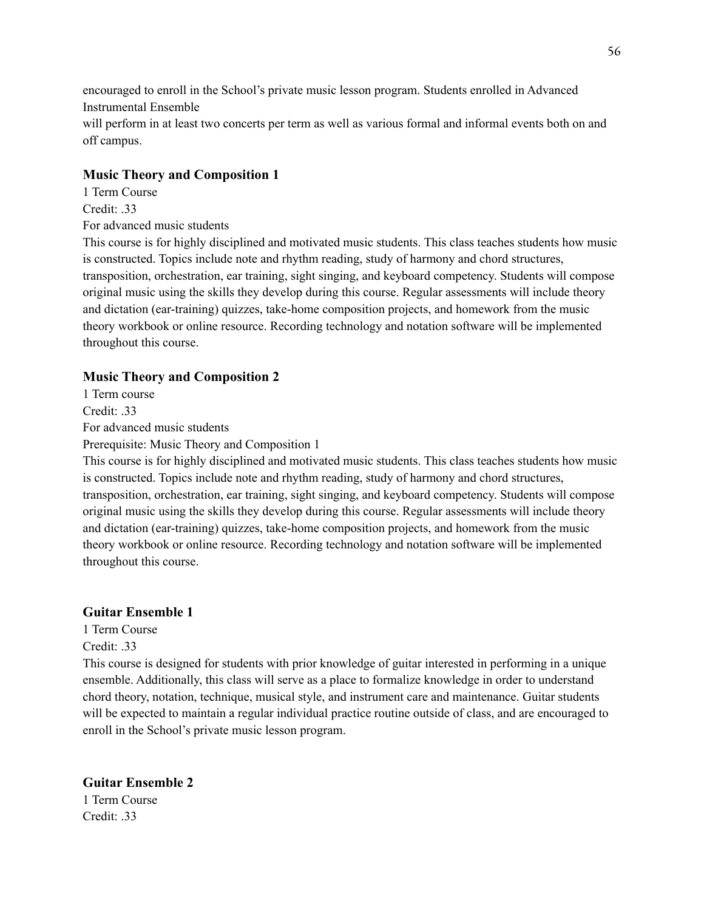encouraged to enroll in the School's private music lesson program. Students enrolled in Advanced Instrumental Ensemble
will perform in at least two concerts per term as well as various formal and informal events both on and off campus.

**Music Theory and Composition 1**

1 Term Course
Credit: .33
For advanced music students
This course is for highly disciplined and motivated music students. This class teaches students how music is constructed. Topics include note and rhythm reading, study of harmony and chord structures, transposition, orchestration, ear training, sight singing, and keyboard competency. Students will compose original music using the skills they develop during this course. Regular assessments will include theory and dictation (ear-training) quizzes, take-home composition projects, and homework from the music theory workbook or online resource. Recording technology and notation software will be implemented throughout this course.

**Music Theory and Composition 2**

1 Term course
Credit: .33
For advanced music students
Prerequisite: Music Theory and Composition 1
This course is for highly disciplined and motivated music students. This class teaches students how music is constructed. Topics include note and rhythm reading, study of harmony and chord structures, transposition, orchestration, ear training, sight singing, and keyboard competency. Students will compose original music using the skills they develop during this course. Regular assessments will include theory and dictation (ear-training) quizzes, take-home composition projects, and homework from the music theory workbook or online resource. Recording technology and notation software will be implemented throughout this course.

**Guitar Ensemble 1**

1 Term Course
Credit: .33
This course is designed for students with prior knowledge of guitar interested in performing in a unique ensemble. Additionally, this class will serve as a place to formalize knowledge in order to understand chord theory, notation, technique, musical style, and instrument care and maintenance. Guitar students will be expected to maintain a regular individual practice routine outside of class, and are encouraged to enroll in the School's private music lesson program.

**Guitar Ensemble 2**

1 Term Course
Credit: .33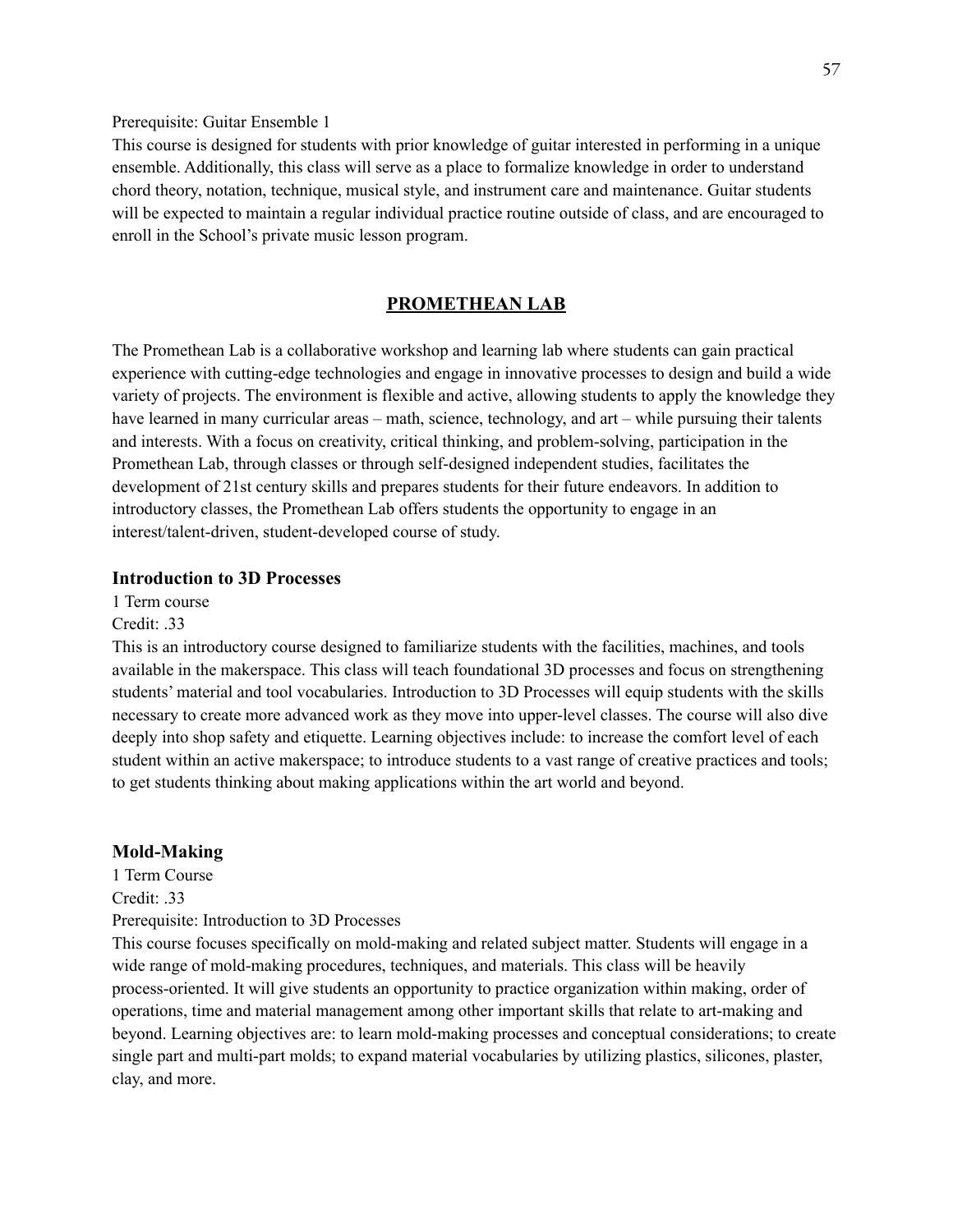Prerequisite: Guitar Ensemble 1

This course is designed for students with prior knowledge of guitar interested in performing in a unique ensemble. Additionally, this class will serve as a place to formalize knowledge in order to understand chord theory, notation, technique, musical style, and instrument care and maintenance. Guitar students will be expected to maintain a regular individual practice routine outside of class, and are encouraged to enroll in the School's private music lesson program.

## PROMETHEAN LAB

The Promethean Lab is a collaborative workshop and learning lab where students can gain practical experience with cutting-edge technologies and engage in innovative processes to design and build a wide variety of projects. The environment is flexible and active, allowing students to apply the knowledge they have learned in many curricular areas – math, science, technology, and art – while pursuing their talents and interests. With a focus on creativity, critical thinking, and problem-solving, participation in the Promethean Lab, through classes or through self-designed independent studies, facilitates the development of 21st century skills and prepares students for their future endeavors. In addition to introductory classes, the Promethean Lab offers students the opportunity to engage in an interest/talent-driven, student-developed course of study.

### Introduction to 3D Processes

1 Term course

Credit: .33

This is an introductory course designed to familiarize students with the facilities, machines, and tools available in the makerspace. This class will teach foundational 3D processes and focus on strengthening students' material and tool vocabularies. Introduction to 3D Processes will equip students with the skills necessary to create more advanced work as they move into upper-level classes. The course will also dive deeply into shop safety and etiquette. Learning objectives include: to increase the comfort level of each student within an active makerspace; to introduce students to a vast range of creative practices and tools; to get students thinking about making applications within the art world and beyond.

### Mold-Making

1 Term Course

Credit: .33

Prerequisite: Introduction to 3D Processes

This course focuses specifically on mold-making and related subject matter. Students will engage in a wide range of mold-making procedures, techniques, and materials. This class will be heavily process-oriented. It will give students an opportunity to practice organization within making, order of operations, time and material management among other important skills that relate to art-making and beyond. Learning objectives are: to learn mold-making processes and conceptual considerations; to create single part and multi-part molds; to expand material vocabularies by utilizing plastics, silicones, plaster, clay, and more.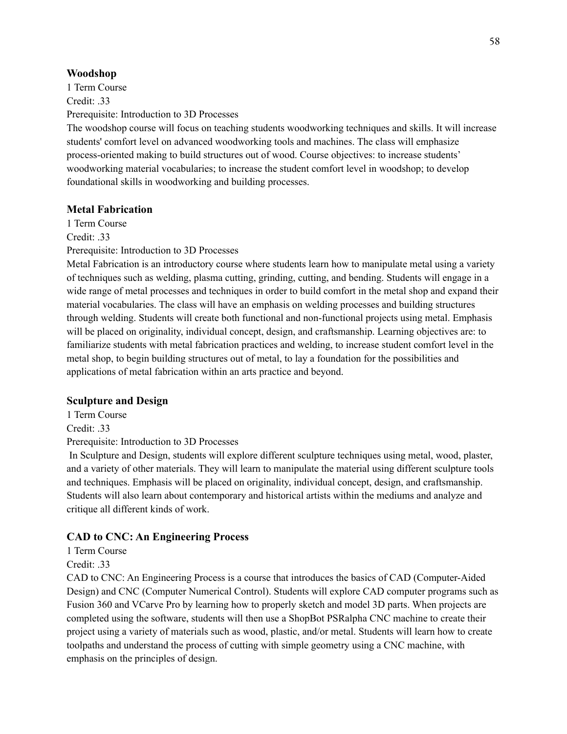### Woodshop

1 Term Course

Credit: .33

Prerequisite: Introduction to 3D Processes

The woodshop course will focus on teaching students woodworking techniques and skills. It will increase students' comfort level on advanced woodworking tools and machines. The class will emphasize process-oriented making to build structures out of wood. Course objectives: to increase students' woodworking material vocabularies; to increase the student comfort level in woodshop; to develop foundational skills in woodworking and building processes.

### Metal Fabrication

1 Term Course

Credit: .33

Prerequisite: Introduction to 3D Processes

Metal Fabrication is an introductory course where students learn how to manipulate metal using a variety of techniques such as welding, plasma cutting, grinding, cutting, and bending. Students will engage in a wide range of metal processes and techniques in order to build comfort in the metal shop and expand their material vocabularies. The class will have an emphasis on welding processes and building structures through welding. Students will create both functional and non-functional projects using metal. Emphasis will be placed on originality, individual concept, design, and craftsmanship. Learning objectives are: to familiarize students with metal fabrication practices and welding, to increase student comfort level in the metal shop, to begin building structures out of metal, to lay a foundation for the possibilities and applications of metal fabrication within an arts practice and beyond.

### Sculpture and Design

1 Term Course

Credit: .33

Prerequisite: Introduction to 3D Processes

In Sculpture and Design, students will explore different sculpture techniques using metal, wood, plaster, and a variety of other materials. They will learn to manipulate the material using different sculpture tools and techniques. Emphasis will be placed on originality, individual concept, design, and craftsmanship. Students will also learn about contemporary and historical artists within the mediums and analyze and critique all different kinds of work.

### CAD to CNC: An Engineering Process

1 Term Course

Credit: .33

CAD to CNC: An Engineering Process is a course that introduces the basics of CAD (Computer-Aided Design) and CNC (Computer Numerical Control). Students will explore CAD computer programs such as Fusion 360 and VCarve Pro by learning how to properly sketch and model 3D parts. When projects are completed using the software, students will then use a ShopBot PSRalpha CNC machine to create their project using a variety of materials such as wood, plastic, and/or metal. Students will learn how to create toolpaths and understand the process of cutting with simple geometry using a CNC machine, with emphasis on the principles of design.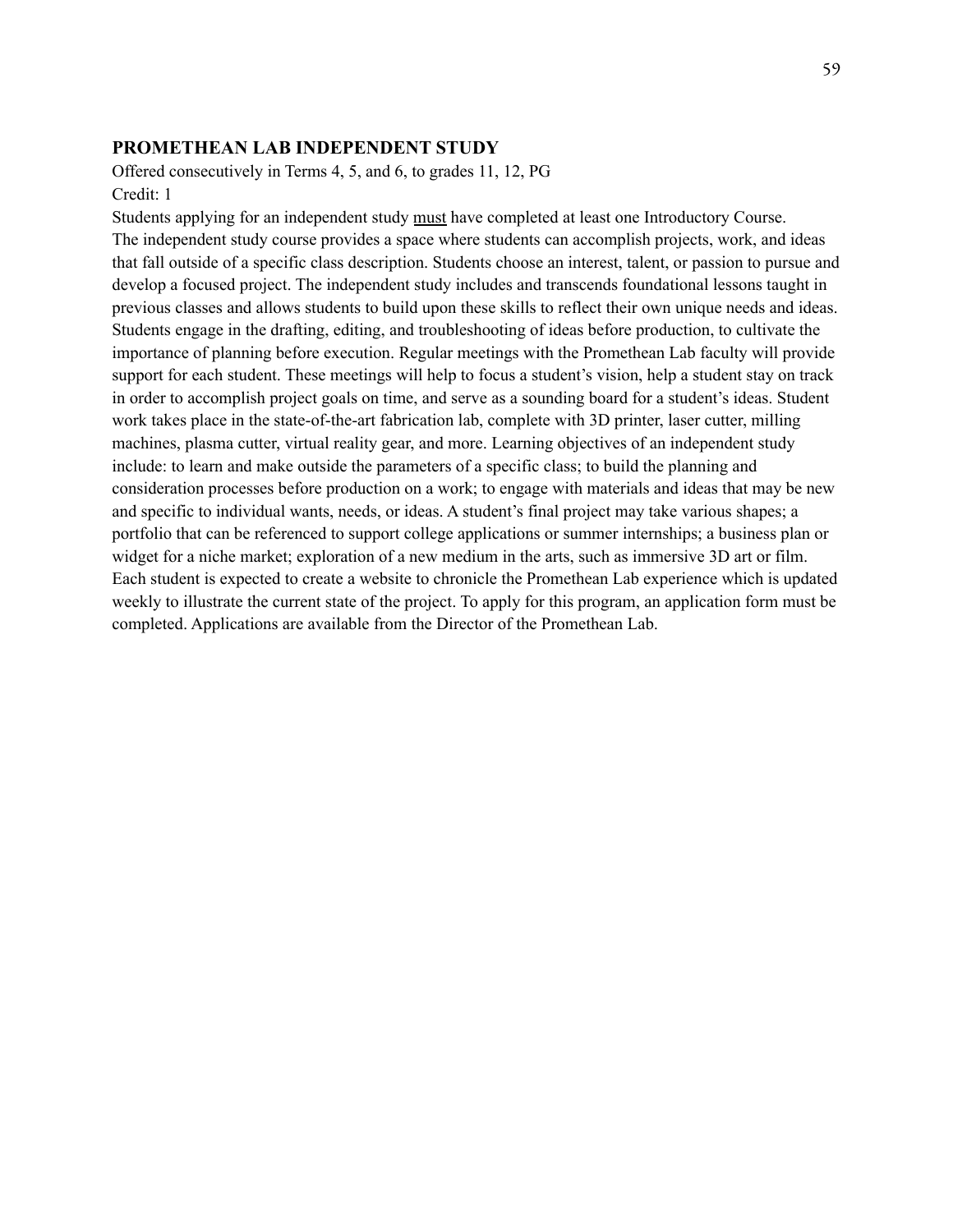## PROMETHEAN LAB INDEPENDENT STUDY

Offered consecutively in Terms 4, 5, and 6, to grades 11, 12, PG

Credit: 1

Students applying for an independent study <u>must</u> have completed at least one Introductory Course. The independent study course provides a space where students can accomplish projects, work, and ideas that fall outside of a specific class description. Students choose an interest, talent, or passion to pursue and develop a focused project. The independent study includes and transcends foundational lessons taught in previous classes and allows students to build upon these skills to reflect their own unique needs and ideas. Students engage in the drafting, editing, and troubleshooting of ideas before production, to cultivate the importance of planning before execution. Regular meetings with the Promethean Lab faculty will provide support for each student. These meetings will help to focus a student's vision, help a student stay on track in order to accomplish project goals on time, and serve as a sounding board for a student's ideas. Student work takes place in the state-of-the-art fabrication lab, complete with 3D printer, laser cutter, milling machines, plasma cutter, virtual reality gear, and more. Learning objectives of an independent study include: to learn and make outside the parameters of a specific class; to build the planning and consideration processes before production on a work; to engage with materials and ideas that may be new and specific to individual wants, needs, or ideas. A student's final project may take various shapes; a portfolio that can be referenced to support college applications or summer internships; a business plan or widget for a niche market; exploration of a new medium in the arts, such as immersive 3D art or film. Each student is expected to create a website to chronicle the Promethean Lab experience which is updated weekly to illustrate the current state of the project. To apply for this program, an application form must be completed. Applications are available from the Director of the Promethean Lab.